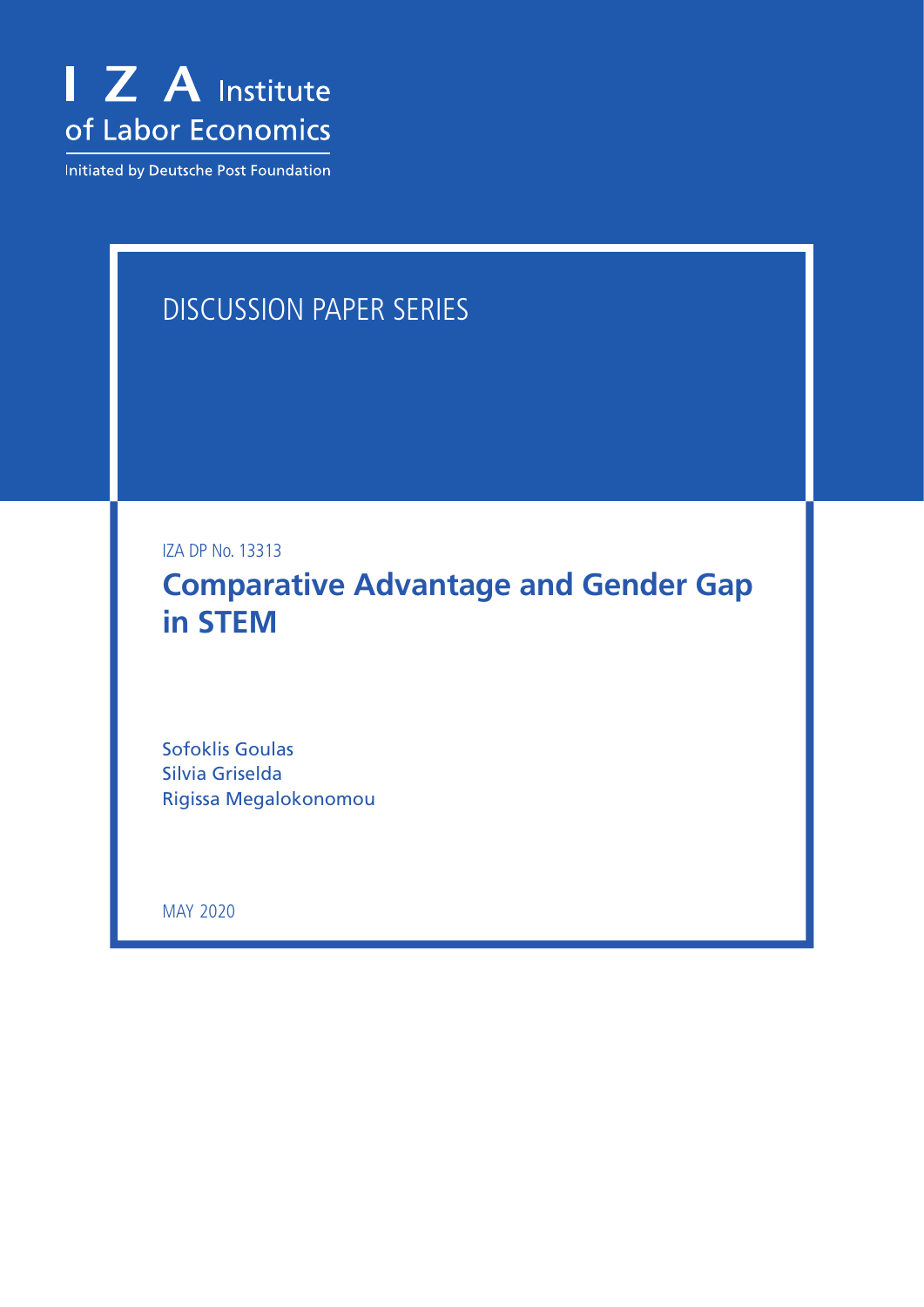I Z A Institute of Labor Economics

Initiated by Deutsche Post Foundation

DISCUSSION PAPER SERIES

IZA DP No. 13313

# Comparative Advantage and Gender Gap in STEM

Sofoklis Goulas
Silvia Griselda
Rigissa Megalokonomou

MAY 2020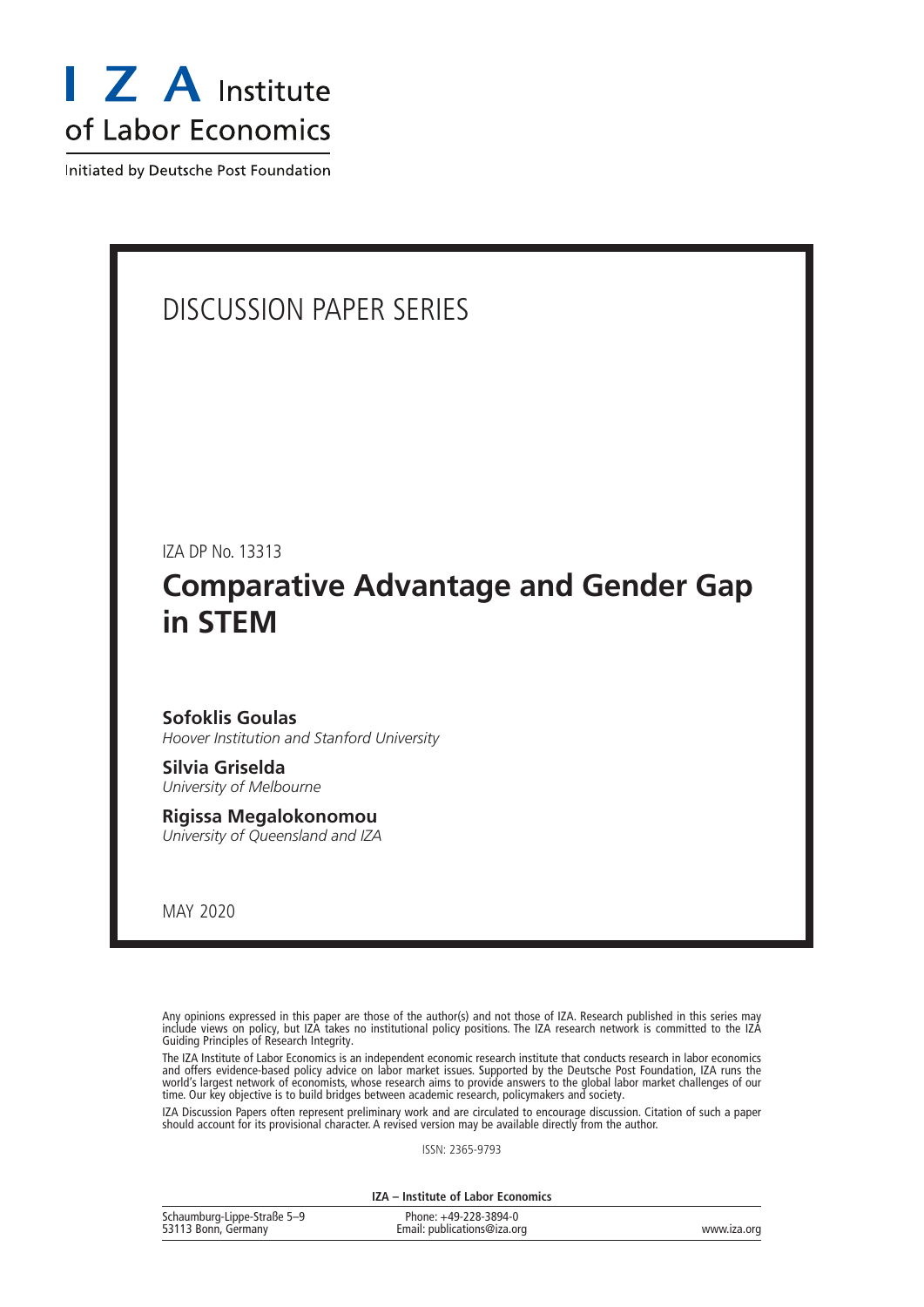I Z A Institute of Labor Economics

Initiated by Deutsche Post Foundation

DISCUSSION PAPER SERIES

IZA DP No. 13313

# Comparative Advantage and Gender Gap in STEM

**Sofoklis Goulas**
*Hoover Institution and Stanford University*

**Silvia Griselda**
*University of Melbourne*

**Rigissa Megalokonomou**
*University of Queensland and IZA*

MAY 2020

Any opinions expressed in this paper are those of the author(s) and not those of IZA. Research published in this series may include views on policy, but IZA takes no institutional policy positions. The IZA research network is committed to the IZA Guiding Principles of Research Integrity.

The IZA Institute of Labor Economics is an independent economic research institute that conducts research in labor economics and offers evidence-based policy advice on labor market issues. Supported by the Deutsche Post Foundation, IZA runs the world's largest network of economists, whose research aims to provide answers to the global labor market challenges of our time. Our key objective is to build bridges between academic research, policymakers and society.

IZA Discussion Papers often represent preliminary work and are circulated to encourage discussion. Citation of such a paper should account for its provisional character. A revised version may be available directly from the author.

ISSN: 2365-9793

**IZA – Institute of Labor Economics**

| | | |
|---|---|---|
| Schaumburg-Lippe-Straße 5–9<br>53113 Bonn, Germany | Phone: +49-228-3894-0<br>Email: publications@iza.org | www.iza.org |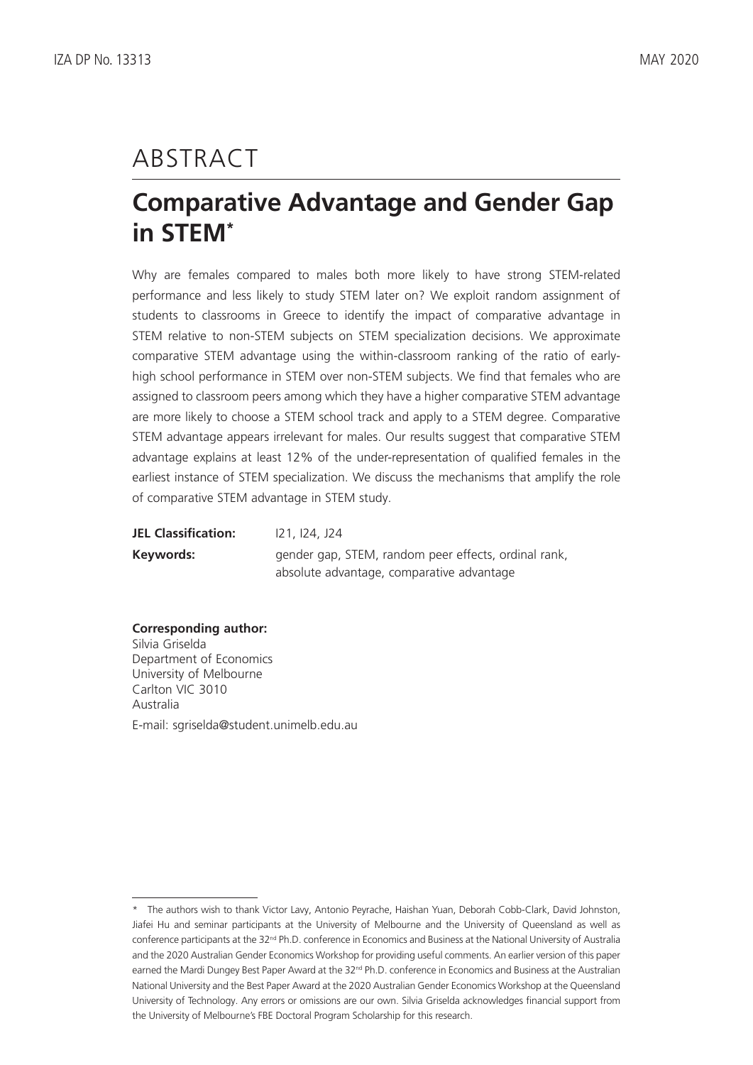# ABSTRACT

## Comparative Advantage and Gender Gap in STEM*

Why are females compared to males both more likely to have strong STEM-related performance and less likely to study STEM later on? We exploit random assignment of students to classrooms in Greece to identify the impact of comparative advantage in STEM relative to non-STEM subjects on STEM specialization decisions. We approximate comparative STEM advantage using the within-classroom ranking of the ratio of early-high school performance in STEM over non-STEM subjects. We find that females who are assigned to classroom peers among which they have a higher comparative STEM advantage are more likely to choose a STEM school track and apply to a STEM degree. Comparative STEM advantage appears irrelevant for males. Our results suggest that comparative STEM advantage explains at least 12% of the under-representation of qualified females in the earliest instance of STEM specialization. We discuss the mechanisms that amplify the role of comparative STEM advantage in STEM study.

| | |
|---|---|
| **JEL Classification:** | I21, I24, J24 |
| **Keywords:** | gender gap, STEM, random peer effects, ordinal rank, absolute advantage, comparative advantage |

**Corresponding author:**
Silvia Griselda
Department of Economics
University of Melbourne
Carlton VIC 3010
Australia

E-mail: sgriselda@student.unimelb.edu.au

---

\* The authors wish to thank Victor Lavy, Antonio Peyrache, Haishan Yuan, Deborah Cobb-Clark, David Johnston, Jiafei Hu and seminar participants at the University of Melbourne and the University of Queensland as well as conference participants at the 32nd Ph.D. conference in Economics and Business at the National University of Australia and the 2020 Australian Gender Economics Workshop for providing useful comments. An earlier version of this paper earned the Mardi Dungey Best Paper Award at the 32nd Ph.D. conference in Economics and Business at the Australian National University and the Best Paper Award at the 2020 Australian Gender Economics Workshop at the Queensland University of Technology. Any errors or omissions are our own. Silvia Griselda acknowledges financial support from the University of Melbourne's FBE Doctoral Program Scholarship for this research.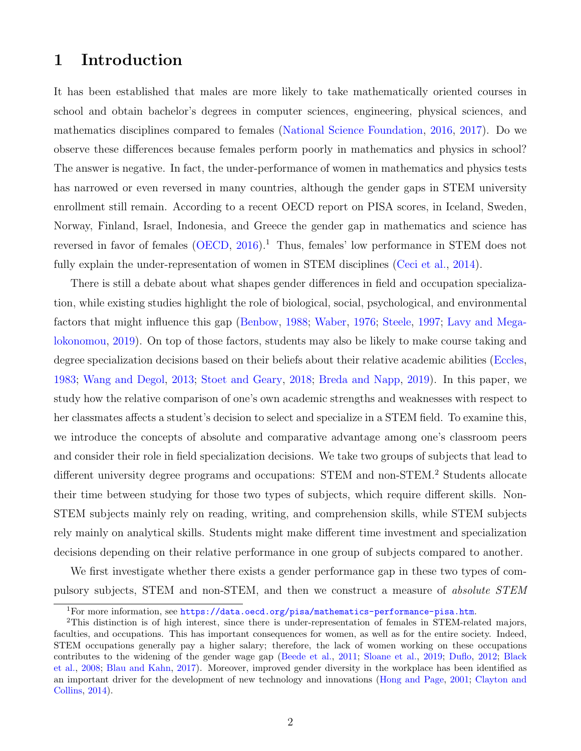# 1 Introduction

It has been established that males are more likely to take mathematically oriented courses in school and obtain bachelor's degrees in computer sciences, engineering, physical sciences, and mathematics disciplines compared to females (National Science Foundation, 2016, 2017). Do we observe these differences because females perform poorly in mathematics and physics in school? The answer is negative. In fact, the under-performance of women in mathematics and physics tests has narrowed or even reversed in many countries, although the gender gaps in STEM university enrollment still remain. According to a recent OECD report on PISA scores, in Iceland, Sweden, Norway, Finland, Israel, Indonesia, and Greece the gender gap in mathematics and science has reversed in favor of females (OECD, 2016).[1] Thus, females' low performance in STEM does not fully explain the under-representation of women in STEM disciplines (Ceci et al., 2014).

There is still a debate about what shapes gender differences in field and occupation specialization, while existing studies highlight the role of biological, social, psychological, and environmental factors that might influence this gap (Benbow, 1988; Waber, 1976; Steele, 1997; Lavy and Megalokonomou, 2019). On top of those factors, students may also be likely to make course taking and degree specialization decisions based on their beliefs about their relative academic abilities (Eccles, 1983; Wang and Degol, 2013; Stoet and Geary, 2018; Breda and Napp, 2019). In this paper, we study how the relative comparison of one's own academic strengths and weaknesses with respect to her classmates affects a student's decision to select and specialize in a STEM field. To examine this, we introduce the concepts of absolute and comparative advantage among one's classroom peers and consider their role in field specialization decisions. We take two groups of subjects that lead to different university degree programs and occupations: STEM and non-STEM.[2] Students allocate their time between studying for those two types of subjects, which require different skills. Non-STEM subjects mainly rely on reading, writing, and comprehension skills, while STEM subjects rely mainly on analytical skills. Students might make different time investment and specialization decisions depending on their relative performance in one group of subjects compared to another.

We first investigate whether there exists a gender performance gap in these two types of compulsory subjects, STEM and non-STEM, and then we construct a measure of *absolute STEM*

[1] For more information, see https://data.oecd.org/pisa/mathematics-performance-pisa.htm.

[2] This distinction is of high interest, since there is under-representation of females in STEM-related majors, faculties, and occupations. This has important consequences for women, as well as for the entire society. Indeed, STEM occupations generally pay a higher salary; therefore, the lack of women working on these occupations contributes to the widening of the gender wage gap (Beede et al., 2011; Sloane et al., 2019; Duflo, 2012; Black et al., 2008; Blau and Kahn, 2017). Moreover, improved gender diversity in the workplace has been identified as an important driver for the development of new technology and innovations (Hong and Page, 2001; Clayton and Collins, 2014).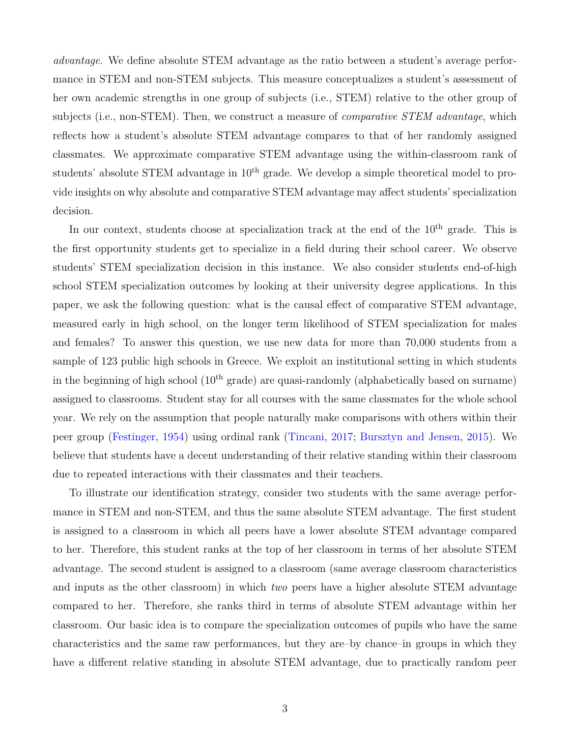*advantage*. We define absolute STEM advantage as the ratio between a student's average performance in STEM and non-STEM subjects. This measure conceptualizes a student's assessment of her own academic strengths in one group of subjects (i.e., STEM) relative to the other group of subjects (i.e., non-STEM). Then, we construct a measure of *comparative STEM advantage*, which reflects how a student's absolute STEM advantage compares to that of her randomly assigned classmates. We approximate comparative STEM advantage using the within-classroom rank of students' absolute STEM advantage in $10^{\text{th}}$ grade. We develop a simple theoretical model to provide insights on why absolute and comparative STEM advantage may affect students' specialization decision.

In our context, students choose at specialization track at the end of the $10^{\text{th}}$ grade. This is the first opportunity students get to specialize in a field during their school career. We observe students' STEM specialization decision in this instance. We also consider students end-of-high school STEM specialization outcomes by looking at their university degree applications. In this paper, we ask the following question: what is the causal effect of comparative STEM advantage, measured early in high school, on the longer term likelihood of STEM specialization for males and females? To answer this question, we use new data for more than 70,000 students from a sample of 123 public high schools in Greece. We exploit an institutional setting in which students in the beginning of high school ($10^{\text{th}}$ grade) are quasi-randomly (alphabetically based on surname) assigned to classrooms. Student stay for all courses with the same classmates for the whole school year. We rely on the assumption that people naturally make comparisons with others within their peer group (Festinger, 1954) using ordinal rank (Tincani, 2017; Bursztyn and Jensen, 2015). We believe that students have a decent understanding of their relative standing within their classroom due to repeated interactions with their classmates and their teachers.

To illustrate our identification strategy, consider two students with the same average performance in STEM and non-STEM, and thus the same absolute STEM advantage. The first student is assigned to a classroom in which all peers have a lower absolute STEM advantage compared to her. Therefore, this student ranks at the top of her classroom in terms of her absolute STEM advantage. The second student is assigned to a classroom (same average classroom characteristics and inputs as the other classroom) in which *two* peers have a higher absolute STEM advantage compared to her. Therefore, she ranks third in terms of absolute STEM advantage within her classroom. Our basic idea is to compare the specialization outcomes of pupils who have the same characteristics and the same raw performances, but they are–by chance–in groups in which they have a different relative standing in absolute STEM advantage, due to practically random peer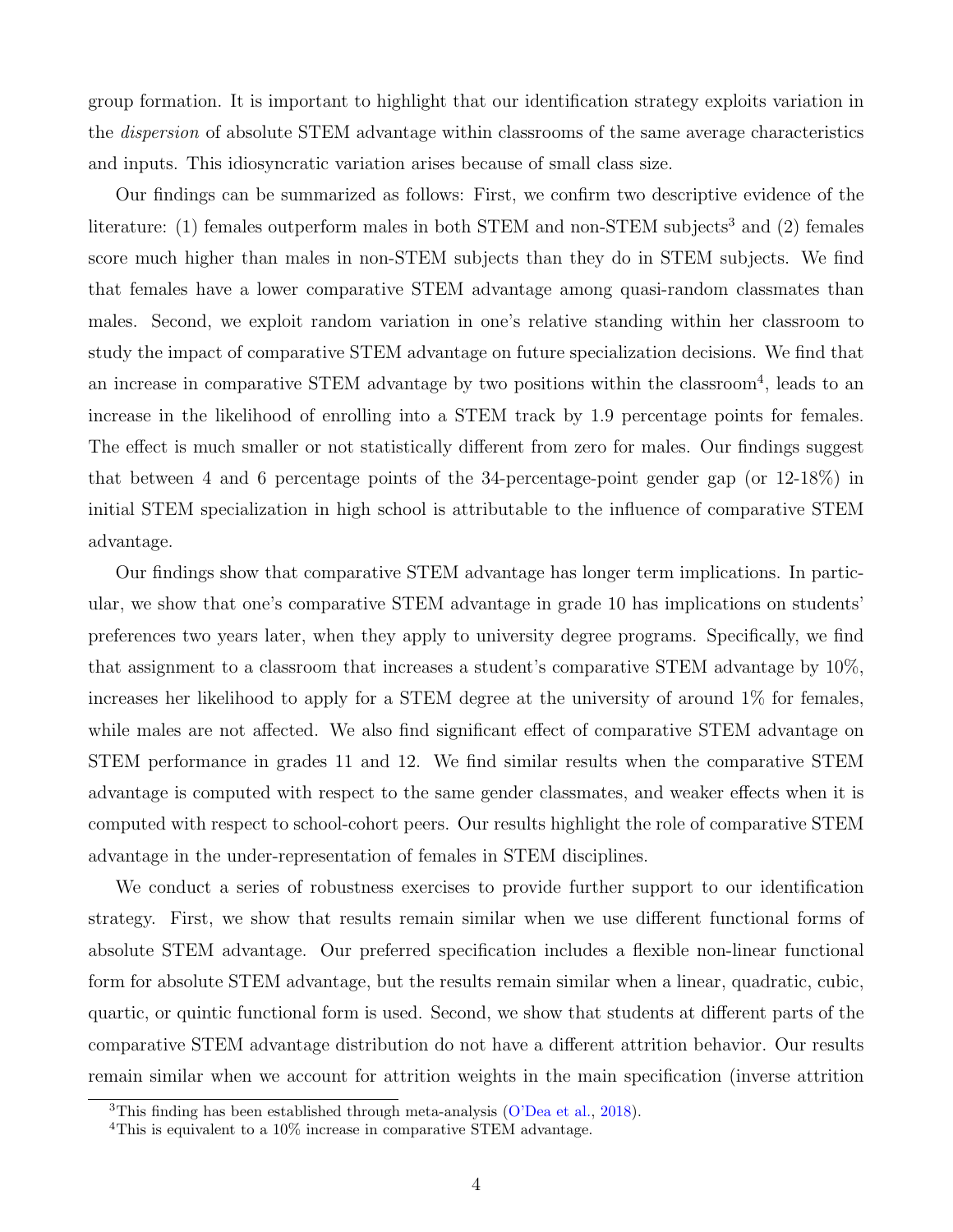group formation. It is important to highlight that our identification strategy exploits variation in the *dispersion* of absolute STEM advantage within classrooms of the same average characteristics and inputs. This idiosyncratic variation arises because of small class size.

Our findings can be summarized as follows: First, we confirm two descriptive evidence of the literature: (1) females outperform males in both STEM and non-STEM subjects[3] and (2) females score much higher than males in non-STEM subjects than they do in STEM subjects. We find that females have a lower comparative STEM advantage among quasi-random classmates than males. Second, we exploit random variation in one's relative standing within her classroom to study the impact of comparative STEM advantage on future specialization decisions. We find that an increase in comparative STEM advantage by two positions within the classroom[4], leads to an increase in the likelihood of enrolling into a STEM track by 1.9 percentage points for females. The effect is much smaller or not statistically different from zero for males. Our findings suggest that between 4 and 6 percentage points of the 34-percentage-point gender gap (or 12-18%) in initial STEM specialization in high school is attributable to the influence of comparative STEM advantage.

Our findings show that comparative STEM advantage has longer term implications. In particular, we show that one's comparative STEM advantage in grade 10 has implications on students' preferences two years later, when they apply to university degree programs. Specifically, we find that assignment to a classroom that increases a student's comparative STEM advantage by 10%, increases her likelihood to apply for a STEM degree at the university of around 1% for females, while males are not affected. We also find significant effect of comparative STEM advantage on STEM performance in grades 11 and 12. We find similar results when the comparative STEM advantage is computed with respect to the same gender classmates, and weaker effects when it is computed with respect to school-cohort peers. Our results highlight the role of comparative STEM advantage in the under-representation of females in STEM disciplines.

We conduct a series of robustness exercises to provide further support to our identification strategy. First, we show that results remain similar when we use different functional forms of absolute STEM advantage. Our preferred specification includes a flexible non-linear functional form for absolute STEM advantage, but the results remain similar when a linear, quadratic, cubic, quartic, or quintic functional form is used. Second, we show that students at different parts of the comparative STEM advantage distribution do not have a different attrition behavior. Our results remain similar when we account for attrition weights in the main specification (inverse attrition

[3] This finding has been established through meta-analysis (O'Dea et al., 2018).

[4] This is equivalent to a 10% increase in comparative STEM advantage.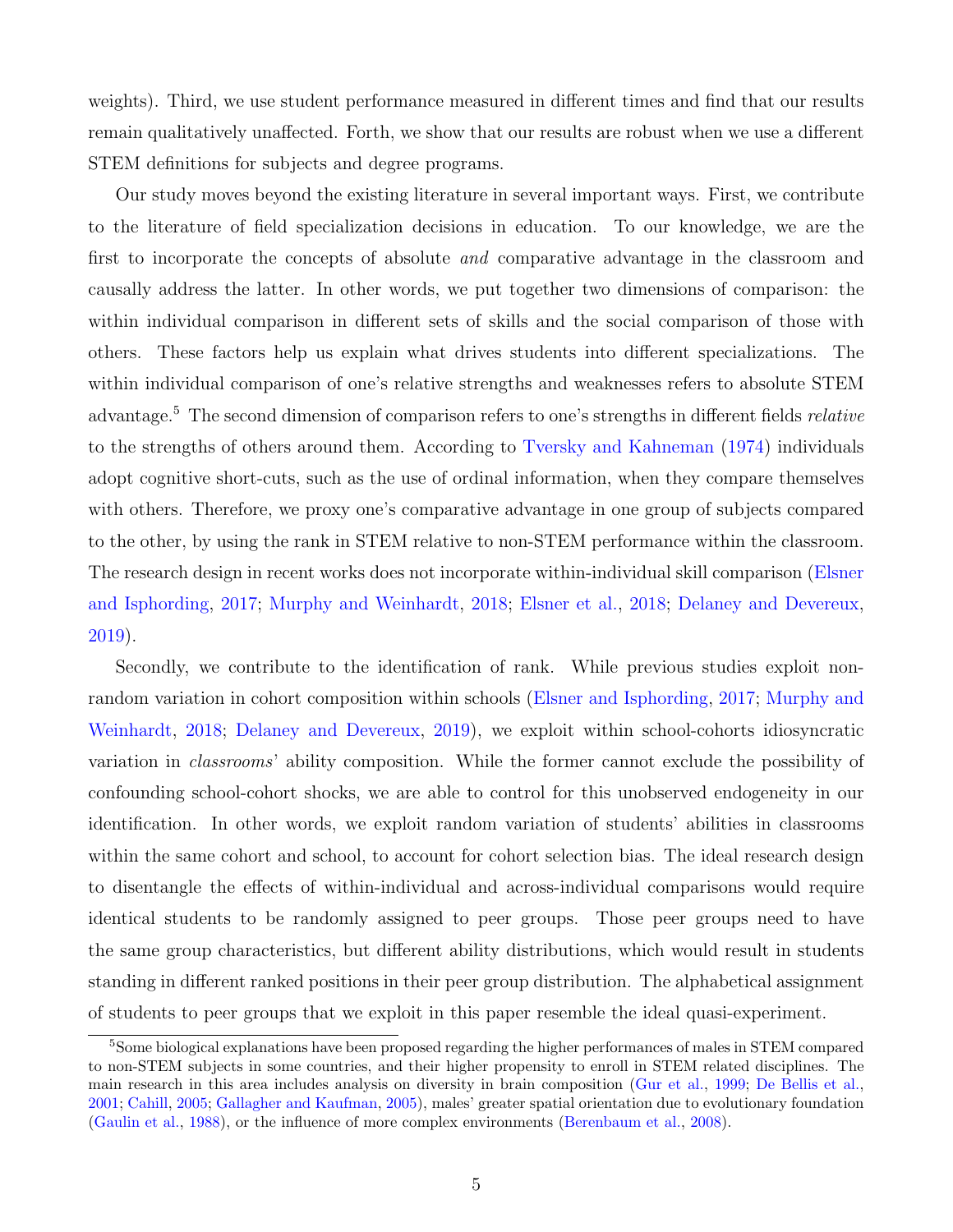weights). Third, we use student performance measured in different times and find that our results remain qualitatively unaffected. Forth, we show that our results are robust when we use a different STEM definitions for subjects and degree programs.

Our study moves beyond the existing literature in several important ways. First, we contribute to the literature of field specialization decisions in education. To our knowledge, we are the first to incorporate the concepts of absolute *and* comparative advantage in the classroom and causally address the latter. In other words, we put together two dimensions of comparison: the within individual comparison in different sets of skills and the social comparison of those with others. These factors help us explain what drives students into different specializations. The within individual comparison of one's relative strengths and weaknesses refers to absolute STEM advantage.[5] The second dimension of comparison refers to one's strengths in different fields *relative* to the strengths of others around them. According to Tversky and Kahneman (1974) individuals adopt cognitive short-cuts, such as the use of ordinal information, when they compare themselves with others. Therefore, we proxy one's comparative advantage in one group of subjects compared to the other, by using the rank in STEM relative to non-STEM performance within the classroom. The research design in recent works does not incorporate within-individual skill comparison (Elsner and Isphording, 2017; Murphy and Weinhardt, 2018; Elsner et al., 2018; Delaney and Devereux, 2019).

Secondly, we contribute to the identification of rank. While previous studies exploit non-random variation in cohort composition within schools (Elsner and Isphording, 2017; Murphy and Weinhardt, 2018; Delaney and Devereux, 2019), we exploit within school-cohorts idiosyncratic variation in *classrooms*' ability composition. While the former cannot exclude the possibility of confounding school-cohort shocks, we are able to control for this unobserved endogeneity in our identification. In other words, we exploit random variation of students' abilities in classrooms within the same cohort and school, to account for cohort selection bias. The ideal research design to disentangle the effects of within-individual and across-individual comparisons would require identical students to be randomly assigned to peer groups. Those peer groups need to have the same group characteristics, but different ability distributions, which would result in students standing in different ranked positions in their peer group distribution. The alphabetical assignment of students to peer groups that we exploit in this paper resemble the ideal quasi-experiment.

[5] Some biological explanations have been proposed regarding the higher performances of males in STEM compared to non-STEM subjects in some countries, and their higher propensity to enroll in STEM related disciplines. The main research in this area includes analysis on diversity in brain composition (Gur et al., 1999; De Bellis et al., 2001; Cahill, 2005; Gallagher and Kaufman, 2005), males' greater spatial orientation due to evolutionary foundation (Gaulin et al., 1988), or the influence of more complex environments (Berenbaum et al., 2008).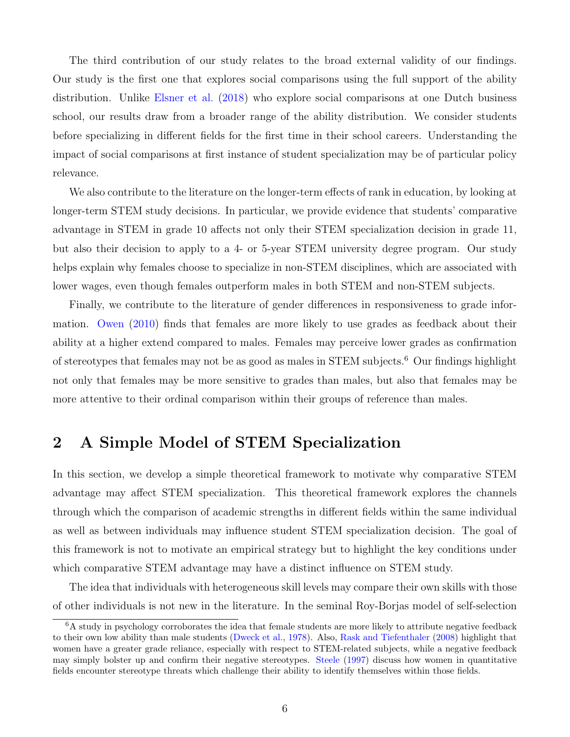The third contribution of our study relates to the broad external validity of our findings. Our study is the first one that explores social comparisons using the full support of the ability distribution. Unlike Elsner et al. (2018) who explore social comparisons at one Dutch business school, our results draw from a broader range of the ability distribution. We consider students before specializing in different fields for the first time in their school careers. Understanding the impact of social comparisons at first instance of student specialization may be of particular policy relevance.

We also contribute to the literature on the longer-term effects of rank in education, by looking at longer-term STEM study decisions. In particular, we provide evidence that students' comparative advantage in STEM in grade 10 affects not only their STEM specialization decision in grade 11, but also their decision to apply to a 4- or 5-year STEM university degree program. Our study helps explain why females choose to specialize in non-STEM disciplines, which are associated with lower wages, even though females outperform males in both STEM and non-STEM subjects.

Finally, we contribute to the literature of gender differences in responsiveness to grade information. Owen (2010) finds that females are more likely to use grades as feedback about their ability at a higher extend compared to males. Females may perceive lower grades as confirmation of stereotypes that females may not be as good as males in STEM subjects.[6] Our findings highlight not only that females may be more sensitive to grades than males, but also that females may be more attentive to their ordinal comparison within their groups of reference than males.

## 2 A Simple Model of STEM Specialization

In this section, we develop a simple theoretical framework to motivate why comparative STEM advantage may affect STEM specialization. This theoretical framework explores the channels through which the comparison of academic strengths in different fields within the same individual as well as between individuals may influence student STEM specialization decision. The goal of this framework is not to motivate an empirical strategy but to highlight the key conditions under which comparative STEM advantage may have a distinct influence on STEM study.

The idea that individuals with heterogeneous skill levels may compare their own skills with those of other individuals is not new in the literature. In the seminal Roy-Borjas model of self-selection

[6] A study in psychology corroborates the idea that female students are more likely to attribute negative feedback to their own low ability than male students (Dweck et al., 1978). Also, Rask and Tiefenthaler (2008) highlight that women have a greater grade reliance, especially with respect to STEM-related subjects, while a negative feedback may simply bolster up and confirm their negative stereotypes. Steele (1997) discuss how women in quantitative fields encounter stereotype threats which challenge their ability to identify themselves within those fields.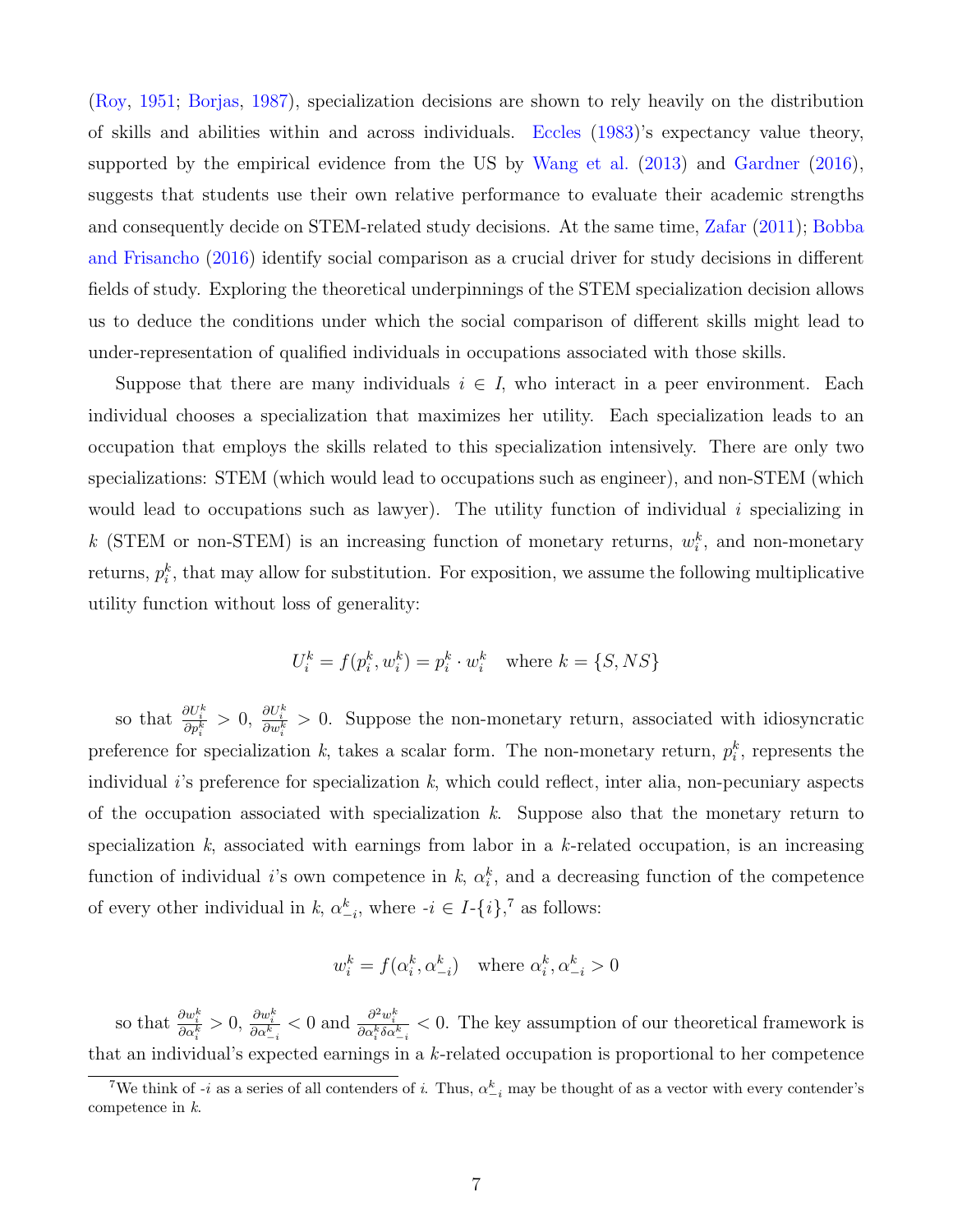(Roy, 1951; Borjas, 1987), specialization decisions are shown to rely heavily on the distribution of skills and abilities within and across individuals. Eccles (1983)'s expectancy value theory, supported by the empirical evidence from the US by Wang et al. (2013) and Gardner (2016), suggests that students use their own relative performance to evaluate their academic strengths and consequently decide on STEM-related study decisions. At the same time, Zafar (2011); Bobba and Frisancho (2016) identify social comparison as a crucial driver for study decisions in different fields of study. Exploring the theoretical underpinnings of the STEM specialization decision allows us to deduce the conditions under which the social comparison of different skills might lead to under-representation of qualified individuals in occupations associated with those skills.

Suppose that there are many individuals $i \in I$, who interact in a peer environment. Each individual chooses a specialization that maximizes her utility. Each specialization leads to an occupation that employs the skills related to this specialization intensively. There are only two specializations: STEM (which would lead to occupations such as engineer), and non-STEM (which would lead to occupations such as lawyer). The utility function of individual $i$ specializing in $k$ (STEM or non-STEM) is an increasing function of monetary returns, $w_i^k$, and non-monetary returns, $p_i^k$, that may allow for substitution. For exposition, we assume the following multiplicative utility function without loss of generality:

$$U_i^k = f(p_i^k, w_i^k) = p_i^k \cdot w_i^k \quad \text{where } k = \{S, NS\}$$

so that $\frac{\partial U_i^k}{\partial p_i^k} > 0$, $\frac{\partial U_i^k}{\partial w_i^k} > 0$. Suppose the non-monetary return, associated with idiosyncratic preference for specialization $k$, takes a scalar form. The non-monetary return, $p_i^k$, represents the individual $i$'s preference for specialization $k$, which could reflect, inter alia, non-pecuniary aspects of the occupation associated with specialization $k$. Suppose also that the monetary return to specialization $k$, associated with earnings from labor in a $k$-related occupation, is an increasing function of individual $i$'s own competence in $k$, $\alpha_i^k$, and a decreasing function of the competence of every other individual in $k$, $\alpha_{-i}^k$, where $-i \in I\text{-}\{i\}$,[7] as follows:

$$w_i^k = f(\alpha_i^k, \alpha_{-i}^k) \quad \text{where } \alpha_i^k, \alpha_{-i}^k > 0$$

so that $\frac{\partial w_i^k}{\partial \alpha_i^k} > 0$, $\frac{\partial w_i^k}{\partial \alpha_{-i}^k} < 0$ and $\frac{\partial^2 w_i^k}{\partial \alpha_i^k \delta \alpha_{-i}^k} < 0$. The key assumption of our theoretical framework is that an individual's expected earnings in a $k$-related occupation is proportional to her competence

[7] We think of $-i$ as a series of all contenders of $i$. Thus, $\alpha_{-i}^k$ may be thought of as a vector with every contender's competence in $k$.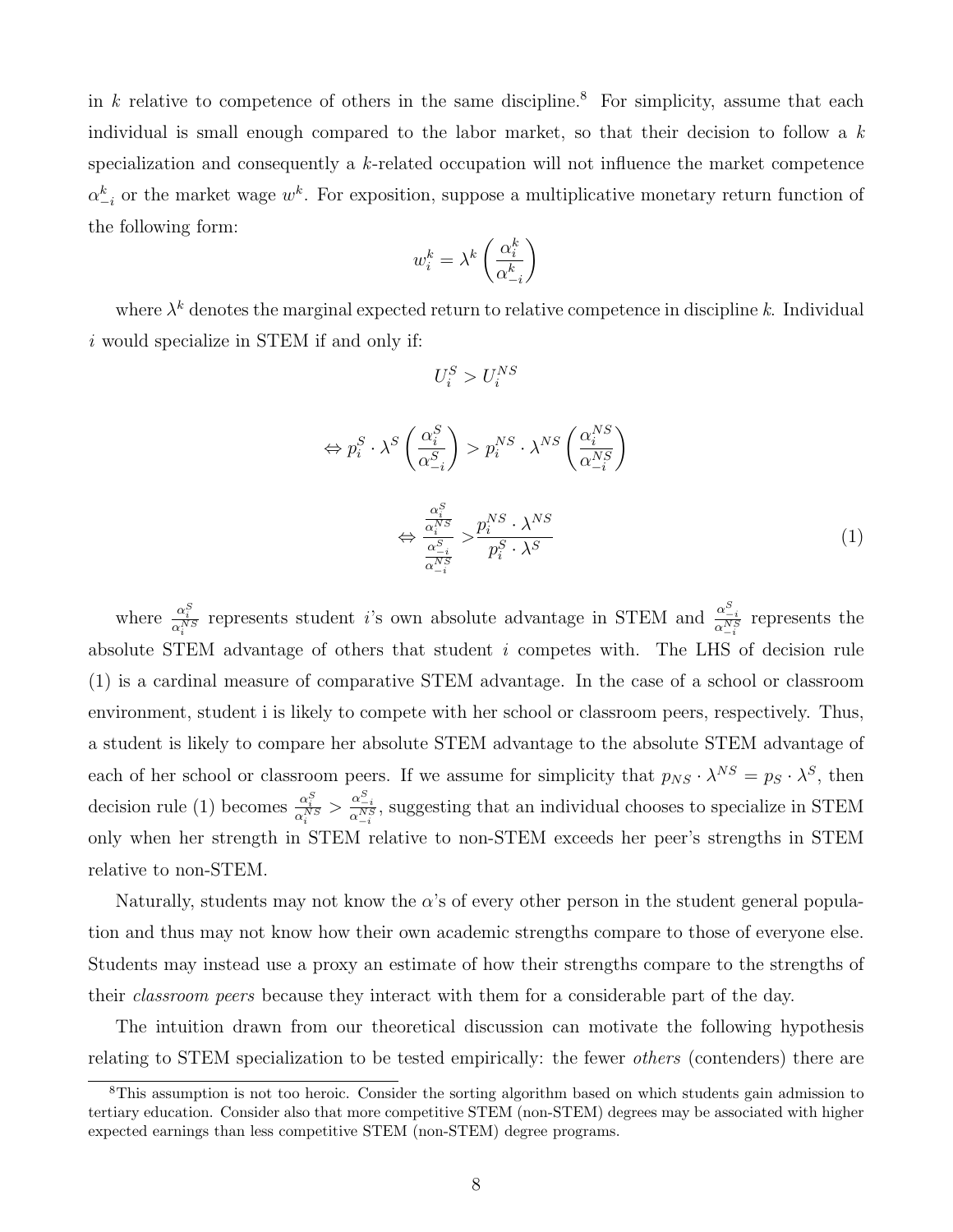in $k$ relative to competence of others in the same discipline.[8] For simplicity, assume that each individual is small enough compared to the labor market, so that their decision to follow a $k$ specialization and consequently a $k$-related occupation will not influence the market competence $\alpha^k_{-i}$ or the market wage $w^k$. For exposition, suppose a multiplicative monetary return function of the following form:

$$w_i^k = \lambda^k \left( \frac{\alpha_i^k}{\alpha_{-i}^k} \right)$$

where $\lambda^k$ denotes the marginal expected return to relative competence in discipline $k$. Individual $i$ would specialize in STEM if and only if:

$$U_i^S > U_i^{NS}$$

$$\Leftrightarrow p_i^S \cdot \lambda^S \left( \frac{\alpha_i^S}{\alpha_{-i}^S} \right) > p_i^{NS} \cdot \lambda^{NS} \left( \frac{\alpha_i^{NS}}{\alpha_{-i}^{NS}} \right)$$

$$\Leftrightarrow \frac{\frac{\alpha_i^S}{\alpha_i^{NS}}}{\frac{\alpha_{-i}^S}{\alpha_{-i}^{NS}}} > \frac{p_i^{NS} \cdot \lambda^{NS}}{p_i^S \cdot \lambda^S} \tag{1}$$

where $\frac{\alpha_i^S}{\alpha_i^{NS}}$ represents student $i$'s own absolute advantage in STEM and $\frac{\alpha_{-i}^S}{\alpha_{-i}^{NS}}$ represents the absolute STEM advantage of others that student $i$ competes with. The LHS of decision rule (1) is a cardinal measure of comparative STEM advantage. In the case of a school or classroom environment, student i is likely to compete with her school or classroom peers, respectively. Thus, a student is likely to compare her absolute STEM advantage to the absolute STEM advantage of each of her school or classroom peers. If we assume for simplicity that $p_{NS} \cdot \lambda^{NS} = p_S \cdot \lambda^S$, then decision rule (1) becomes $\frac{\alpha_i^S}{\alpha_i^{NS}} > \frac{\alpha_{-i}^S}{\alpha_{-i}^{NS}}$, suggesting that an individual chooses to specialize in STEM only when her strength in STEM relative to non-STEM exceeds her peer's strengths in STEM relative to non-STEM.

Naturally, students may not know the $\alpha$'s of every other person in the student general population and thus may not know how their own academic strengths compare to those of everyone else. Students may instead use a proxy an estimate of how their strengths compare to the strengths of their *classroom peers* because they interact with them for a considerable part of the day.

The intuition drawn from our theoretical discussion can motivate the following hypothesis relating to STEM specialization to be tested empirically: the fewer *others* (contenders) there are

[8] This assumption is not too heroic. Consider the sorting algorithm based on which students gain admission to tertiary education. Consider also that more competitive STEM (non-STEM) degrees may be associated with higher expected earnings than less competitive STEM (non-STEM) degree programs.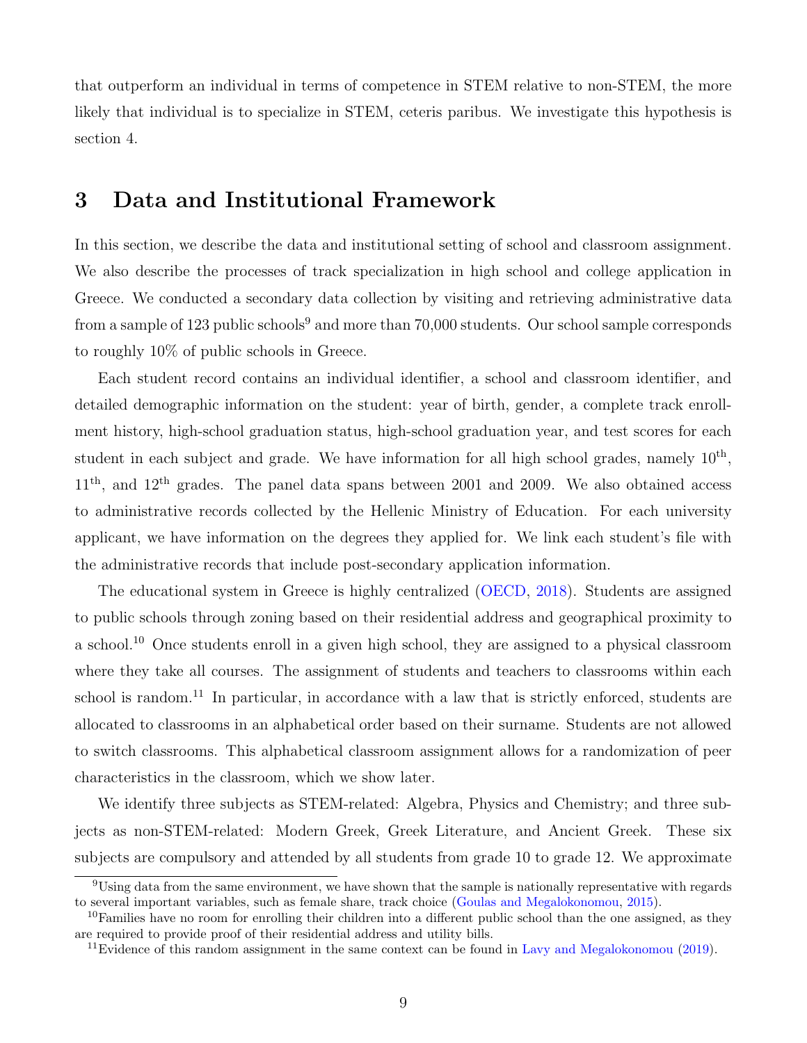that outperform an individual in terms of competence in STEM relative to non-STEM, the more likely that individual is to specialize in STEM, ceteris paribus. We investigate this hypothesis is section 4.

# 3 Data and Institutional Framework

In this section, we describe the data and institutional setting of school and classroom assignment. We also describe the processes of track specialization in high school and college application in Greece. We conducted a secondary data collection by visiting and retrieving administrative data from a sample of 123 public schools[9] and more than 70,000 students. Our school sample corresponds to roughly 10% of public schools in Greece.

Each student record contains an individual identifier, a school and classroom identifier, and detailed demographic information on the student: year of birth, gender, a complete track enrollment history, high-school graduation status, high-school graduation year, and test scores for each student in each subject and grade. We have information for all high school grades, namely $10^{\text{th}}$, $11^{\text{th}}$, and $12^{\text{th}}$ grades. The panel data spans between 2001 and 2009. We also obtained access to administrative records collected by the Hellenic Ministry of Education. For each university applicant, we have information on the degrees they applied for. We link each student's file with the administrative records that include post-secondary application information.

The educational system in Greece is highly centralized (OECD, 2018). Students are assigned to public schools through zoning based on their residential address and geographical proximity to a school.[10] Once students enroll in a given high school, they are assigned to a physical classroom where they take all courses. The assignment of students and teachers to classrooms within each school is random.[11] In particular, in accordance with a law that is strictly enforced, students are allocated to classrooms in an alphabetical order based on their surname. Students are not allowed to switch classrooms. This alphabetical classroom assignment allows for a randomization of peer characteristics in the classroom, which we show later.

We identify three subjects as STEM-related: Algebra, Physics and Chemistry; and three subjects as non-STEM-related: Modern Greek, Greek Literature, and Ancient Greek. These six subjects are compulsory and attended by all students from grade 10 to grade 12. We approximate

[9] Using data from the same environment, we have shown that the sample is nationally representative with regards to several important variables, such as female share, track choice (Goulas and Megalokonomou, 2015).

[10] Families have no room for enrolling their children into a different public school than the one assigned, as they are required to provide proof of their residential address and utility bills.

[11] Evidence of this random assignment in the same context can be found in Lavy and Megalokonomou (2019).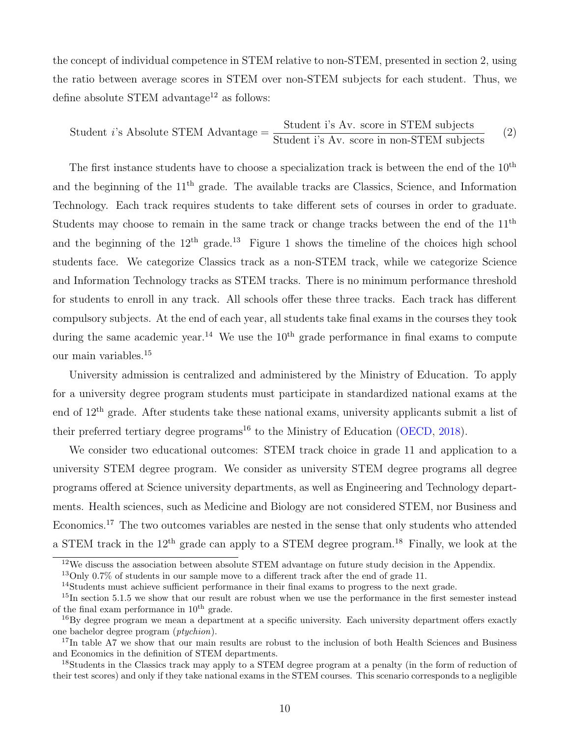the concept of individual competence in STEM relative to non-STEM, presented in section 2, using the ratio between average scores in STEM over non-STEM subjects for each student. Thus, we define absolute STEM advantage[12] as follows:

$$\text{Student } i\text{'s Absolute STEM Advantage} = \frac{\text{Student i's Av. score in STEM subjects}}{\text{Student i's Av. score in non-STEM subjects}} \tag{2}$$

The first instance students have to choose a specialization track is between the end of the $10^{\text{th}}$ and the beginning of the $11^{\text{th}}$ grade. The available tracks are Classics, Science, and Information Technology. Each track requires students to take different sets of courses in order to graduate. Students may choose to remain in the same track or change tracks between the end of the $11^{\text{th}}$ and the beginning of the $12^{\text{th}}$ grade.[13] Figure 1 shows the timeline of the choices high school students face. We categorize Classics track as a non-STEM track, while we categorize Science and Information Technology tracks as STEM tracks. There is no minimum performance threshold for students to enroll in any track. All schools offer these three tracks. Each track has different compulsory subjects. At the end of each year, all students take final exams in the courses they took during the same academic year.[14] We use the $10^{\text{th}}$ grade performance in final exams to compute our main variables.[15]

University admission is centralized and administered by the Ministry of Education. To apply for a university degree program students must participate in standardized national exams at the end of $12^{\text{th}}$ grade. After students take these national exams, university applicants submit a list of their preferred tertiary degree programs[16] to the Ministry of Education (OECD, 2018).

We consider two educational outcomes: STEM track choice in grade 11 and application to a university STEM degree program. We consider as university STEM degree programs all degree programs offered at Science university departments, as well as Engineering and Technology departments. Health sciences, such as Medicine and Biology are not considered STEM, nor Business and Economics.[17] The two outcomes variables are nested in the sense that only students who attended a STEM track in the $12^{\text{th}}$ grade can apply to a STEM degree program.[18] Finally, we look at the

[12] We discuss the association between absolute STEM advantage on future study decision in the Appendix.

[13] Only 0.7% of students in our sample move to a different track after the end of grade 11.

[14] Students must achieve sufficient performance in their final exams to progress to the next grade.

[15] In section 5.1.5 we show that our result are robust when we use the performance in the first semester instead of the final exam performance in $10^{\text{th}}$ grade.

[16] By degree program we mean a department at a specific university. Each university department offers exactly one bachelor degree program (*ptychion*).

[17] In table A7 we show that our main results are robust to the inclusion of both Health Sciences and Business and Economics in the definition of STEM departments.

[18] Students in the Classics track may apply to a STEM degree program at a penalty (in the form of reduction of their test scores) and only if they take national exams in the STEM courses. This scenario corresponds to a negligible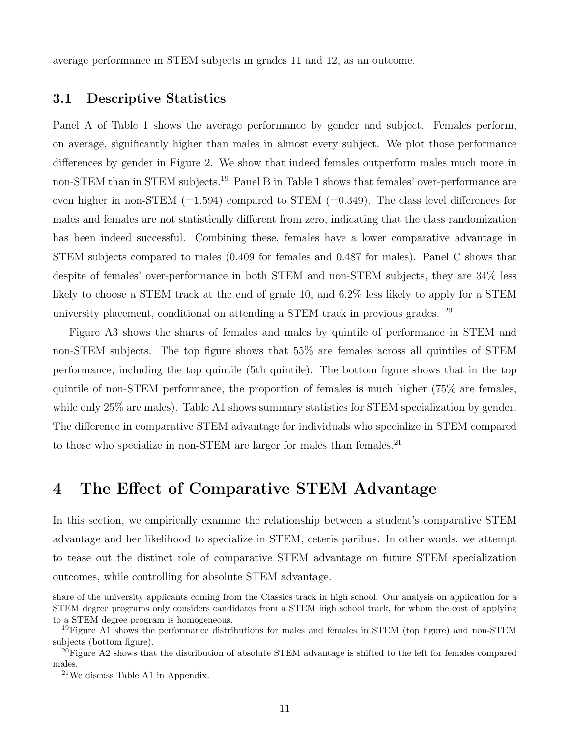average performance in STEM subjects in grades 11 and 12, as an outcome.

### 3.1 Descriptive Statistics

Panel A of Table 1 shows the average performance by gender and subject. Females perform, on average, significantly higher than males in almost every subject. We plot those performance differences by gender in Figure 2. We show that indeed females outperform males much more in non-STEM than in STEM subjects.[19] Panel B in Table 1 shows that females' over-performance are even higher in non-STEM (=1.594) compared to STEM (=0.349). The class level differences for males and females are not statistically different from zero, indicating that the class randomization has been indeed successful. Combining these, females have a lower comparative advantage in STEM subjects compared to males (0.409 for females and 0.487 for males). Panel C shows that despite of females' over-performance in both STEM and non-STEM subjects, they are 34% less likely to choose a STEM track at the end of grade 10, and 6.2% less likely to apply for a STEM university placement, conditional on attending a STEM track in previous grades. [20]

Figure A3 shows the shares of females and males by quintile of performance in STEM and non-STEM subjects. The top figure shows that 55% are females across all quintiles of STEM performance, including the top quintile (5th quintile). The bottom figure shows that in the top quintile of non-STEM performance, the proportion of females is much higher (75% are females, while only 25% are males). Table A1 shows summary statistics for STEM specialization by gender. The difference in comparative STEM advantage for individuals who specialize in STEM compared to those who specialize in non-STEM are larger for males than females.[21]

## 4 The Effect of Comparative STEM Advantage

In this section, we empirically examine the relationship between a student's comparative STEM advantage and her likelihood to specialize in STEM, ceteris paribus. In other words, we attempt to tease out the distinct role of comparative STEM advantage on future STEM specialization outcomes, while controlling for absolute STEM advantage.

---

share of the university applicants coming from the Classics track in high school. Our analysis on application for a STEM degree programs only considers candidates from a STEM high school track, for whom the cost of applying to a STEM degree program is homogeneous.

[19] Figure A1 shows the performance distributions for males and females in STEM (top figure) and non-STEM subjects (bottom figure).

[20] Figure A2 shows that the distribution of absolute STEM advantage is shifted to the left for females compared males.

[21] We discuss Table A1 in Appendix.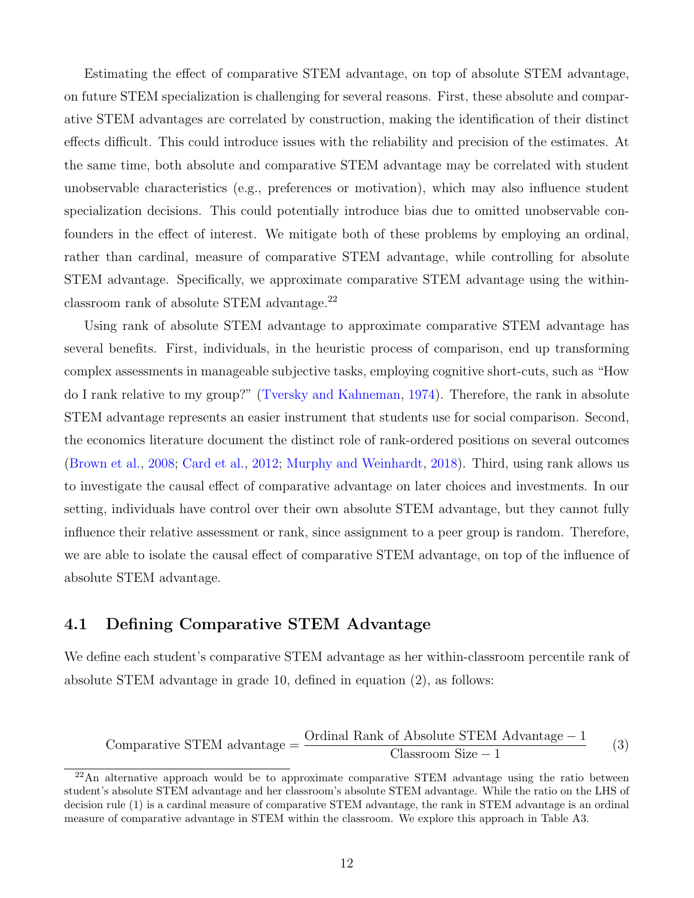Estimating the effect of comparative STEM advantage, on top of absolute STEM advantage, on future STEM specialization is challenging for several reasons. First, these absolute and comparative STEM advantages are correlated by construction, making the identification of their distinct effects difficult. This could introduce issues with the reliability and precision of the estimates. At the same time, both absolute and comparative STEM advantage may be correlated with student unobservable characteristics (e.g., preferences or motivation), which may also influence student specialization decisions. This could potentially introduce bias due to omitted unobservable confounders in the effect of interest. We mitigate both of these problems by employing an ordinal, rather than cardinal, measure of comparative STEM advantage, while controlling for absolute STEM advantage. Specifically, we approximate comparative STEM advantage using the within-classroom rank of absolute STEM advantage.[22]

Using rank of absolute STEM advantage to approximate comparative STEM advantage has several benefits. First, individuals, in the heuristic process of comparison, end up transforming complex assessments in manageable subjective tasks, employing cognitive short-cuts, such as "How do I rank relative to my group?" (Tversky and Kahneman, 1974). Therefore, the rank in absolute STEM advantage represents an easier instrument that students use for social comparison. Second, the economics literature document the distinct role of rank-ordered positions on several outcomes (Brown et al., 2008; Card et al., 2012; Murphy and Weinhardt, 2018). Third, using rank allows us to investigate the causal effect of comparative advantage on later choices and investments. In our setting, individuals have control over their own absolute STEM advantage, but they cannot fully influence their relative assessment or rank, since assignment to a peer group is random. Therefore, we are able to isolate the causal effect of comparative STEM advantage, on top of the influence of absolute STEM advantage.

## 4.1 Defining Comparative STEM Advantage

We define each student's comparative STEM advantage as her within-classroom percentile rank of absolute STEM advantage in grade 10, defined in equation (2), as follows:

$$\text{Comparative STEM advantage} = \frac{\text{Ordinal Rank of Absolute STEM Advantage} - 1}{\text{Classroom Size} - 1} \tag{3}$$

[22] An alternative approach would be to approximate comparative STEM advantage using the ratio between student's absolute STEM advantage and her classroom's absolute STEM advantage. While the ratio on the LHS of decision rule (1) is a cardinal measure of comparative STEM advantage, the rank in STEM advantage is an ordinal measure of comparative advantage in STEM within the classroom. We explore this approach in Table A3.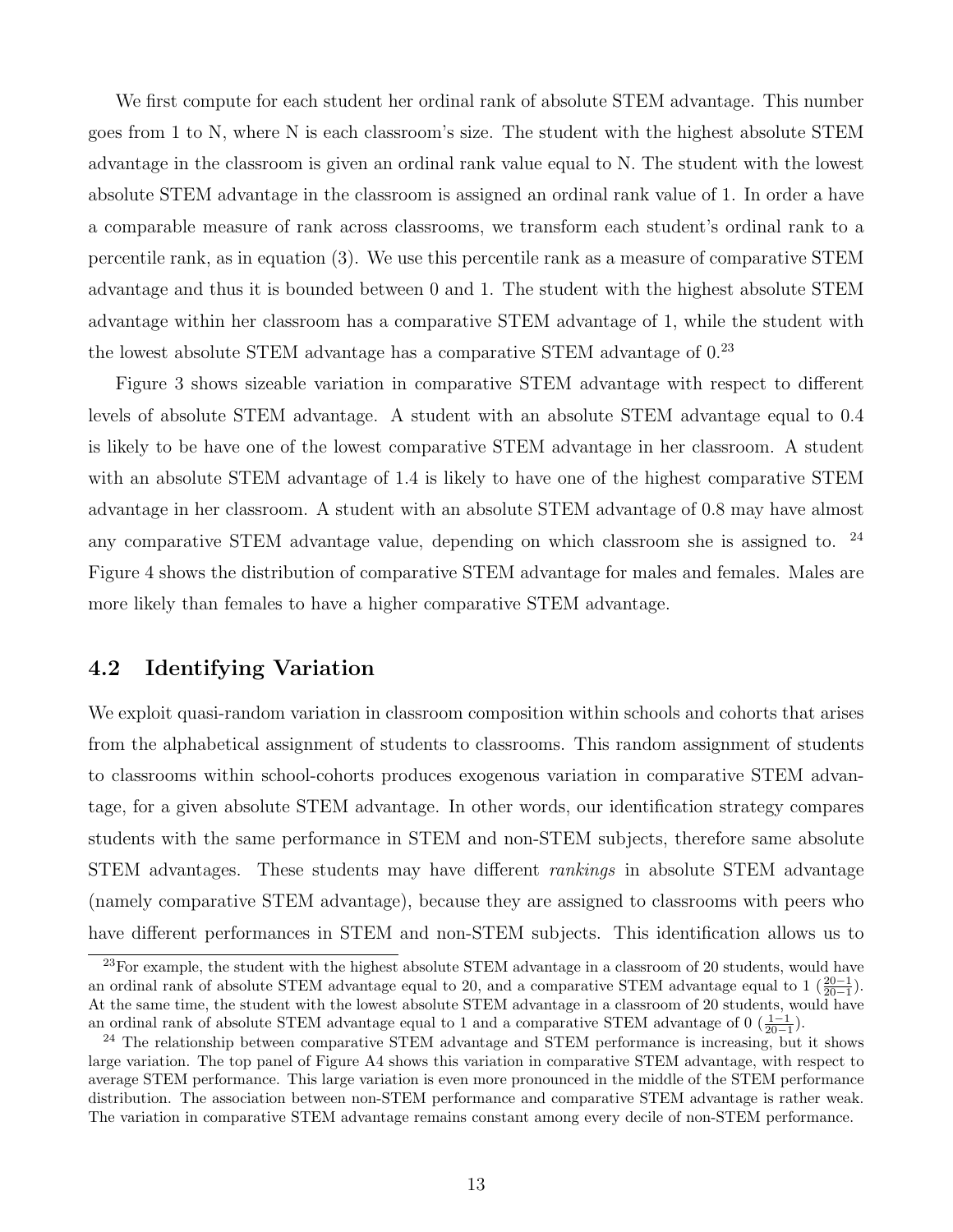We first compute for each student her ordinal rank of absolute STEM advantage. This number goes from 1 to N, where N is each classroom's size. The student with the highest absolute STEM advantage in the classroom is given an ordinal rank value equal to N. The student with the lowest absolute STEM advantage in the classroom is assigned an ordinal rank value of 1. In order a have a comparable measure of rank across classrooms, we transform each student's ordinal rank to a percentile rank, as in equation (3). We use this percentile rank as a measure of comparative STEM advantage and thus it is bounded between 0 and 1. The student with the highest absolute STEM advantage within her classroom has a comparative STEM advantage of 1, while the student with the lowest absolute STEM advantage has a comparative STEM advantage of 0.[23]

Figure 3 shows sizeable variation in comparative STEM advantage with respect to different levels of absolute STEM advantage. A student with an absolute STEM advantage equal to 0.4 is likely to be have one of the lowest comparative STEM advantage in her classroom. A student with an absolute STEM advantage of 1.4 is likely to have one of the highest comparative STEM advantage in her classroom. A student with an absolute STEM advantage of 0.8 may have almost any comparative STEM advantage value, depending on which classroom she is assigned to. [24] Figure 4 shows the distribution of comparative STEM advantage for males and females. Males are more likely than females to have a higher comparative STEM advantage.

## 4.2 Identifying Variation

We exploit quasi-random variation in classroom composition within schools and cohorts that arises from the alphabetical assignment of students to classrooms. This random assignment of students to classrooms within school-cohorts produces exogenous variation in comparative STEM advantage, for a given absolute STEM advantage. In other words, our identification strategy compares students with the same performance in STEM and non-STEM subjects, therefore same absolute STEM advantages. These students may have different *rankings* in absolute STEM advantage (namely comparative STEM advantage), because they are assigned to classrooms with peers who have different performances in STEM and non-STEM subjects. This identification allows us to

[23] For example, the student with the highest absolute STEM advantage in a classroom of 20 students, would have an ordinal rank of absolute STEM advantage equal to 20, and a comparative STEM advantage equal to 1 ($\frac{20-1}{20-1}$). At the same time, the student with the lowest absolute STEM advantage in a classroom of 20 students, would have an ordinal rank of absolute STEM advantage equal to 1 and a comparative STEM advantage of 0 ($\frac{1-1}{20-1}$).

[24] The relationship between comparative STEM advantage and STEM performance is increasing, but it shows large variation. The top panel of Figure A4 shows this variation in comparative STEM advantage, with respect to average STEM performance. This large variation is even more pronounced in the middle of the STEM performance distribution. The association between non-STEM performance and comparative STEM advantage is rather weak. The variation in comparative STEM advantage remains constant among every decile of non-STEM performance.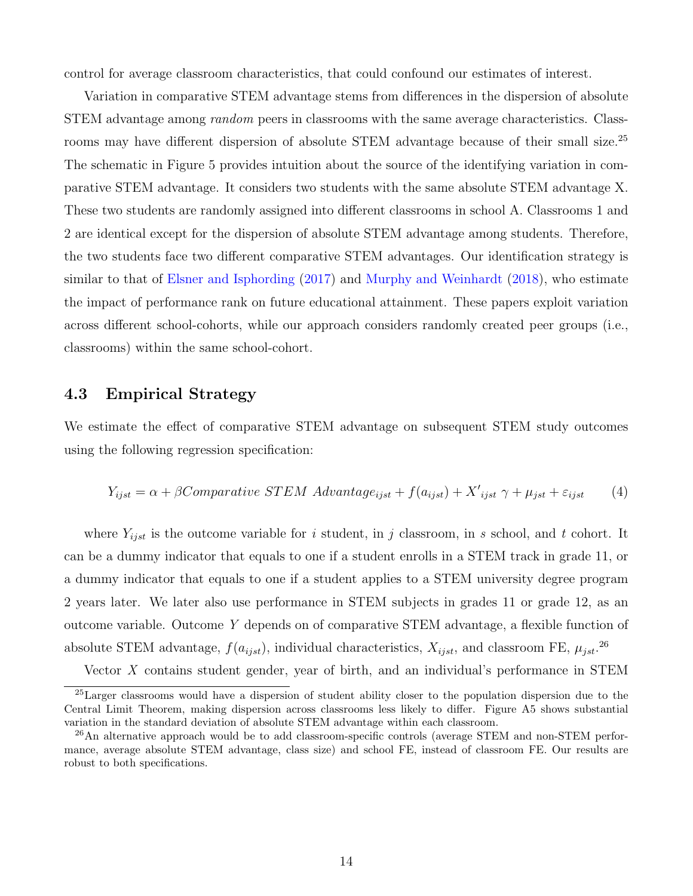control for average classroom characteristics, that could confound our estimates of interest.

Variation in comparative STEM advantage stems from differences in the dispersion of absolute STEM advantage among *random* peers in classrooms with the same average characteristics. Classrooms may have different dispersion of absolute STEM advantage because of their small size.[25] The schematic in Figure 5 provides intuition about the source of the identifying variation in comparative STEM advantage. It considers two students with the same absolute STEM advantage X. These two students are randomly assigned into different classrooms in school A. Classrooms 1 and 2 are identical except for the dispersion of absolute STEM advantage among students. Therefore, the two students face two different comparative STEM advantages. Our identification strategy is similar to that of Elsner and Isphording (2017) and Murphy and Weinhardt (2018), who estimate the impact of performance rank on future educational attainment. These papers exploit variation across different school-cohorts, while our approach considers randomly created peer groups (i.e., classrooms) within the same school-cohort.

### 4.3 Empirical Strategy

We estimate the effect of comparative STEM advantage on subsequent STEM study outcomes using the following regression specification:

$$Y_{ijst} = \alpha + \beta Comparative\ STEM\ Advantage_{ijst} + f(a_{ijst}) + X'_{ijst}\ \gamma + \mu_{jst} + \varepsilon_{ijst} \qquad (4)$$

where $Y_{ijst}$ is the outcome variable for $i$ student, in $j$ classroom, in $s$ school, and $t$ cohort. It can be a dummy indicator that equals to one if a student enrolls in a STEM track in grade 11, or a dummy indicator that equals to one if a student applies to a STEM university degree program 2 years later. We later also use performance in STEM subjects in grades 11 or grade 12, as an outcome variable. Outcome $Y$ depends on of comparative STEM advantage, a flexible function of absolute STEM advantage, $f(a_{ijst})$, individual characteristics, $X_{ijst}$, and classroom FE, $\mu_{jst}$.[26]

Vector $X$ contains student gender, year of birth, and an individual's performance in STEM

[25] Larger classrooms would have a dispersion of student ability closer to the population dispersion due to the Central Limit Theorem, making dispersion across classrooms less likely to differ. Figure A5 shows substantial variation in the standard deviation of absolute STEM advantage within each classroom.

[26] An alternative approach would be to add classroom-specific controls (average STEM and non-STEM performance, average absolute STEM advantage, class size) and school FE, instead of classroom FE. Our results are robust to both specifications.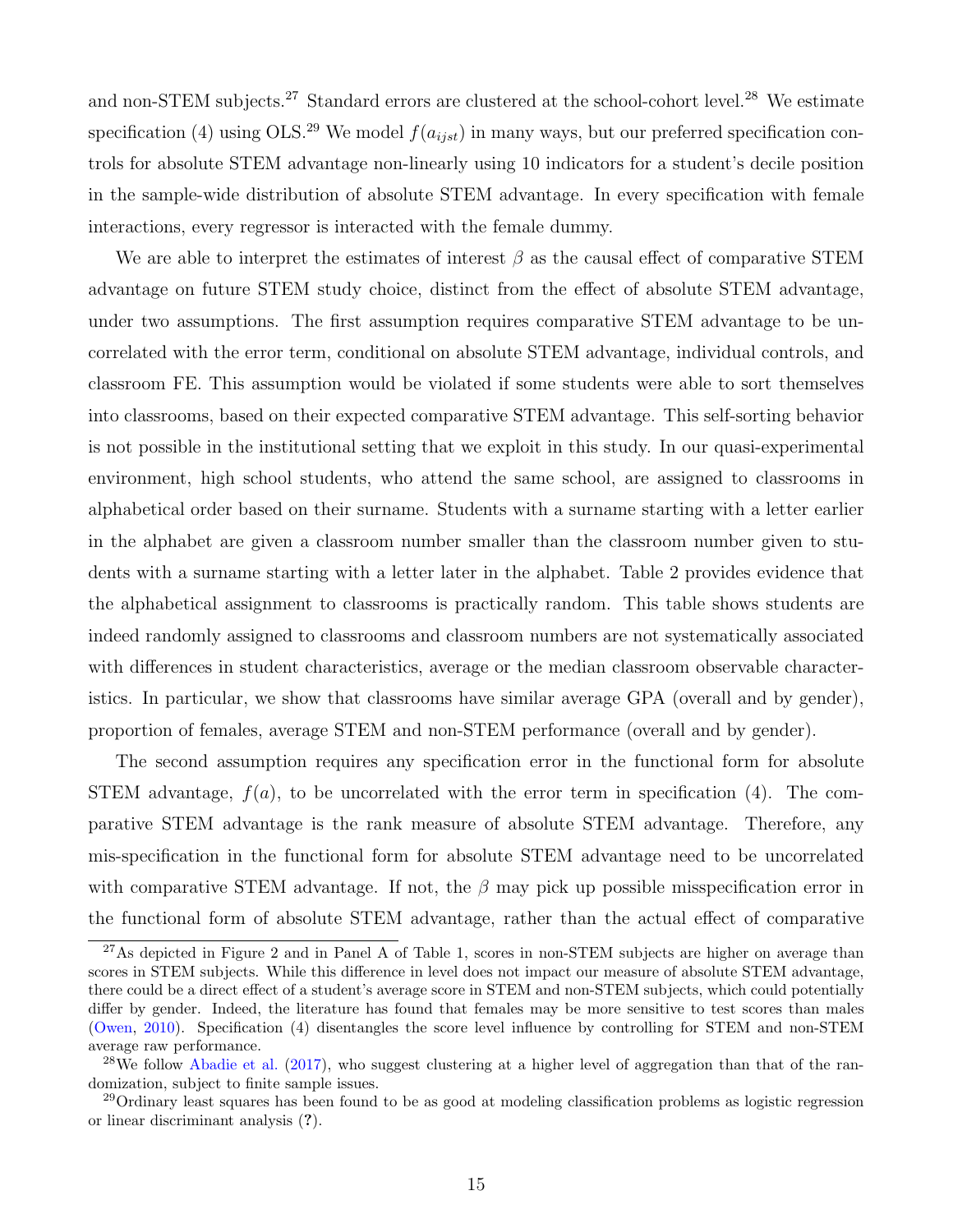and non-STEM subjects.[27] Standard errors are clustered at the school-cohort level.[28] We estimate specification (4) using OLS.[29] We model $f(a_{ijst})$ in many ways, but our preferred specification controls for absolute STEM advantage non-linearly using 10 indicators for a student's decile position in the sample-wide distribution of absolute STEM advantage. In every specification with female interactions, every regressor is interacted with the female dummy.

We are able to interpret the estimates of interest $\beta$ as the causal effect of comparative STEM advantage on future STEM study choice, distinct from the effect of absolute STEM advantage, under two assumptions. The first assumption requires comparative STEM advantage to be uncorrelated with the error term, conditional on absolute STEM advantage, individual controls, and classroom FE. This assumption would be violated if some students were able to sort themselves into classrooms, based on their expected comparative STEM advantage. This self-sorting behavior is not possible in the institutional setting that we exploit in this study. In our quasi-experimental environment, high school students, who attend the same school, are assigned to classrooms in alphabetical order based on their surname. Students with a surname starting with a letter earlier in the alphabet are given a classroom number smaller than the classroom number given to students with a surname starting with a letter later in the alphabet. Table 2 provides evidence that the alphabetical assignment to classrooms is practically random. This table shows students are indeed randomly assigned to classrooms and classroom numbers are not systematically associated with differences in student characteristics, average or the median classroom observable characteristics. In particular, we show that classrooms have similar average GPA (overall and by gender), proportion of females, average STEM and non-STEM performance (overall and by gender).

The second assumption requires any specification error in the functional form for absolute STEM advantage, $f(a)$, to be uncorrelated with the error term in specification (4). The comparative STEM advantage is the rank measure of absolute STEM advantage. Therefore, any mis-specification in the functional form for absolute STEM advantage need to be uncorrelated with comparative STEM advantage. If not, the $\beta$ may pick up possible misspecification error in the functional form of absolute STEM advantage, rather than the actual effect of comparative

[27] As depicted in Figure 2 and in Panel A of Table 1, scores in non-STEM subjects are higher on average than scores in STEM subjects. While this difference in level does not impact our measure of absolute STEM advantage, there could be a direct effect of a student's average score in STEM and non-STEM subjects, which could potentially differ by gender. Indeed, the literature has found that females may be more sensitive to test scores than males (Owen, 2010). Specification (4) disentangles the score level influence by controlling for STEM and non-STEM average raw performance.

[28] We follow Abadie et al. (2017), who suggest clustering at a higher level of aggregation than that of the randomization, subject to finite sample issues.

[29] Ordinary least squares has been found to be as good at modeling classification problems as logistic regression or linear discriminant analysis (?).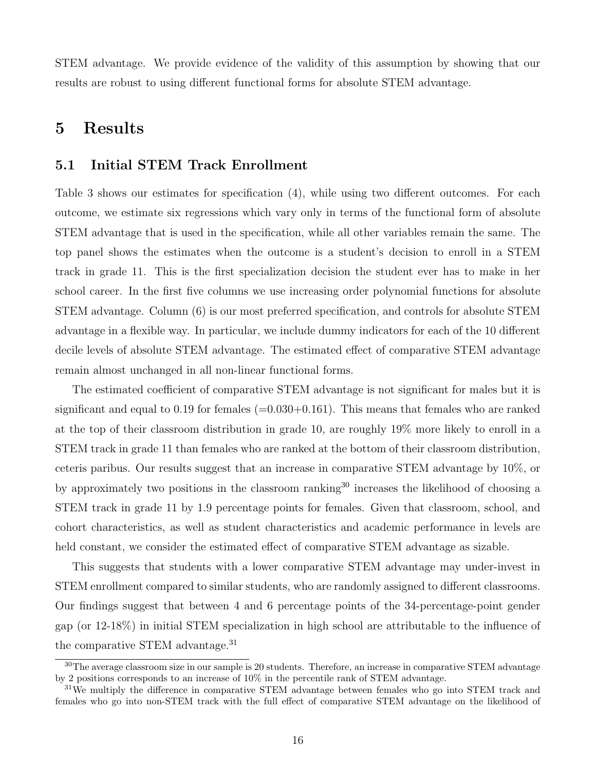STEM advantage. We provide evidence of the validity of this assumption by showing that our results are robust to using different functional forms for absolute STEM advantage.

# 5 Results

## 5.1 Initial STEM Track Enrollment

Table 3 shows our estimates for specification (4), while using two different outcomes. For each outcome, we estimate six regressions which vary only in terms of the functional form of absolute STEM advantage that is used in the specification, while all other variables remain the same. The top panel shows the estimates when the outcome is a student's decision to enroll in a STEM track in grade 11. This is the first specialization decision the student ever has to make in her school career. In the first five columns we use increasing order polynomial functions for absolute STEM advantage. Column (6) is our most preferred specification, and controls for absolute STEM advantage in a flexible way. In particular, we include dummy indicators for each of the 10 different decile levels of absolute STEM advantage. The estimated effect of comparative STEM advantage remain almost unchanged in all non-linear functional forms.

The estimated coefficient of comparative STEM advantage is not significant for males but it is significant and equal to 0.19 for females (=0.030+0.161). This means that females who are ranked at the top of their classroom distribution in grade 10, are roughly 19% more likely to enroll in a STEM track in grade 11 than females who are ranked at the bottom of their classroom distribution, ceteris paribus. Our results suggest that an increase in comparative STEM advantage by 10%, or by approximately two positions in the classroom ranking[30] increases the likelihood of choosing a STEM track in grade 11 by 1.9 percentage points for females. Given that classroom, school, and cohort characteristics, as well as student characteristics and academic performance in levels are held constant, we consider the estimated effect of comparative STEM advantage as sizable.

This suggests that students with a lower comparative STEM advantage may under-invest in STEM enrollment compared to similar students, who are randomly assigned to different classrooms. Our findings suggest that between 4 and 6 percentage points of the 34-percentage-point gender gap (or 12-18%) in initial STEM specialization in high school are attributable to the influence of the comparative STEM advantage.[31]

[30] The average classroom size in our sample is 20 students. Therefore, an increase in comparative STEM advantage by 2 positions corresponds to an increase of 10% in the percentile rank of STEM advantage.

[31] We multiply the difference in comparative STEM advantage between females who go into STEM track and females who go into non-STEM track with the full effect of comparative STEM advantage on the likelihood of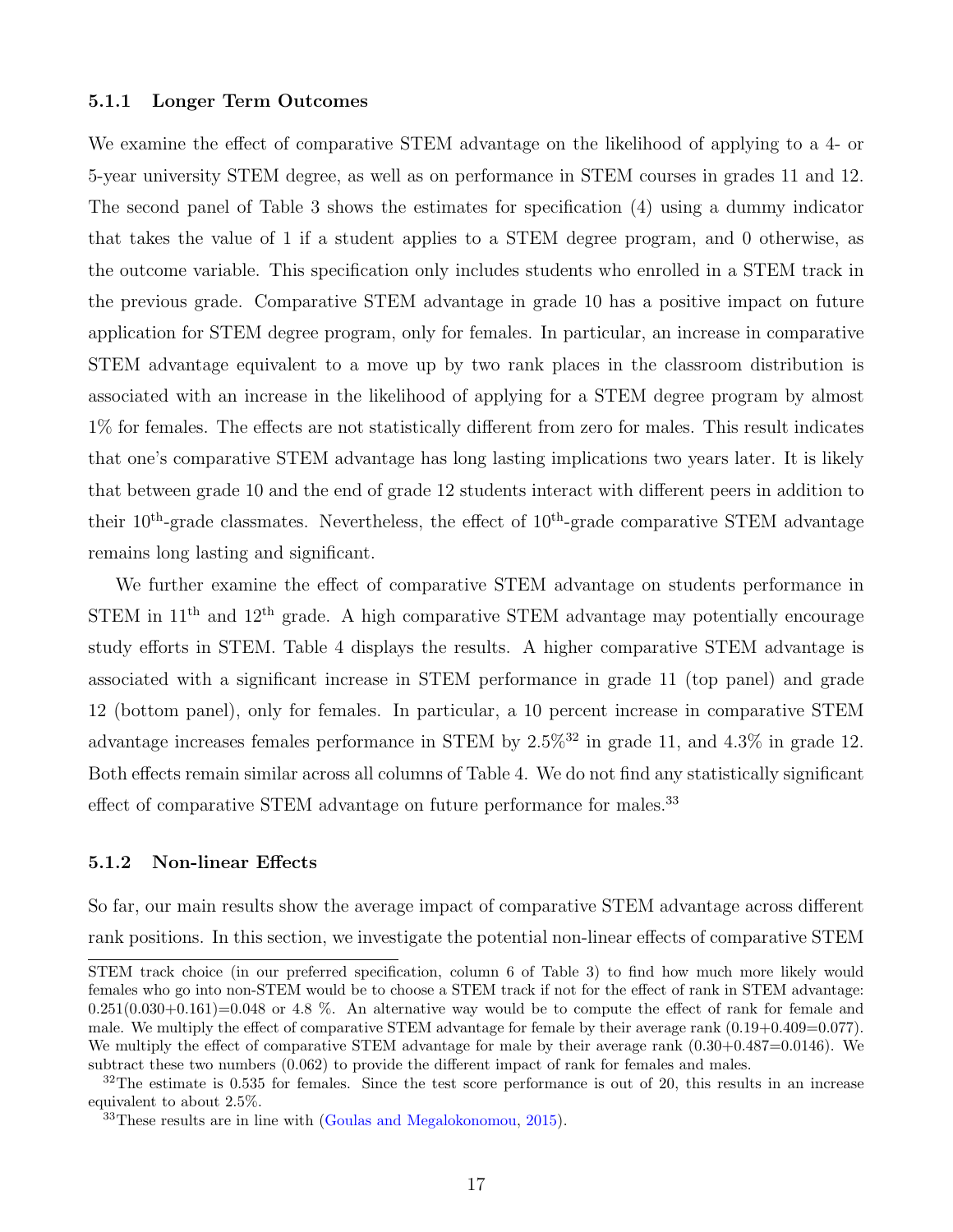### 5.1.1 Longer Term Outcomes

We examine the effect of comparative STEM advantage on the likelihood of applying to a 4- or 5-year university STEM degree, as well as on performance in STEM courses in grades 11 and 12. The second panel of Table 3 shows the estimates for specification (4) using a dummy indicator that takes the value of 1 if a student applies to a STEM degree program, and 0 otherwise, as the outcome variable. This specification only includes students who enrolled in a STEM track in the previous grade. Comparative STEM advantage in grade 10 has a positive impact on future application for STEM degree program, only for females. In particular, an increase in comparative STEM advantage equivalent to a move up by two rank places in the classroom distribution is associated with an increase in the likelihood of applying for a STEM degree program by almost 1% for females. The effects are not statistically different from zero for males. This result indicates that one's comparative STEM advantage has long lasting implications two years later. It is likely that between grade 10 and the end of grade 12 students interact with different peers in addition to their 10$^{th}$-grade classmates. Nevertheless, the effect of 10$^{th}$-grade comparative STEM advantage remains long lasting and significant.

We further examine the effect of comparative STEM advantage on students performance in STEM in 11$^{th}$ and 12$^{th}$ grade. A high comparative STEM advantage may potentially encourage study efforts in STEM. Table 4 displays the results. A higher comparative STEM advantage is associated with a significant increase in STEM performance in grade 11 (top panel) and grade 12 (bottom panel), only for females. In particular, a 10 percent increase in comparative STEM advantage increases females performance in STEM by 2.5%[32] in grade 11, and 4.3% in grade 12. Both effects remain similar across all columns of Table 4. We do not find any statistically significant effect of comparative STEM advantage on future performance for males.[33]

### 5.1.2 Non-linear Effects

So far, our main results show the average impact of comparative STEM advantage across different rank positions. In this section, we investigate the potential non-linear effects of comparative STEM

---

STEM track choice (in our preferred specification, column 6 of Table 3) to find how much more likely would females who go into non-STEM would be to choose a STEM track if not for the effect of rank in STEM advantage: 0.251(0.030+0.161)=0.048 or 4.8 %. An alternative way would be to compute the effect of rank for female and male. We multiply the effect of comparative STEM advantage for female by their average rank (0.19+0.409=0.077). We multiply the effect of comparative STEM advantage for male by their average rank (0.30+0.487=0.0146). We subtract these two numbers (0.062) to provide the different impact of rank for females and males.

[32] The estimate is 0.535 for females. Since the test score performance is out of 20, this results in an increase equivalent to about 2.5%.

[33] These results are in line with (Goulas and Megalokonomou, 2015).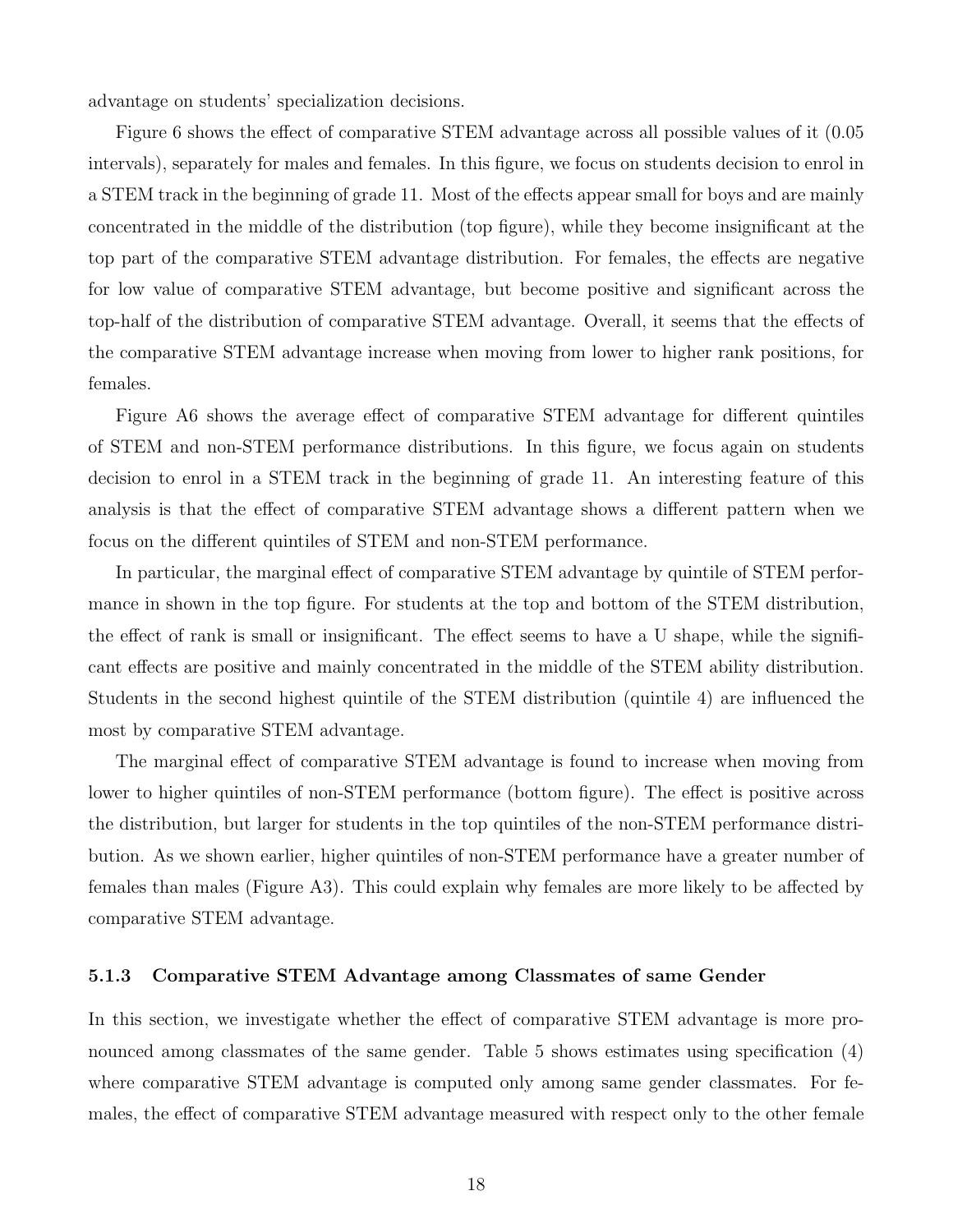advantage on students' specialization decisions.

Figure 6 shows the effect of comparative STEM advantage across all possible values of it (0.05 intervals), separately for males and females. In this figure, we focus on students decision to enrol in a STEM track in the beginning of grade 11. Most of the effects appear small for boys and are mainly concentrated in the middle of the distribution (top figure), while they become insignificant at the top part of the comparative STEM advantage distribution. For females, the effects are negative for low value of comparative STEM advantage, but become positive and significant across the top-half of the distribution of comparative STEM advantage. Overall, it seems that the effects of the comparative STEM advantage increase when moving from lower to higher rank positions, for females.

Figure A6 shows the average effect of comparative STEM advantage for different quintiles of STEM and non-STEM performance distributions. In this figure, we focus again on students decision to enrol in a STEM track in the beginning of grade 11. An interesting feature of this analysis is that the effect of comparative STEM advantage shows a different pattern when we focus on the different quintiles of STEM and non-STEM performance.

In particular, the marginal effect of comparative STEM advantage by quintile of STEM performance in shown in the top figure. For students at the top and bottom of the STEM distribution, the effect of rank is small or insignificant. The effect seems to have a U shape, while the significant effects are positive and mainly concentrated in the middle of the STEM ability distribution. Students in the second highest quintile of the STEM distribution (quintile 4) are influenced the most by comparative STEM advantage.

The marginal effect of comparative STEM advantage is found to increase when moving from lower to higher quintiles of non-STEM performance (bottom figure). The effect is positive across the distribution, but larger for students in the top quintiles of the non-STEM performance distribution. As we shown earlier, higher quintiles of non-STEM performance have a greater number of females than males (Figure A3). This could explain why females are more likely to be affected by comparative STEM advantage.

### 5.1.3 Comparative STEM Advantage among Classmates of same Gender

In this section, we investigate whether the effect of comparative STEM advantage is more pronounced among classmates of the same gender. Table 5 shows estimates using specification (4) where comparative STEM advantage is computed only among same gender classmates. For females, the effect of comparative STEM advantage measured with respect only to the other female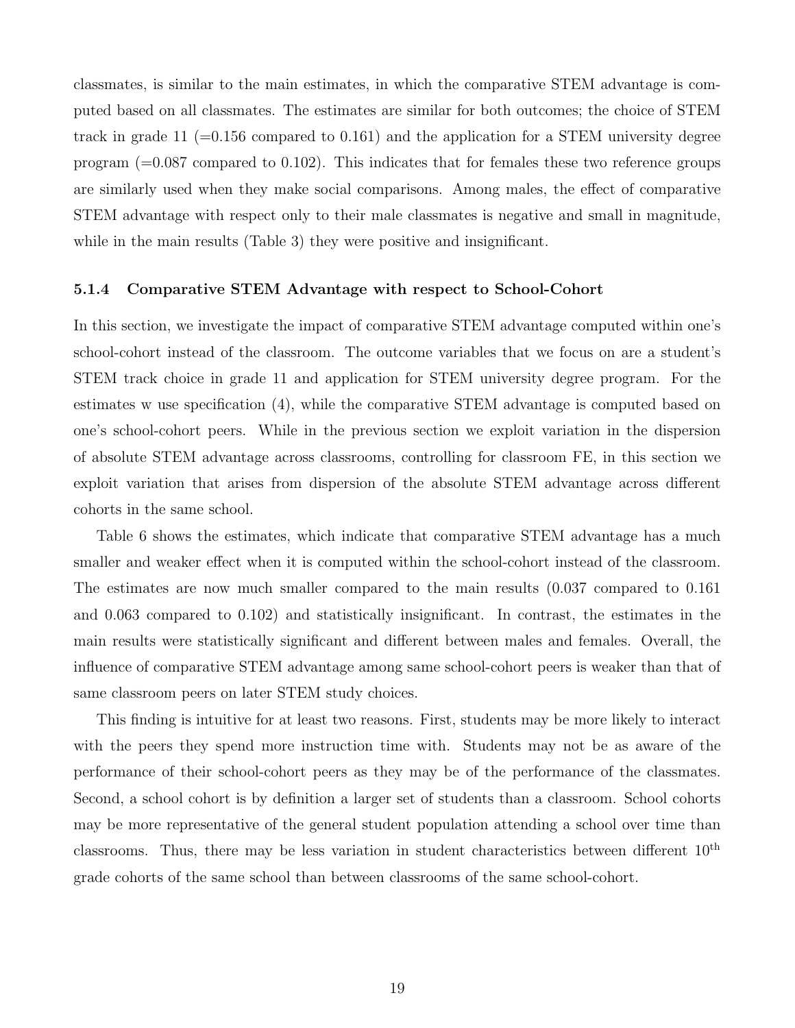classmates, is similar to the main estimates, in which the comparative STEM advantage is computed based on all classmates. The estimates are similar for both outcomes; the choice of STEM track in grade 11 (=0.156 compared to 0.161) and the application for a STEM university degree program (=0.087 compared to 0.102). This indicates that for females these two reference groups are similarly used when they make social comparisons. Among males, the effect of comparative STEM advantage with respect only to their male classmates is negative and small in magnitude, while in the main results (Table 3) they were positive and insignificant.

### 5.1.4 Comparative STEM Advantage with respect to School-Cohort

In this section, we investigate the impact of comparative STEM advantage computed within one's school-cohort instead of the classroom. The outcome variables that we focus on are a student's STEM track choice in grade 11 and application for STEM university degree program. For the estimates w use specification (4), while the comparative STEM advantage is computed based on one's school-cohort peers. While in the previous section we exploit variation in the dispersion of absolute STEM advantage across classrooms, controlling for classroom FE, in this section we exploit variation that arises from dispersion of the absolute STEM advantage across different cohorts in the same school.

Table 6 shows the estimates, which indicate that comparative STEM advantage has a much smaller and weaker effect when it is computed within the school-cohort instead of the classroom. The estimates are now much smaller compared to the main results (0.037 compared to 0.161 and 0.063 compared to 0.102) and statistically insignificant. In contrast, the estimates in the main results were statistically significant and different between males and females. Overall, the influence of comparative STEM advantage among same school-cohort peers is weaker than that of same classroom peers on later STEM study choices.

This finding is intuitive for at least two reasons. First, students may be more likely to interact with the peers they spend more instruction time with. Students may not be as aware of the performance of their school-cohort peers as they may be of the performance of the classmates. Second, a school cohort is by definition a larger set of students than a classroom. School cohorts may be more representative of the general student population attending a school over time than classrooms. Thus, there may be less variation in student characteristics between different 10$^{\text{th}}$ grade cohorts of the same school than between classrooms of the same school-cohort.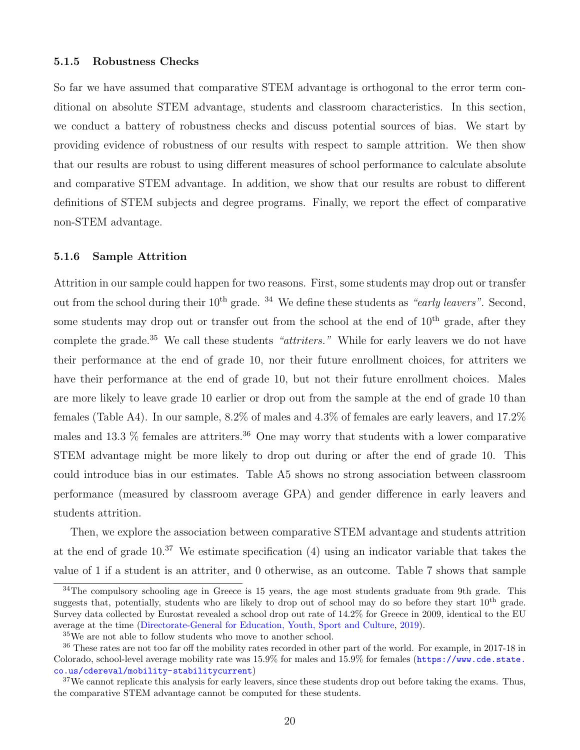#### 5.1.5 Robustness Checks

So far we have assumed that comparative STEM advantage is orthogonal to the error term conditional on absolute STEM advantage, students and classroom characteristics. In this section, we conduct a battery of robustness checks and discuss potential sources of bias. We start by providing evidence of robustness of our results with respect to sample attrition. We then show that our results are robust to using different measures of school performance to calculate absolute and comparative STEM advantage. In addition, we show that our results are robust to different definitions of STEM subjects and degree programs. Finally, we report the effect of comparative non-STEM advantage.

#### 5.1.6 Sample Attrition

Attrition in our sample could happen for two reasons. First, some students may drop out or transfer out from the school during their 10$^{\text{th}}$ grade. [34] We define these students as *"early leavers"*. Second, some students may drop out or transfer out from the school at the end of 10$^{\text{th}}$ grade, after they complete the grade.[35] We call these students *"attriters."* While for early leavers we do not have their performance at the end of grade 10, nor their future enrollment choices, for attriters we have their performance at the end of grade 10, but not their future enrollment choices. Males are more likely to leave grade 10 earlier or drop out from the sample at the end of grade 10 than females (Table A4). In our sample, 8.2% of males and 4.3% of females are early leavers, and 17.2% males and 13.3 % females are attriters.[36] One may worry that students with a lower comparative STEM advantage might be more likely to drop out during or after the end of grade 10. This could introduce bias in our estimates. Table A5 shows no strong association between classroom performance (measured by classroom average GPA) and gender difference in early leavers and students attrition.

Then, we explore the association between comparative STEM advantage and students attrition at the end of grade 10.[37] We estimate specification (4) using an indicator variable that takes the value of 1 if a student is an attriter, and 0 otherwise, as an outcome. Table 7 shows that sample

[34] The compulsory schooling age in Greece is 15 years, the age most students graduate from 9th grade. This suggests that, potentially, students who are likely to drop out of school may do so before they start 10$^{\text{th}}$ grade. Survey data collected by Eurostat revealed a school drop out rate of 14.2% for Greece in 2009, identical to the EU average at the time (Directorate-General for Education, Youth, Sport and Culture, 2019).

[35] We are not able to follow students who move to another school.

[36] These rates are not too far off the mobility rates recorded in other part of the world. For example, in 2017-18 in Colorado, school-level average mobility rate was 15.9% for males and 15.9% for females (https://www.cde.state.co.us/cdereval/mobility-stabilitycurrent)

[37] We cannot replicate this analysis for early leavers, since these students drop out before taking the exams. Thus, the comparative STEM advantage cannot be computed for these students.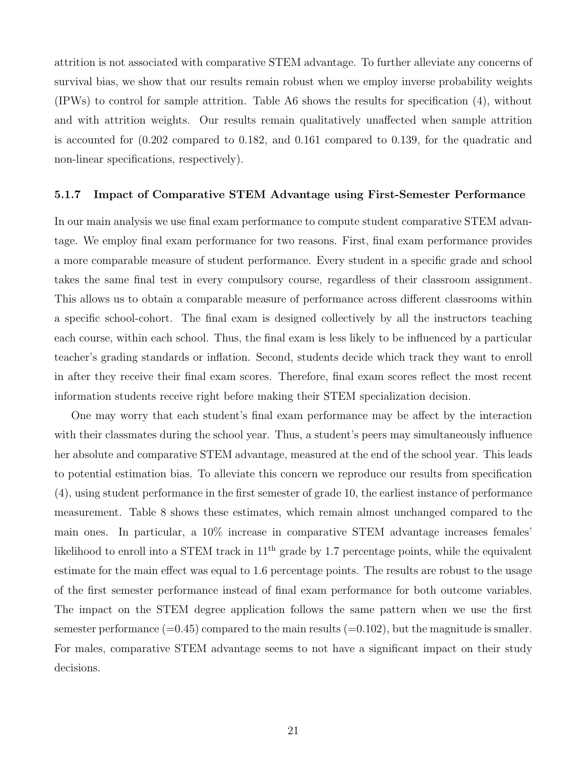attrition is not associated with comparative STEM advantage. To further alleviate any concerns of survival bias, we show that our results remain robust when we employ inverse probability weights (IPWs) to control for sample attrition. Table A6 shows the results for specification (4), without and with attrition weights. Our results remain qualitatively unaffected when sample attrition is accounted for (0.202 compared to 0.182, and 0.161 compared to 0.139, for the quadratic and non-linear specifications, respectively).

#### 5.1.7 Impact of Comparative STEM Advantage using First-Semester Performance

In our main analysis we use final exam performance to compute student comparative STEM advantage. We employ final exam performance for two reasons. First, final exam performance provides a more comparable measure of student performance. Every student in a specific grade and school takes the same final test in every compulsory course, regardless of their classroom assignment. This allows us to obtain a comparable measure of performance across different classrooms within a specific school-cohort. The final exam is designed collectively by all the instructors teaching each course, within each school. Thus, the final exam is less likely to be influenced by a particular teacher's grading standards or inflation. Second, students decide which track they want to enroll in after they receive their final exam scores. Therefore, final exam scores reflect the most recent information students receive right before making their STEM specialization decision.

One may worry that each student's final exam performance may be affect by the interaction with their classmates during the school year. Thus, a student's peers may simultaneously influence her absolute and comparative STEM advantage, measured at the end of the school year. This leads to potential estimation bias. To alleviate this concern we reproduce our results from specification (4), using student performance in the first semester of grade 10, the earliest instance of performance measurement. Table 8 shows these estimates, which remain almost unchanged compared to the main ones. In particular, a 10% increase in comparative STEM advantage increases females' likelihood to enroll into a STEM track in 11$^{\text{th}}$ grade by 1.7 percentage points, while the equivalent estimate for the main effect was equal to 1.6 percentage points. The results are robust to the usage of the first semester performance instead of final exam performance for both outcome variables. The impact on the STEM degree application follows the same pattern when we use the first semester performance (=0.45) compared to the main results (=0.102), but the magnitude is smaller. For males, comparative STEM advantage seems to not have a significant impact on their study decisions.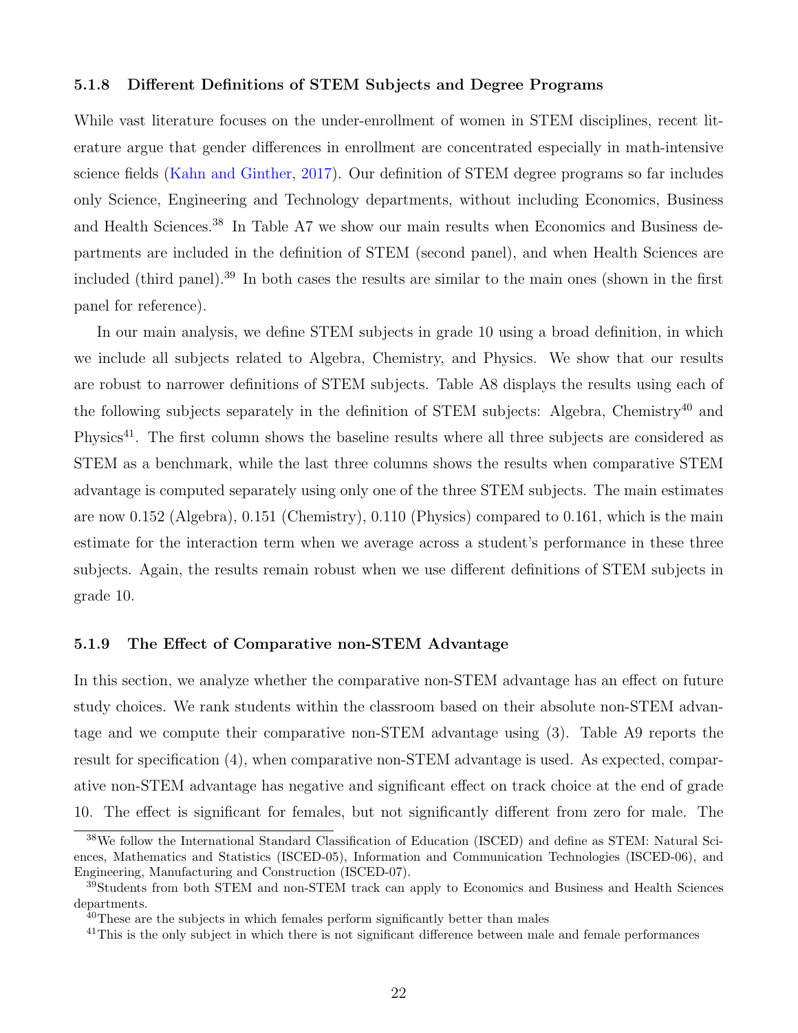#### 5.1.8 Different Definitions of STEM Subjects and Degree Programs

While vast literature focuses on the under-enrollment of women in STEM disciplines, recent literature argue that gender differences in enrollment are concentrated especially in math-intensive science fields (Kahn and Ginther, 2017). Our definition of STEM degree programs so far includes only Science, Engineering and Technology departments, without including Economics, Business and Health Sciences.[38] In Table A7 we show our main results when Economics and Business departments are included in the definition of STEM (second panel), and when Health Sciences are included (third panel).[39] In both cases the results are similar to the main ones (shown in the first panel for reference).

In our main analysis, we define STEM subjects in grade 10 using a broad definition, in which we include all subjects related to Algebra, Chemistry, and Physics. We show that our results are robust to narrower definitions of STEM subjects. Table A8 displays the results using each of the following subjects separately in the definition of STEM subjects: Algebra, Chemistry[40] and Physics[41]. The first column shows the baseline results where all three subjects are considered as STEM as a benchmark, while the last three columns shows the results when comparative STEM advantage is computed separately using only one of the three STEM subjects. The main estimates are now 0.152 (Algebra), 0.151 (Chemistry), 0.110 (Physics) compared to 0.161, which is the main estimate for the interaction term when we average across a student's performance in these three subjects. Again, the results remain robust when we use different definitions of STEM subjects in grade 10.

#### 5.1.9 The Effect of Comparative non-STEM Advantage

In this section, we analyze whether the comparative non-STEM advantage has an effect on future study choices. We rank students within the classroom based on their absolute non-STEM advantage and we compute their comparative non-STEM advantage using (3). Table A9 reports the result for specification (4), when comparative non-STEM advantage is used. As expected, comparative non-STEM advantage has negative and significant effect on track choice at the end of grade 10. The effect is significant for females, but not significantly different from zero for male. The

---

[38] We follow the International Standard Classification of Education (ISCED) and define as STEM: Natural Sciences, Mathematics and Statistics (ISCED-05), Information and Communication Technologies (ISCED-06), and Engineering, Manufacturing and Construction (ISCED-07).

[39] Students from both STEM and non-STEM track can apply to Economics and Business and Health Sciences departments.

[40] These are the subjects in which females perform significantly better than males

[41] This is the only subject in which there is not significant difference between male and female performances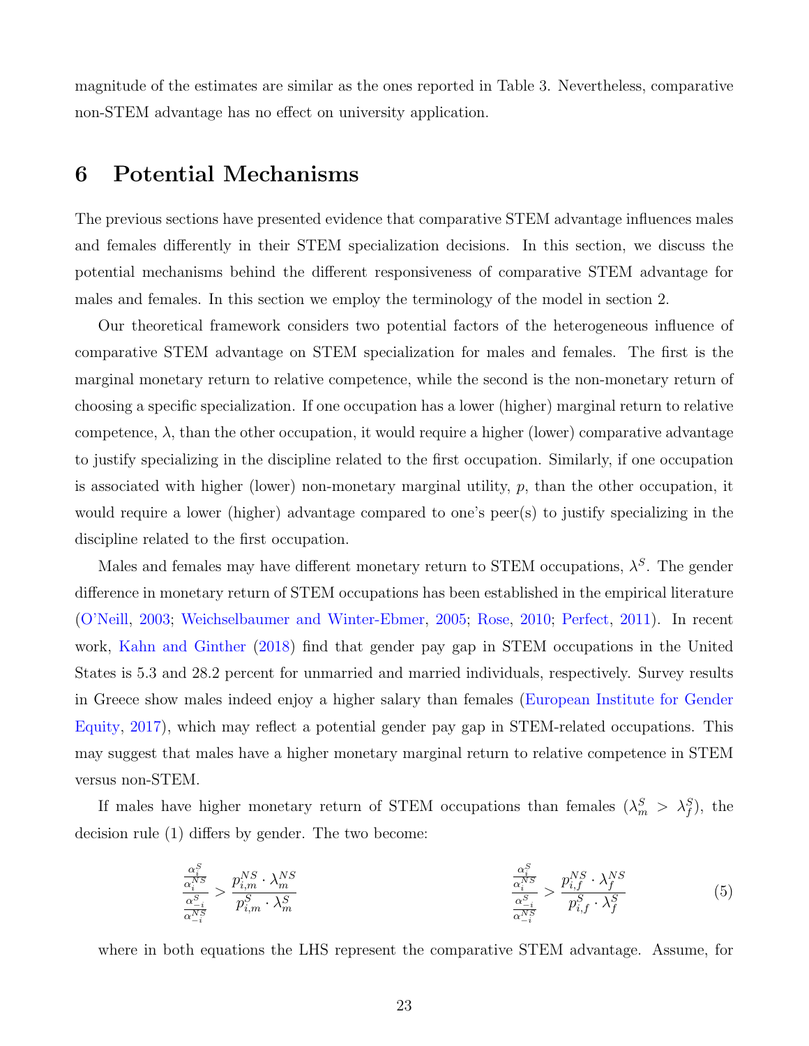magnitude of the estimates are similar as the ones reported in Table 3. Nevertheless, comparative non-STEM advantage has no effect on university application.

# 6 Potential Mechanisms

The previous sections have presented evidence that comparative STEM advantage influences males and females differently in their STEM specialization decisions. In this section, we discuss the potential mechanisms behind the different responsiveness of comparative STEM advantage for males and females. In this section we employ the terminology of the model in section 2.

Our theoretical framework considers two potential factors of the heterogeneous influence of comparative STEM advantage on STEM specialization for males and females. The first is the marginal monetary return to relative competence, while the second is the non-monetary return of choosing a specific specialization. If one occupation has a lower (higher) marginal return to relative competence, $\lambda$, than the other occupation, it would require a higher (lower) comparative advantage to justify specializing in the discipline related to the first occupation. Similarly, if one occupation is associated with higher (lower) non-monetary marginal utility, $p$, than the other occupation, it would require a lower (higher) advantage compared to one's peer(s) to justify specializing in the discipline related to the first occupation.

Males and females may have different monetary return to STEM occupations, $\lambda^S$. The gender difference in monetary return of STEM occupations has been established in the empirical literature (O'Neill, 2003; Weichselbaumer and Winter-Ebmer, 2005; Rose, 2010; Perfect, 2011). In recent work, Kahn and Ginther (2018) find that gender pay gap in STEM occupations in the United States is 5.3 and 28.2 percent for unmarried and married individuals, respectively. Survey results in Greece show males indeed enjoy a higher salary than females (European Institute for Gender Equity, 2017), which may reflect a potential gender pay gap in STEM-related occupations. This may suggest that males have a higher monetary marginal return to relative competence in STEM versus non-STEM.

If males have higher monetary return of STEM occupations than females ($\lambda^S_m > \lambda^S_f$), the decision rule (1) differs by gender. The two become:

$$\frac{\frac{\alpha_i^S}{\alpha_i^{NS}}}{\frac{\alpha_{-i}^S}{\alpha_{-i}^{NS}}} > \frac{p_{i,m}^{NS} \cdot \lambda_m^{NS}}{p_{i,m}^S \cdot \lambda_m^S} \qquad\qquad \frac{\frac{\alpha_i^S}{\alpha_i^{NS}}}{\frac{\alpha_{-i}^S}{\alpha_{-i}^{NS}}} > \frac{p_{i,f}^{NS} \cdot \lambda_f^{NS}}{p_{i,f}^S \cdot \lambda_f^S} \tag{5}$$

where in both equations the LHS represent the comparative STEM advantage. Assume, for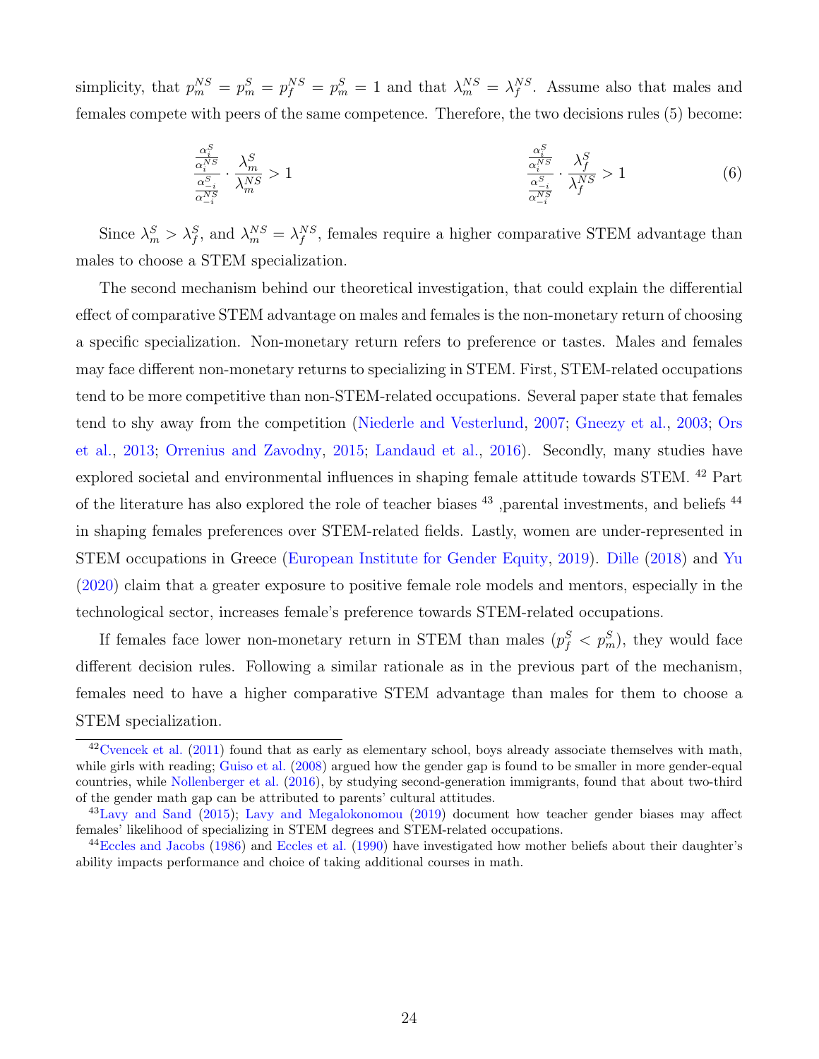simplicity, that $p_m^{NS} = p_m^S = p_f^{NS} = p_m^S = 1$ and that $\lambda_m^{NS} = \lambda_f^{NS}$. Assume also that males and females compete with peers of the same competence. Therefore, the two decisions rules (5) become:

$$\frac{\frac{\alpha_i^S}{\alpha_i^{NS}}}{\frac{\alpha_{-i}^S}{\alpha_{-i}^{NS}}} \cdot \frac{\lambda_m^S}{\lambda_m^{NS}} > 1 \qquad\qquad \frac{\frac{\alpha_i^S}{\alpha_i^{NS}}}{\frac{\alpha_{-i}^S}{\alpha_{-i}^{NS}}} \cdot \frac{\lambda_f^S}{\lambda_f^{NS}} > 1 \tag{6}$$

Since $\lambda_m^S > \lambda_f^S$, and $\lambda_m^{NS} = \lambda_f^{NS}$, females require a higher comparative STEM advantage than males to choose a STEM specialization.

The second mechanism behind our theoretical investigation, that could explain the differential effect of comparative STEM advantage on males and females is the non-monetary return of choosing a specific specialization. Non-monetary return refers to preference or tastes. Males and females may face different non-monetary returns to specializing in STEM. First, STEM-related occupations tend to be more competitive than non-STEM-related occupations. Several paper state that females tend to shy away from the competition (Niederle and Vesterlund, 2007; Gneezy et al., 2003; Ors et al., 2013; Orrenius and Zavodny, 2015; Landaud et al., 2016). Secondly, many studies have explored societal and environmental influences in shaping female attitude towards STEM. [42] Part of the literature has also explored the role of teacher biases [43] ,parental investments, and beliefs [44] in shaping females preferences over STEM-related fields. Lastly, women are under-represented in STEM occupations in Greece (European Institute for Gender Equity, 2019). Dille (2018) and Yu (2020) claim that a greater exposure to positive female role models and mentors, especially in the technological sector, increases female's preference towards STEM-related occupations.

If females face lower non-monetary return in STEM than males ($p_f^S < p_m^S$), they would face different decision rules. Following a similar rationale as in the previous part of the mechanism, females need to have a higher comparative STEM advantage than males for them to choose a STEM specialization.

---

[42] Cvencek et al. (2011) found that as early as elementary school, boys already associate themselves with math, while girls with reading; Guiso et al. (2008) argued how the gender gap is found to be smaller in more gender-equal countries, while Nollenberger et al. (2016), by studying second-generation immigrants, found that about two-third of the gender math gap can be attributed to parents' cultural attitudes.

[43] Lavy and Sand (2015); Lavy and Megalokonomou (2019) document how teacher gender biases may affect females' likelihood of specializing in STEM degrees and STEM-related occupations.

[44] Eccles and Jacobs (1986) and Eccles et al. (1990) have investigated how mother beliefs about their daughter's ability impacts performance and choice of taking additional courses in math.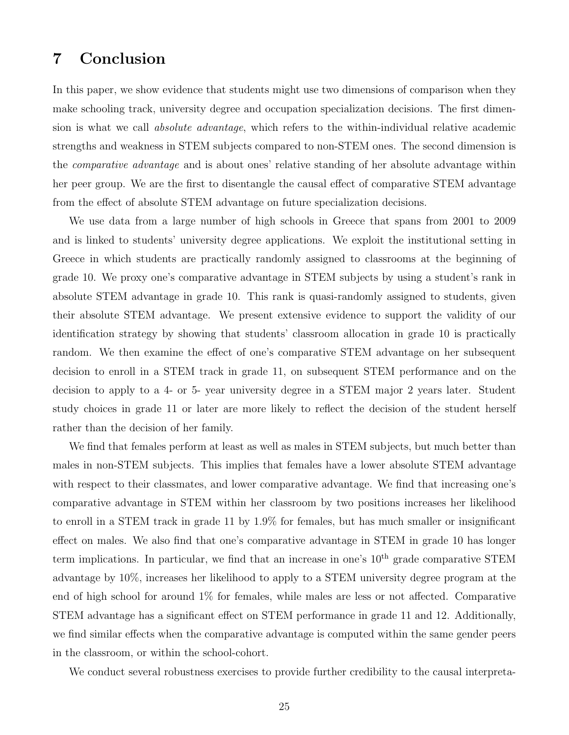# 7 Conclusion

In this paper, we show evidence that students might use two dimensions of comparison when they make schooling track, university degree and occupation specialization decisions. The first dimension is what we call *absolute advantage*, which refers to the within-individual relative academic strengths and weakness in STEM subjects compared to non-STEM ones. The second dimension is the *comparative advantage* and is about ones' relative standing of her absolute advantage within her peer group. We are the first to disentangle the causal effect of comparative STEM advantage from the effect of absolute STEM advantage on future specialization decisions.

We use data from a large number of high schools in Greece that spans from 2001 to 2009 and is linked to students' university degree applications. We exploit the institutional setting in Greece in which students are practically randomly assigned to classrooms at the beginning of grade 10. We proxy one's comparative advantage in STEM subjects by using a student's rank in absolute STEM advantage in grade 10. This rank is quasi-randomly assigned to students, given their absolute STEM advantage. We present extensive evidence to support the validity of our identification strategy by showing that students' classroom allocation in grade 10 is practically random. We then examine the effect of one's comparative STEM advantage on her subsequent decision to enroll in a STEM track in grade 11, on subsequent STEM performance and on the decision to apply to a 4- or 5- year university degree in a STEM major 2 years later. Student study choices in grade 11 or later are more likely to reflect the decision of the student herself rather than the decision of her family.

We find that females perform at least as well as males in STEM subjects, but much better than males in non-STEM subjects. This implies that females have a lower absolute STEM advantage with respect to their classmates, and lower comparative advantage. We find that increasing one's comparative advantage in STEM within her classroom by two positions increases her likelihood to enroll in a STEM track in grade 11 by 1.9% for females, but has much smaller or insignificant effect on males. We also find that one's comparative advantage in STEM in grade 10 has longer term implications. In particular, we find that an increase in one's $10^{\text{th}}$ grade comparative STEM advantage by 10%, increases her likelihood to apply to a STEM university degree program at the end of high school for around 1% for females, while males are less or not affected. Comparative STEM advantage has a significant effect on STEM performance in grade 11 and 12. Additionally, we find similar effects when the comparative advantage is computed within the same gender peers in the classroom, or within the school-cohort.

We conduct several robustness exercises to provide further credibility to the causal interpreta-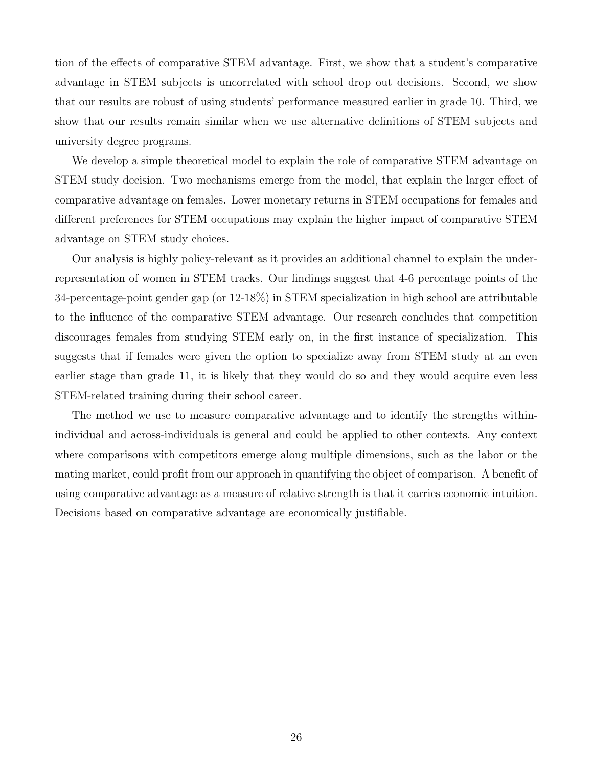tion of the effects of comparative STEM advantage. First, we show that a student's comparative advantage in STEM subjects is uncorrelated with school drop out decisions. Second, we show that our results are robust of using students' performance measured earlier in grade 10. Third, we show that our results remain similar when we use alternative definitions of STEM subjects and university degree programs.

We develop a simple theoretical model to explain the role of comparative STEM advantage on STEM study decision. Two mechanisms emerge from the model, that explain the larger effect of comparative advantage on females. Lower monetary returns in STEM occupations for females and different preferences for STEM occupations may explain the higher impact of comparative STEM advantage on STEM study choices.

Our analysis is highly policy-relevant as it provides an additional channel to explain the under-representation of women in STEM tracks. Our findings suggest that 4-6 percentage points of the 34-percentage-point gender gap (or 12-18%) in STEM specialization in high school are attributable to the influence of the comparative STEM advantage. Our research concludes that competition discourages females from studying STEM early on, in the first instance of specialization. This suggests that if females were given the option to specialize away from STEM study at an even earlier stage than grade 11, it is likely that they would do so and they would acquire even less STEM-related training during their school career.

The method we use to measure comparative advantage and to identify the strengths within-individual and across-individuals is general and could be applied to other contexts. Any context where comparisons with competitors emerge along multiple dimensions, such as the labor or the mating market, could profit from our approach in quantifying the object of comparison. A benefit of using comparative advantage as a measure of relative strength is that it carries economic intuition. Decisions based on comparative advantage are economically justifiable.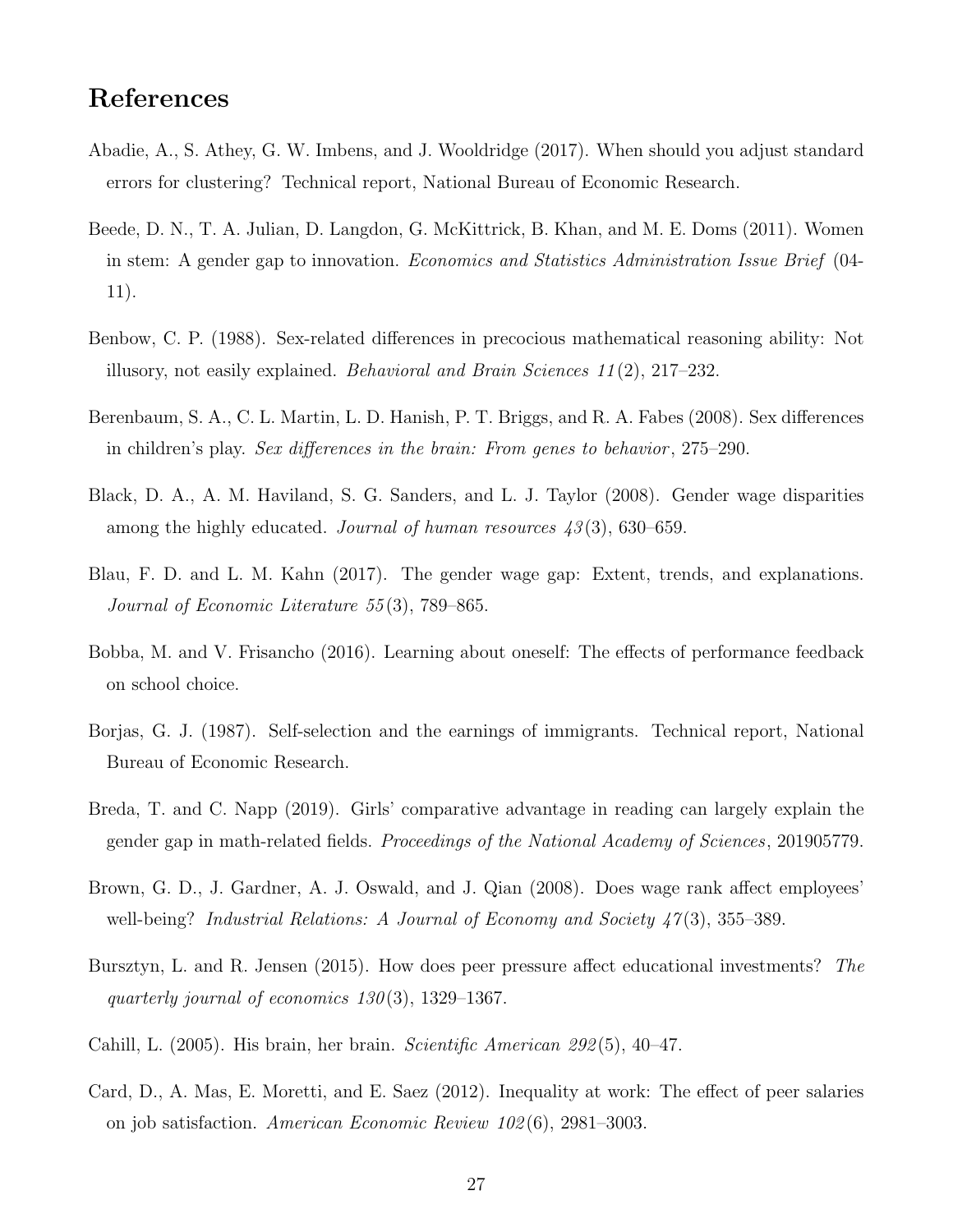# References

Abadie, A., S. Athey, G. W. Imbens, and J. Wooldridge (2017). When should you adjust standard errors for clustering? Technical report, National Bureau of Economic Research.

Beede, D. N., T. A. Julian, D. Langdon, G. McKittrick, B. Khan, and M. E. Doms (2011). Women in stem: A gender gap to innovation. *Economics and Statistics Administration Issue Brief* (04-11).

Benbow, C. P. (1988). Sex-related differences in precocious mathematical reasoning ability: Not illusory, not easily explained. *Behavioral and Brain Sciences 11*(2), 217–232.

Berenbaum, S. A., C. L. Martin, L. D. Hanish, P. T. Briggs, and R. A. Fabes (2008). Sex differences in children's play. *Sex differences in the brain: From genes to behavior*, 275–290.

Black, D. A., A. M. Haviland, S. G. Sanders, and L. J. Taylor (2008). Gender wage disparities among the highly educated. *Journal of human resources 43*(3), 630–659.

Blau, F. D. and L. M. Kahn (2017). The gender wage gap: Extent, trends, and explanations. *Journal of Economic Literature 55*(3), 789–865.

Bobba, M. and V. Frisancho (2016). Learning about oneself: The effects of performance feedback on school choice.

Borjas, G. J. (1987). Self-selection and the earnings of immigrants. Technical report, National Bureau of Economic Research.

Breda, T. and C. Napp (2019). Girls' comparative advantage in reading can largely explain the gender gap in math-related fields. *Proceedings of the National Academy of Sciences*, 201905779.

Brown, G. D., J. Gardner, A. J. Oswald, and J. Qian (2008). Does wage rank affect employees' well-being? *Industrial Relations: A Journal of Economy and Society 47*(3), 355–389.

Bursztyn, L. and R. Jensen (2015). How does peer pressure affect educational investments? *The quarterly journal of economics 130*(3), 1329–1367.

Cahill, L. (2005). His brain, her brain. *Scientific American 292*(5), 40–47.

Card, D., A. Mas, E. Moretti, and E. Saez (2012). Inequality at work: The effect of peer salaries on job satisfaction. *American Economic Review 102*(6), 2981–3003.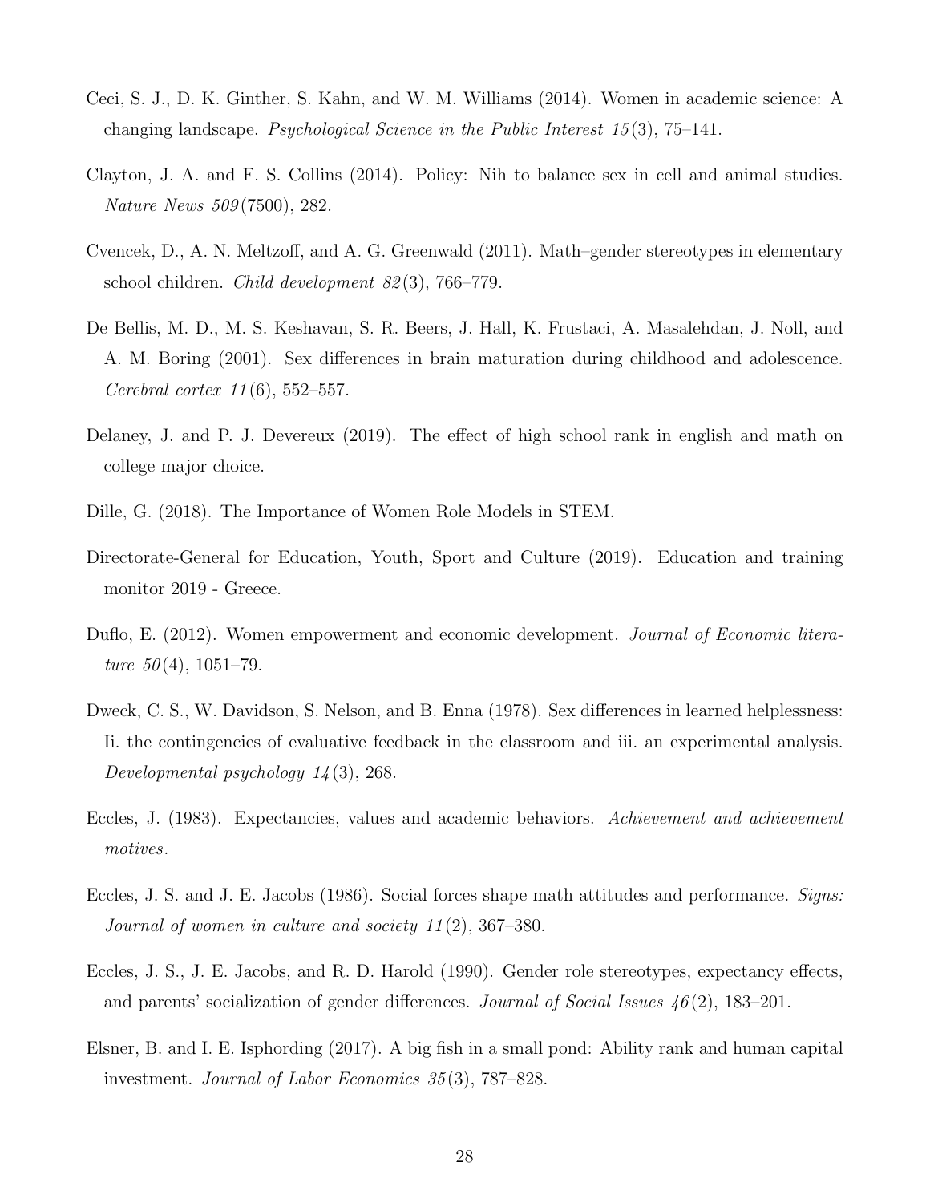Ceci, S. J., D. K. Ginther, S. Kahn, and W. M. Williams (2014). Women in academic science: A changing landscape. *Psychological Science in the Public Interest 15*(3), 75–141.

Clayton, J. A. and F. S. Collins (2014). Policy: Nih to balance sex in cell and animal studies. *Nature News 509*(7500), 282.

Cvencek, D., A. N. Meltzoff, and A. G. Greenwald (2011). Math–gender stereotypes in elementary school children. *Child development 82*(3), 766–779.

De Bellis, M. D., M. S. Keshavan, S. R. Beers, J. Hall, K. Frustaci, A. Masalehdan, J. Noll, and A. M. Boring (2001). Sex differences in brain maturation during childhood and adolescence. *Cerebral cortex 11*(6), 552–557.

Delaney, J. and P. J. Devereux (2019). The effect of high school rank in english and math on college major choice.

Dille, G. (2018). The Importance of Women Role Models in STEM.

Directorate-General for Education, Youth, Sport and Culture (2019). Education and training monitor 2019 - Greece.

Duflo, E. (2012). Women empowerment and economic development. *Journal of Economic literature 50*(4), 1051–79.

Dweck, C. S., W. Davidson, S. Nelson, and B. Enna (1978). Sex differences in learned helplessness: Ii. the contingencies of evaluative feedback in the classroom and iii. an experimental analysis. *Developmental psychology 14*(3), 268.

Eccles, J. (1983). Expectancies, values and academic behaviors. *Achievement and achievement motives*.

Eccles, J. S. and J. E. Jacobs (1986). Social forces shape math attitudes and performance. *Signs: Journal of women in culture and society 11*(2), 367–380.

Eccles, J. S., J. E. Jacobs, and R. D. Harold (1990). Gender role stereotypes, expectancy effects, and parents' socialization of gender differences. *Journal of Social Issues 46*(2), 183–201.

Elsner, B. and I. E. Isphording (2017). A big fish in a small pond: Ability rank and human capital investment. *Journal of Labor Economics 35*(3), 787–828.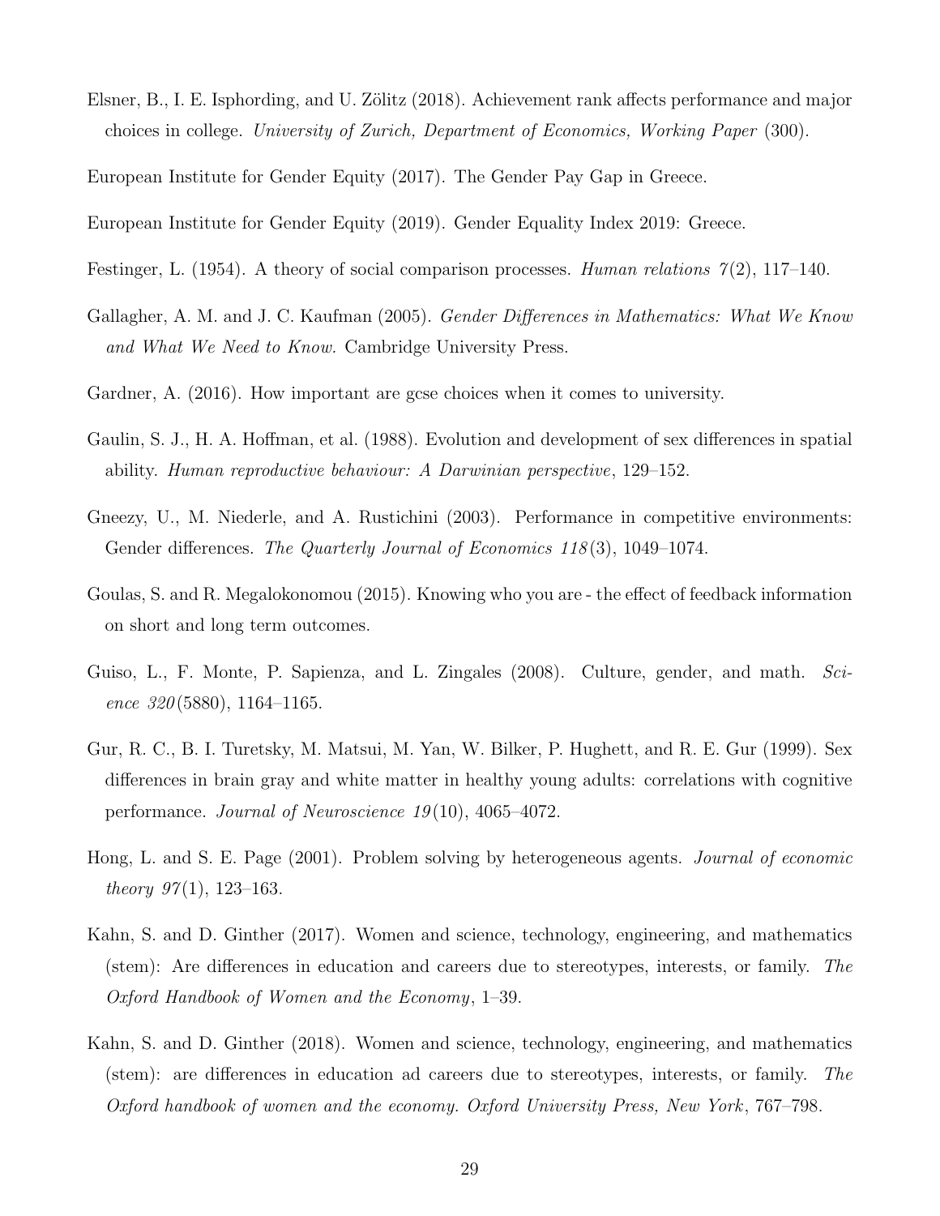Elsner, B., I. E. Isphording, and U. Zölitz (2018). Achievement rank affects performance and major choices in college. *University of Zurich, Department of Economics, Working Paper* (300).

European Institute for Gender Equity (2017). The Gender Pay Gap in Greece.

European Institute for Gender Equity (2019). Gender Equality Index 2019: Greece.

Festinger, L. (1954). A theory of social comparison processes. *Human relations 7*(2), 117–140.

Gallagher, A. M. and J. C. Kaufman (2005). *Gender Differences in Mathematics: What We Know and What We Need to Know*. Cambridge University Press.

Gardner, A. (2016). How important are gcse choices when it comes to university.

Gaulin, S. J., H. A. Hoffman, et al. (1988). Evolution and development of sex differences in spatial ability. *Human reproductive behaviour: A Darwinian perspective*, 129–152.

Gneezy, U., M. Niederle, and A. Rustichini (2003). Performance in competitive environments: Gender differences. *The Quarterly Journal of Economics 118*(3), 1049–1074.

Goulas, S. and R. Megalokonomou (2015). Knowing who you are - the effect of feedback information on short and long term outcomes.

Guiso, L., F. Monte, P. Sapienza, and L. Zingales (2008). Culture, gender, and math. *Science 320*(5880), 1164–1165.

Gur, R. C., B. I. Turetsky, M. Matsui, M. Yan, W. Bilker, P. Hughett, and R. E. Gur (1999). Sex differences in brain gray and white matter in healthy young adults: correlations with cognitive performance. *Journal of Neuroscience 19*(10), 4065–4072.

Hong, L. and S. E. Page (2001). Problem solving by heterogeneous agents. *Journal of economic theory 97*(1), 123–163.

Kahn, S. and D. Ginther (2017). Women and science, technology, engineering, and mathematics (stem): Are differences in education and careers due to stereotypes, interests, or family. *The Oxford Handbook of Women and the Economy*, 1–39.

Kahn, S. and D. Ginther (2018). Women and science, technology, engineering, and mathematics (stem): are differences in education ad careers due to stereotypes, interests, or family. *The Oxford handbook of women and the economy. Oxford University Press, New York*, 767–798.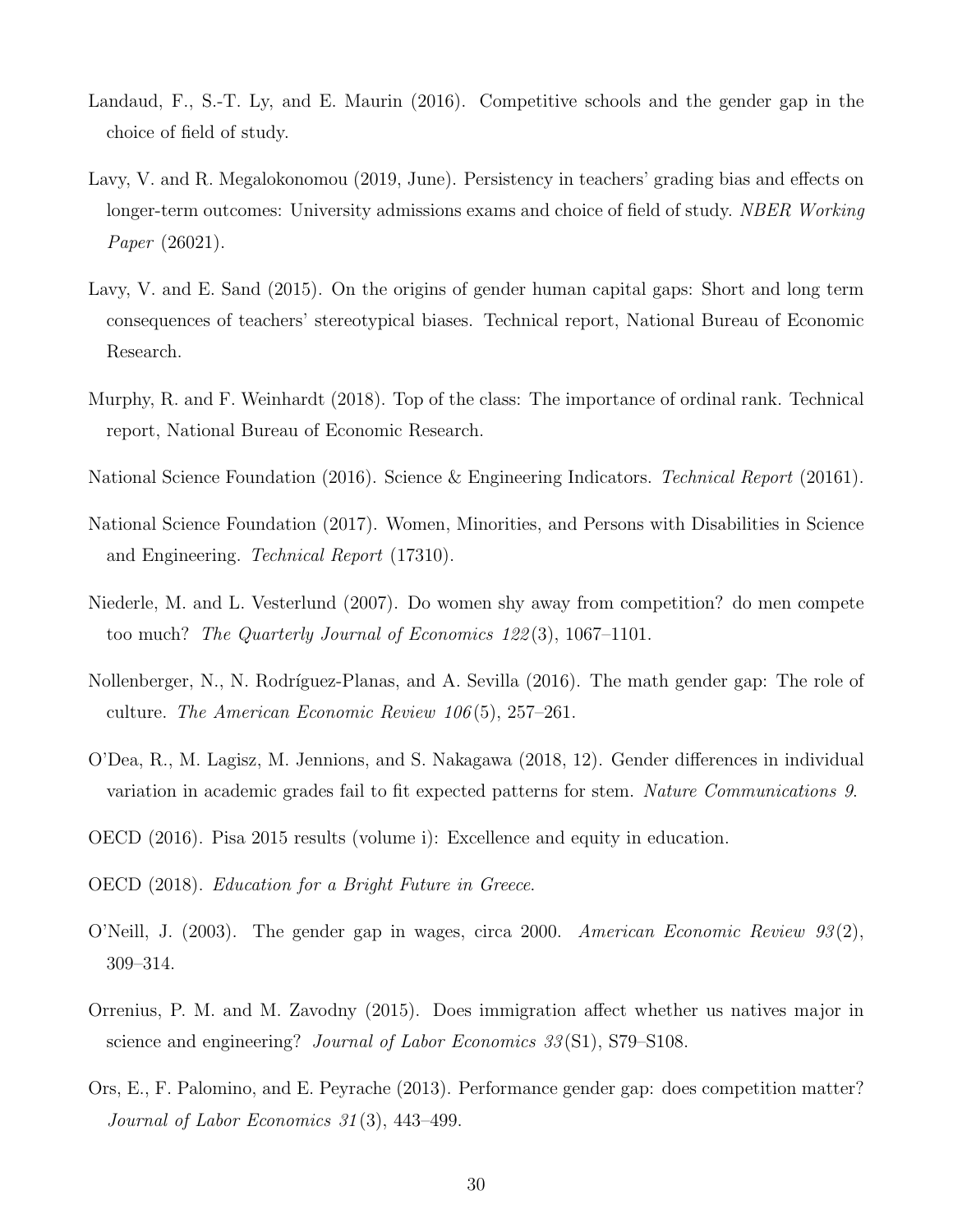Landaud, F., S.-T. Ly, and E. Maurin (2016). Competitive schools and the gender gap in the choice of field of study.

Lavy, V. and R. Megalokonomou (2019, June). Persistency in teachers' grading bias and effects on longer-term outcomes: University admissions exams and choice of field of study. *NBER Working Paper* (26021).

Lavy, V. and E. Sand (2015). On the origins of gender human capital gaps: Short and long term consequences of teachers' stereotypical biases. Technical report, National Bureau of Economic Research.

Murphy, R. and F. Weinhardt (2018). Top of the class: The importance of ordinal rank. Technical report, National Bureau of Economic Research.

National Science Foundation (2016). Science & Engineering Indicators. *Technical Report* (20161).

National Science Foundation (2017). Women, Minorities, and Persons with Disabilities in Science and Engineering. *Technical Report* (17310).

Niederle, M. and L. Vesterlund (2007). Do women shy away from competition? do men compete too much? *The Quarterly Journal of Economics 122*(3), 1067–1101.

Nollenberger, N., N. Rodríguez-Planas, and A. Sevilla (2016). The math gender gap: The role of culture. *The American Economic Review 106*(5), 257–261.

O'Dea, R., M. Lagisz, M. Jennions, and S. Nakagawa (2018, 12). Gender differences in individual variation in academic grades fail to fit expected patterns for stem. *Nature Communications 9*.

OECD (2016). Pisa 2015 results (volume i): Excellence and equity in education.

OECD (2018). *Education for a Bright Future in Greece*.

O'Neill, J. (2003). The gender gap in wages, circa 2000. *American Economic Review 93*(2), 309–314.

Orrenius, P. M. and M. Zavodny (2015). Does immigration affect whether us natives major in science and engineering? *Journal of Labor Economics 33*(S1), S79–S108.

Ors, E., F. Palomino, and E. Peyrache (2013). Performance gender gap: does competition matter? *Journal of Labor Economics 31*(3), 443–499.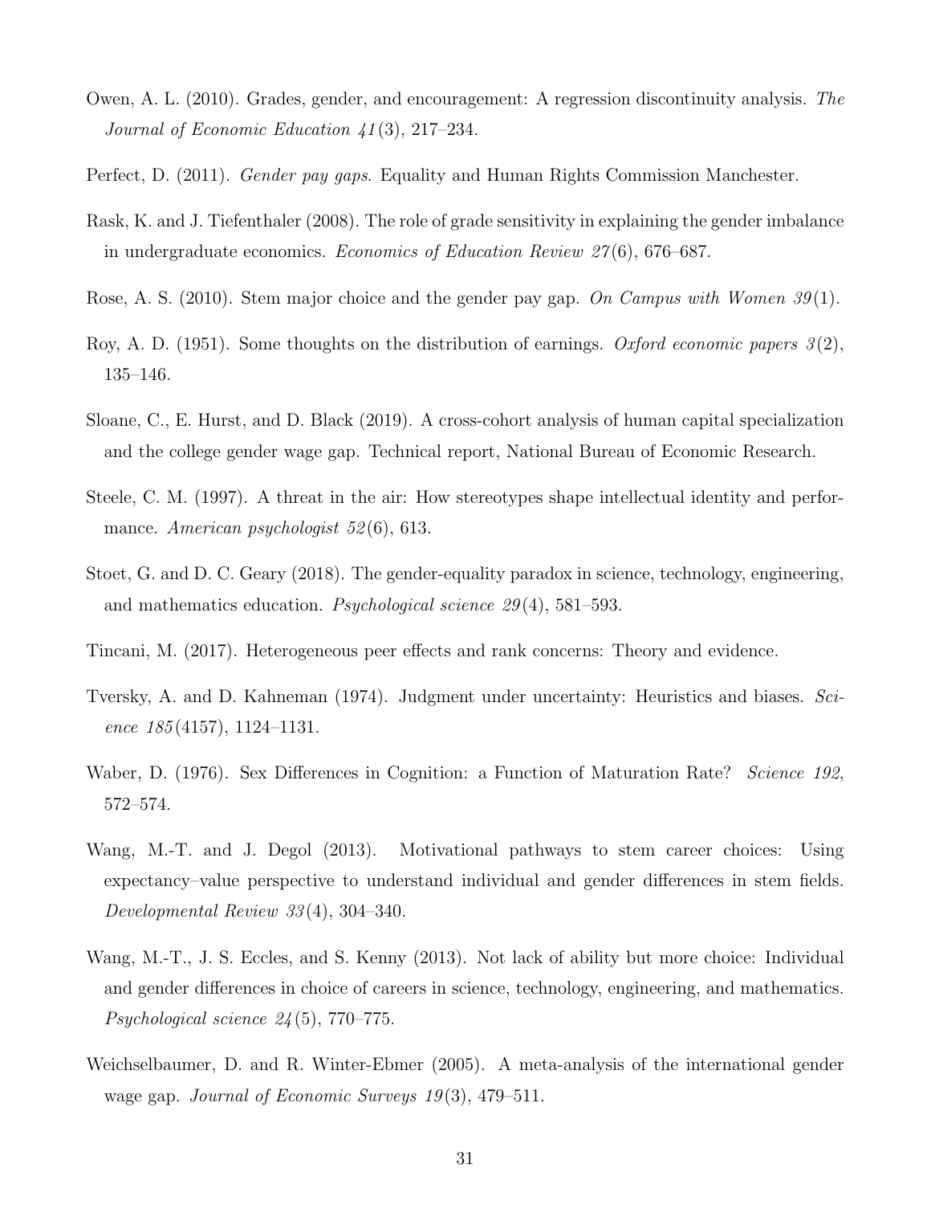Owen, A. L. (2010). Grades, gender, and encouragement: A regression discontinuity analysis. *The Journal of Economic Education 41*(3), 217–234.

Perfect, D. (2011). *Gender pay gaps*. Equality and Human Rights Commission Manchester.

Rask, K. and J. Tiefenthaler (2008). The role of grade sensitivity in explaining the gender imbalance in undergraduate economics. *Economics of Education Review 27*(6), 676–687.

Rose, A. S. (2010). Stem major choice and the gender pay gap. *On Campus with Women 39*(1).

Roy, A. D. (1951). Some thoughts on the distribution of earnings. *Oxford economic papers 3*(2), 135–146.

Sloane, C., E. Hurst, and D. Black (2019). A cross-cohort analysis of human capital specialization and the college gender wage gap. Technical report, National Bureau of Economic Research.

Steele, C. M. (1997). A threat in the air: How stereotypes shape intellectual identity and performance. *American psychologist 52*(6), 613.

Stoet, G. and D. C. Geary (2018). The gender-equality paradox in science, technology, engineering, and mathematics education. *Psychological science 29*(4), 581–593.

Tincani, M. (2017). Heterogeneous peer effects and rank concerns: Theory and evidence.

Tversky, A. and D. Kahneman (1974). Judgment under uncertainty: Heuristics and biases. *Science 185*(4157), 1124–1131.

Waber, D. (1976). Sex Differences in Cognition: a Function of Maturation Rate? *Science 192*, 572–574.

Wang, M.-T. and J. Degol (2013). Motivational pathways to stem career choices: Using expectancy–value perspective to understand individual and gender differences in stem fields. *Developmental Review 33*(4), 304–340.

Wang, M.-T., J. S. Eccles, and S. Kenny (2013). Not lack of ability but more choice: Individual and gender differences in choice of careers in science, technology, engineering, and mathematics. *Psychological science 24*(5), 770–775.

Weichselbaumer, D. and R. Winter-Ebmer (2005). A meta-analysis of the international gender wage gap. *Journal of Economic Surveys 19*(3), 479–511.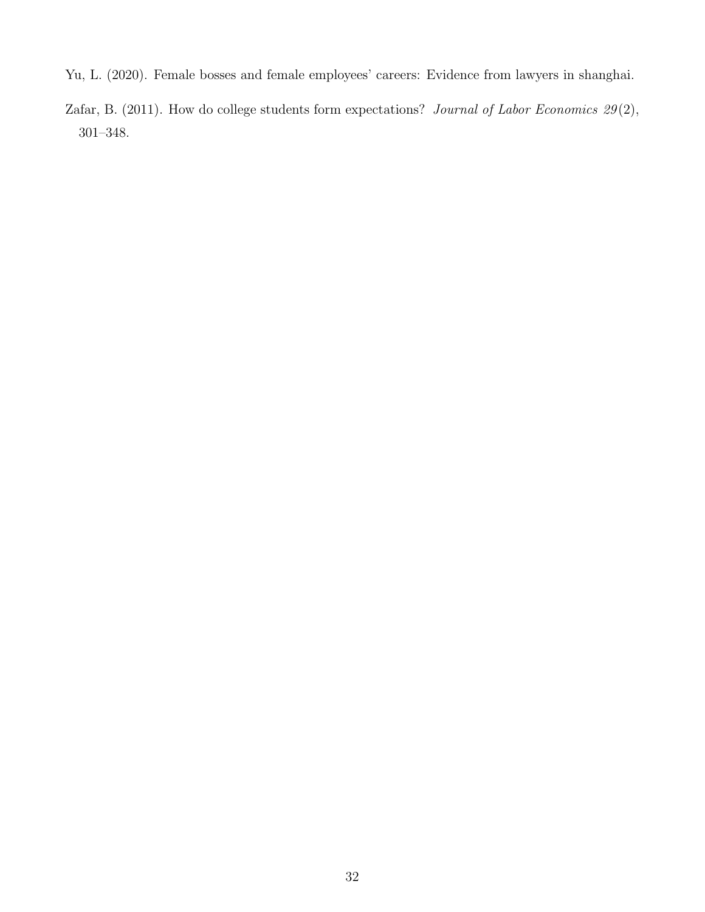Yu, L. (2020). Female bosses and female employees' careers: Evidence from lawyers in shanghai.

Zafar, B. (2011). How do college students form expectations? *Journal of Labor Economics 29*(2), 301–348.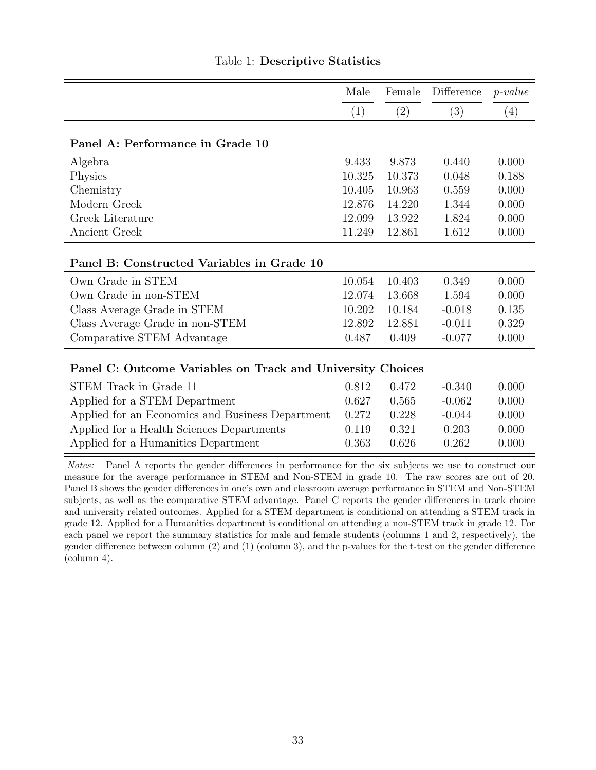Table 1: **Descriptive Statistics**

| | Male | Female | Difference | *p-value* |
|---|---|---|---|---|
| | (1) | (2) | (3) | (4) |
| **Panel A: Performance in Grade 10** | | | | |
| Algebra | 9.433 | 9.873 | 0.440 | 0.000 |
| Physics | 10.325 | 10.373 | 0.048 | 0.188 |
| Chemistry | 10.405 | 10.963 | 0.559 | 0.000 |
| Modern Greek | 12.876 | 14.220 | 1.344 | 0.000 |
| Greek Literature | 12.099 | 13.922 | 1.824 | 0.000 |
| Ancient Greek | 11.249 | 12.861 | 1.612 | 0.000 |
| **Panel B: Constructed Variables in Grade 10** | | | | |
| Own Grade in STEM | 10.054 | 10.403 | 0.349 | 0.000 |
| Own Grade in non-STEM | 12.074 | 13.668 | 1.594 | 0.000 |
| Class Average Grade in STEM | 10.202 | 10.184 | -0.018 | 0.135 |
| Class Average Grade in non-STEM | 12.892 | 12.881 | -0.011 | 0.329 |
| Comparative STEM Advantage | 0.487 | 0.409 | -0.077 | 0.000 |
| **Panel C: Outcome Variables on Track and University Choices** | | | | |
| STEM Track in Grade 11 | 0.812 | 0.472 | -0.340 | 0.000 |
| Applied for a STEM Department | 0.627 | 0.565 | -0.062 | 0.000 |
| Applied for an Economics and Business Department | 0.272 | 0.228 | -0.044 | 0.000 |
| Applied for a Health Sciences Departments | 0.119 | 0.321 | 0.203 | 0.000 |
| Applied for a Humanities Department | 0.363 | 0.626 | 0.262 | 0.000 |

*Notes:* Panel A reports the gender differences in performance for the six subjects we use to construct our measure for the average performance in STEM and Non-STEM in grade 10. The raw scores are out of 20. Panel B shows the gender differences in one's own and classroom average performance in STEM and Non-STEM subjects, as well as the comparative STEM advantage. Panel C reports the gender differences in track choice and university related outcomes. Applied for a STEM department is conditional on attending a STEM track in grade 12. Applied for a Humanities department is conditional on attending a non-STEM track in grade 12. For each panel we report the summary statistics for male and female students (columns 1 and 2, respectively), the gender difference between column (2) and (1) (column 3), and the p-values for the t-test on the gender difference (column 4).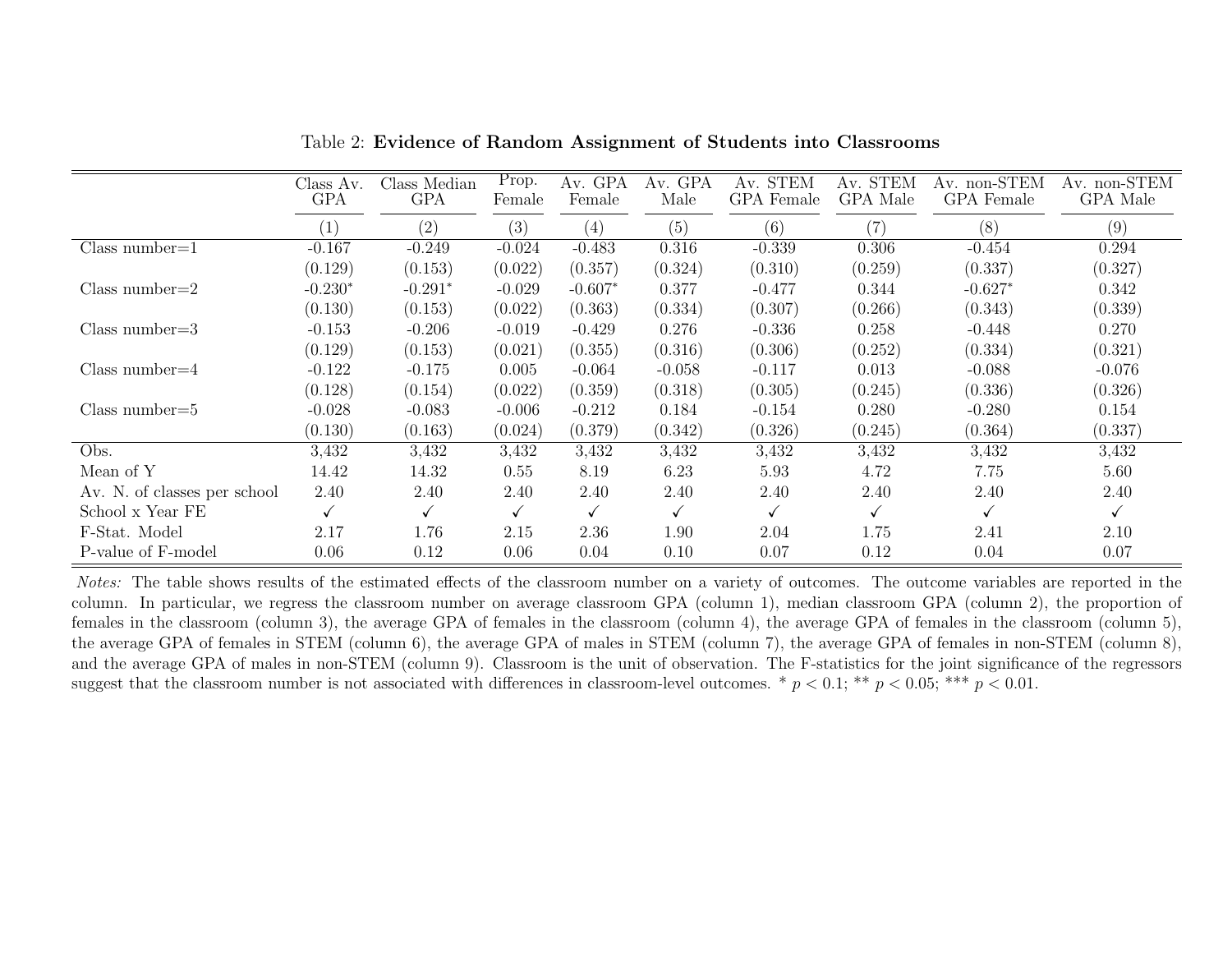Table 2: **Evidence of Random Assignment of Students into Classrooms**

| | Class Av. GPA | Class Median GPA | Prop. Female | Av. GPA Female | Av. GPA Male | Av. STEM GPA Female | Av. STEM GPA Male | Av. non-STEM GPA Female | Av. non-STEM GPA Male |
|---|---|---|---|---|---|---|---|---|---|
| | (1) | (2) | (3) | (4) | (5) | (6) | (7) | (8) | (9) |
| Class number=1 | -0.167 | -0.249 | -0.024 | -0.483 | 0.316 | -0.339 | 0.306 | -0.454 | 0.294 |
| | (0.129) | (0.153) | (0.022) | (0.357) | (0.324) | (0.310) | (0.259) | (0.337) | (0.327) |
| Class number=2 | -0.230* | -0.291* | -0.029 | -0.607* | 0.377 | -0.477 | 0.344 | -0.627* | 0.342 |
| | (0.130) | (0.153) | (0.022) | (0.363) | (0.334) | (0.307) | (0.266) | (0.343) | (0.339) |
| Class number=3 | -0.153 | -0.206 | -0.019 | -0.429 | 0.276 | -0.336 | 0.258 | -0.448 | 0.270 |
| | (0.129) | (0.153) | (0.021) | (0.355) | (0.316) | (0.306) | (0.252) | (0.334) | (0.321) |
| Class number=4 | -0.122 | -0.175 | 0.005 | -0.064 | -0.058 | -0.117 | 0.013 | -0.088 | -0.076 |
| | (0.128) | (0.154) | (0.022) | (0.359) | (0.318) | (0.305) | (0.245) | (0.336) | (0.326) |
| Class number=5 | -0.028 | -0.083 | -0.006 | -0.212 | 0.184 | -0.154 | 0.280 | -0.280 | 0.154 |
| | (0.130) | (0.163) | (0.024) | (0.379) | (0.342) | (0.326) | (0.245) | (0.364) | (0.337) |
| Obs. | 3,432 | 3,432 | 3,432 | 3,432 | 3,432 | 3,432 | 3,432 | 3,432 | 3,432 |
| Mean of Y | 14.42 | 14.32 | 0.55 | 8.19 | 6.23 | 5.93 | 4.72 | 7.75 | 5.60 |
| Av. N. of classes per school | 2.40 | 2.40 | 2.40 | 2.40 | 2.40 | 2.40 | 2.40 | 2.40 | 2.40 |
| School x Year FE | ✓ | ✓ | ✓ | ✓ | ✓ | ✓ | ✓ | ✓ | ✓ |
| F-Stat. Model | 2.17 | 1.76 | 2.15 | 2.36 | 1.90 | 2.04 | 1.75 | 2.41 | 2.10 |
| P-value of F-model | 0.06 | 0.12 | 0.06 | 0.04 | 0.10 | 0.07 | 0.12 | 0.04 | 0.07 |

*Notes:* The table shows results of the estimated effects of the classroom number on a variety of outcomes. The outcome variables are reported in the column. In particular, we regress the classroom number on average classroom GPA (column 1), median classroom GPA (column 2), the proportion of females in the classroom (column 3), the average GPA of females in the classroom (column 4), the average GPA of females in the classroom (column 5), the average GPA of females in STEM (column 6), the average GPA of males in STEM (column 7), the average GPA of females in non-STEM (column 8), and the average GPA of males in non-STEM (column 9). Classroom is the unit of observation. The F-statistics for the joint significance of the regressors suggest that the classroom number is not associated with differences in classroom-level outcomes. * $p < 0.1$; ** $p < 0.05$; *** $p < 0.01$.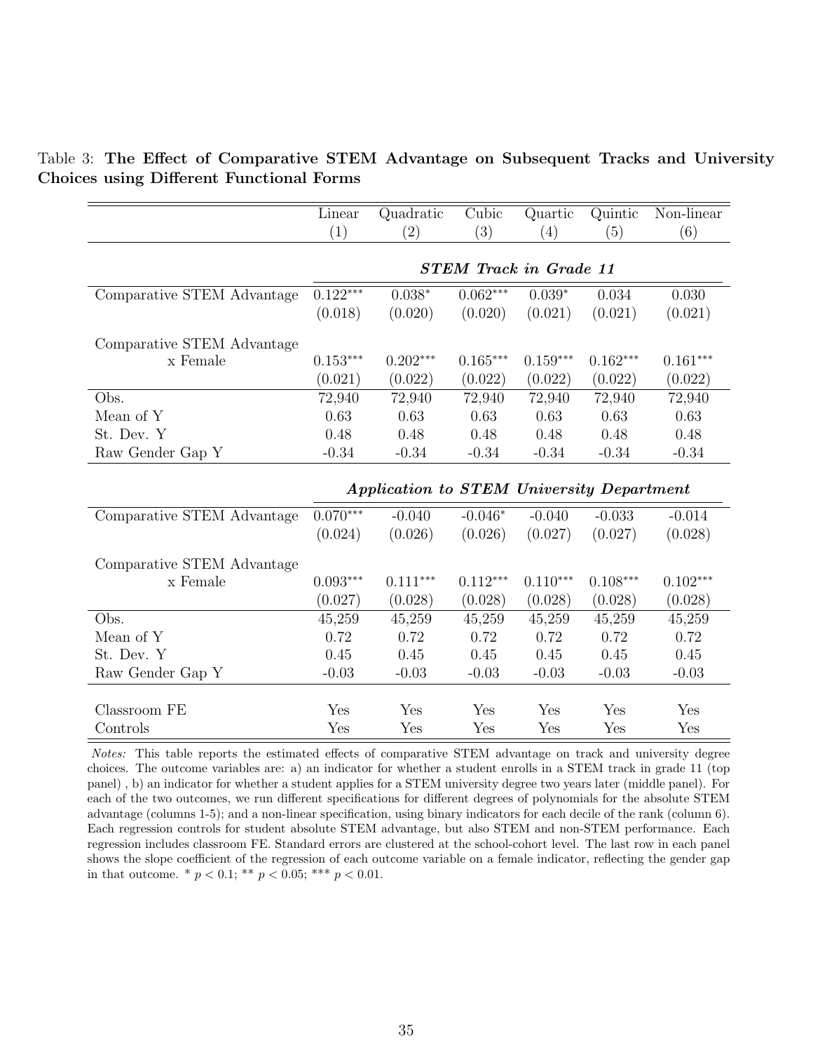Table 3: **The Effect of Comparative STEM Advantage on Subsequent Tracks and University Choices using Different Functional Forms**

| | Linear (1) | Quadratic (2) | Cubic (3) | Quartic (4) | Quintic (5) | Non-linear (6) |
|---|---|---|---|---|---|---|
| | ***STEM Track in Grade 11*** | | | | | |
| Comparative STEM Advantage | 0.122*** | 0.038* | 0.062*** | 0.039* | 0.034 | 0.030 |
| | (0.018) | (0.020) | (0.020) | (0.021) | (0.021) | (0.021) |
| Comparative STEM Advantage x Female | 0.153*** | 0.202*** | 0.165*** | 0.159*** | 0.162*** | 0.161*** |
| | (0.021) | (0.022) | (0.022) | (0.022) | (0.022) | (0.022) |
| Obs. | 72,940 | 72,940 | 72,940 | 72,940 | 72,940 | 72,940 |
| Mean of Y | 0.63 | 0.63 | 0.63 | 0.63 | 0.63 | 0.63 |
| St. Dev. Y | 0.48 | 0.48 | 0.48 | 0.48 | 0.48 | 0.48 |
| Raw Gender Gap Y | -0.34 | -0.34 | -0.34 | -0.34 | -0.34 | -0.34 |
| | ***Application to STEM University Department*** | | | | | |
| Comparative STEM Advantage | 0.070*** | -0.040 | -0.046* | -0.040 | -0.033 | -0.014 |
| | (0.024) | (0.026) | (0.026) | (0.027) | (0.027) | (0.028) |
| Comparative STEM Advantage x Female | 0.093*** | 0.111*** | 0.112*** | 0.110*** | 0.108*** | 0.102*** |
| | (0.027) | (0.028) | (0.028) | (0.028) | (0.028) | (0.028) |
| Obs. | 45,259 | 45,259 | 45,259 | 45,259 | 45,259 | 45,259 |
| Mean of Y | 0.72 | 0.72 | 0.72 | 0.72 | 0.72 | 0.72 |
| St. Dev. Y | 0.45 | 0.45 | 0.45 | 0.45 | 0.45 | 0.45 |
| Raw Gender Gap Y | -0.03 | -0.03 | -0.03 | -0.03 | -0.03 | -0.03 |
| Classroom FE | Yes | Yes | Yes | Yes | Yes | Yes |
| Controls | Yes | Yes | Yes | Yes | Yes | Yes |

*Notes:* This table reports the estimated effects of comparative STEM advantage on track and university degree choices. The outcome variables are: a) an indicator for whether a student enrolls in a STEM track in grade 11 (top panel) , b) an indicator for whether a student applies for a STEM university degree two years later (middle panel). For each of the two outcomes, we run different specifications for different degrees of polynomials for the absolute STEM advantage (columns 1-5); and a non-linear specification, using binary indicators for each decile of the rank (column 6). Each regression controls for student absolute STEM advantage, but also STEM and non-STEM performance. Each regression includes classroom FE. Standard errors are clustered at the school-cohort level. The last row in each panel shows the slope coefficient of the regression of each outcome variable on a female indicator, reflecting the gender gap in that outcome. * $p < 0.1$; ** $p < 0.05$; *** $p < 0.01$.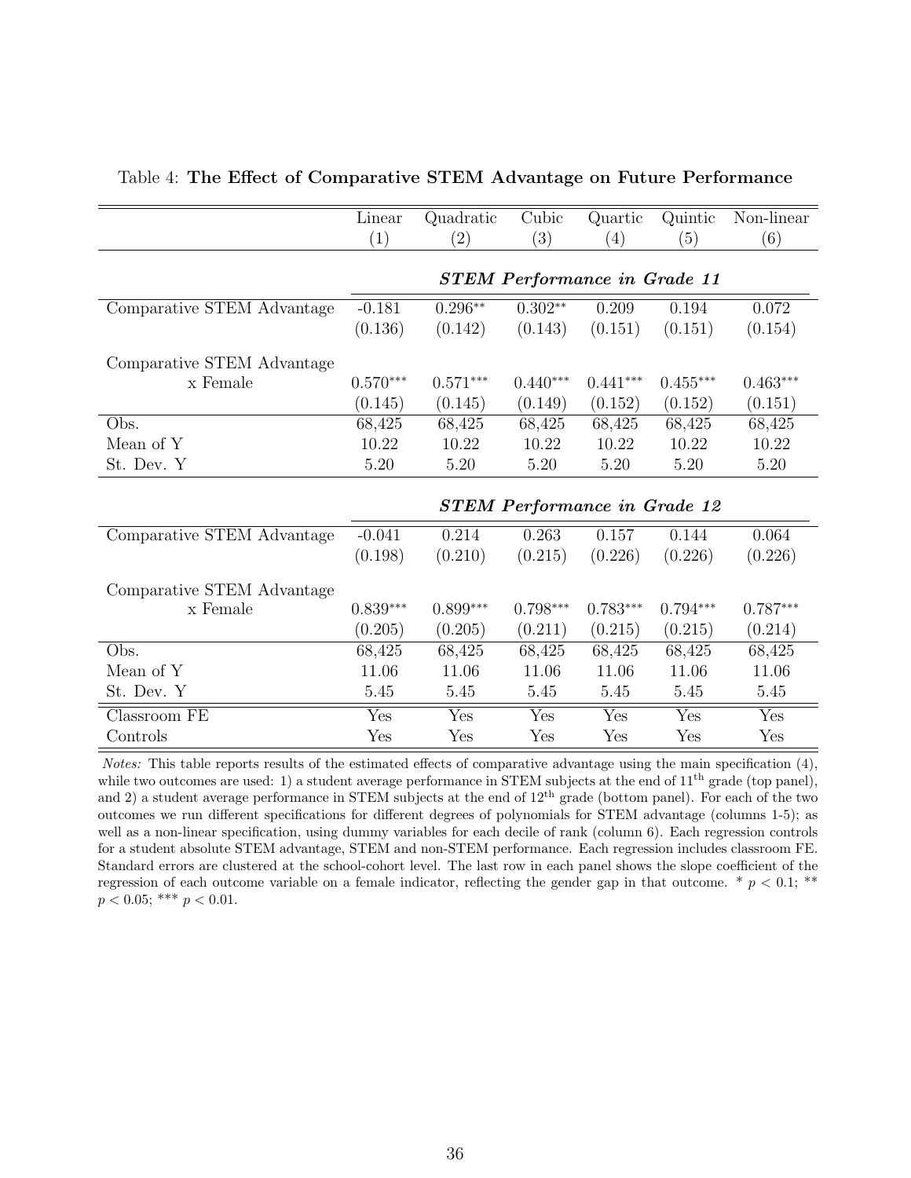Table 4: **The Effect of Comparative STEM Advantage on Future Performance**

| | Linear (1) | Quadratic (2) | Cubic (3) | Quartic (4) | Quintic (5) | Non-linear (6) |
|---|---|---|---|---|---|---|
| | ***STEM Performance in Grade 11*** | | | | | |
| Comparative STEM Advantage | -0.181 | $0.296^{**}$ | $0.302^{**}$ | 0.209 | 0.194 | 0.072 |
| | (0.136) | (0.142) | (0.143) | (0.151) | (0.151) | (0.154) |
| Comparative STEM Advantage x Female | $0.570^{***}$ | $0.571^{***}$ | $0.440^{***}$ | $0.441^{***}$ | $0.455^{***}$ | $0.463^{***}$ |
| | (0.145) | (0.145) | (0.149) | (0.152) | (0.152) | (0.151) |
| Obs. | 68,425 | 68,425 | 68,425 | 68,425 | 68,425 | 68,425 |
| Mean of Y | 10.22 | 10.22 | 10.22 | 10.22 | 10.22 | 10.22 |
| St. Dev. Y | 5.20 | 5.20 | 5.20 | 5.20 | 5.20 | 5.20 |
| | ***STEM Performance in Grade 12*** | | | | | |
| Comparative STEM Advantage | -0.041 | 0.214 | 0.263 | 0.157 | 0.144 | 0.064 |
| | (0.198) | (0.210) | (0.215) | (0.226) | (0.226) | (0.226) |
| Comparative STEM Advantage x Female | $0.839^{***}$ | $0.899^{***}$ | $0.798^{***}$ | $0.783^{***}$ | $0.794^{***}$ | $0.787^{***}$ |
| | (0.205) | (0.205) | (0.211) | (0.215) | (0.215) | (0.214) |
| Obs. | 68,425 | 68,425 | 68,425 | 68,425 | 68,425 | 68,425 |
| Mean of Y | 11.06 | 11.06 | 11.06 | 11.06 | 11.06 | 11.06 |
| St. Dev. Y | 5.45 | 5.45 | 5.45 | 5.45 | 5.45 | 5.45 |
| Classroom FE | Yes | Yes | Yes | Yes | Yes | Yes |
| Controls | Yes | Yes | Yes | Yes | Yes | Yes |

*Notes:* This table reports results of the estimated effects of comparative advantage using the main specification (4), while two outcomes are used: 1) a student average performance in STEM subjects at the end of 11th grade (top panel), and 2) a student average performance in STEM subjects at the end of 12th grade (bottom panel). For each of the two outcomes we run different specifications for different degrees of polynomials for STEM advantage (columns 1-5); as well as a non-linear specification, using dummy variables for each decile of rank (column 6). Each regression controls for a student absolute STEM advantage, STEM and non-STEM performance. Each regression includes classroom FE. Standard errors are clustered at the school-cohort level. The last row in each panel shows the slope coefficient of the regression of each outcome variable on a female indicator, reflecting the gender gap in that outcome. * $p < 0.1$; ** $p < 0.05$; *** $p < 0.01$.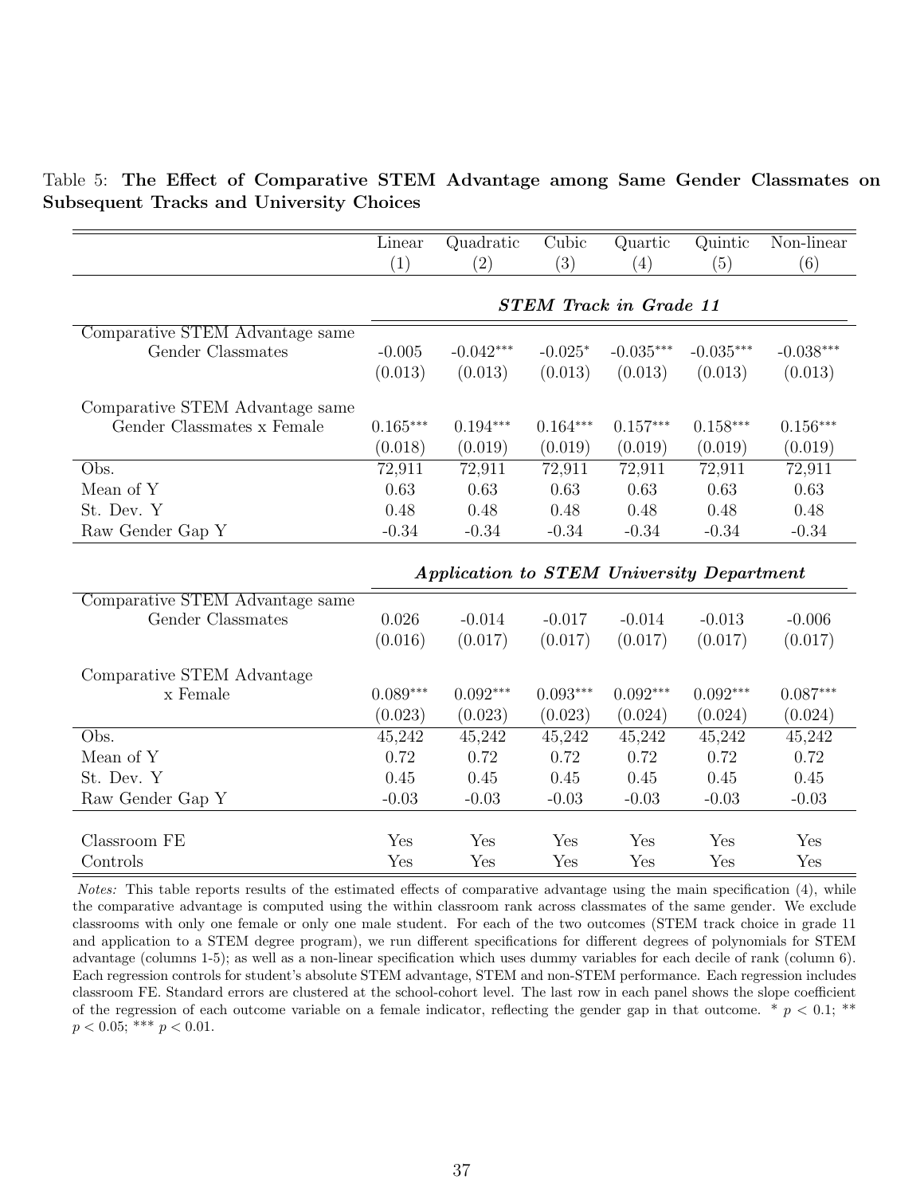Table 5: **The Effect of Comparative STEM Advantage among Same Gender Classmates on Subsequent Tracks and University Choices**

| | Linear (1) | Quadratic (2) | Cubic (3) | Quartic (4) | Quintic (5) | Non-linear (6) |
|---|---|---|---|---|---|---|
| | ***STEM Track in Grade 11*** | | | | | |
| Comparative STEM Advantage same Gender Classmates | -0.005 | -0.042*** | -0.025* | -0.035*** | -0.035*** | -0.038*** |
| | (0.013) | (0.013) | (0.013) | (0.013) | (0.013) | (0.013) |
| Comparative STEM Advantage same Gender Classmates x Female | 0.165*** | 0.194*** | 0.164*** | 0.157*** | 0.158*** | 0.156*** |
| | (0.018) | (0.019) | (0.019) | (0.019) | (0.019) | (0.019) |
| Obs. | 72,911 | 72,911 | 72,911 | 72,911 | 72,911 | 72,911 |
| Mean of Y | 0.63 | 0.63 | 0.63 | 0.63 | 0.63 | 0.63 |
| St. Dev. Y | 0.48 | 0.48 | 0.48 | 0.48 | 0.48 | 0.48 |
| Raw Gender Gap Y | -0.34 | -0.34 | -0.34 | -0.34 | -0.34 | -0.34 |
| | ***Application to STEM University Department*** | | | | | |
| Comparative STEM Advantage same Gender Classmates | 0.026 | -0.014 | -0.017 | -0.014 | -0.013 | -0.006 |
| | (0.016) | (0.017) | (0.017) | (0.017) | (0.017) | (0.017) |
| Comparative STEM Advantage x Female | 0.089*** | 0.092*** | 0.093*** | 0.092*** | 0.092*** | 0.087*** |
| | (0.023) | (0.023) | (0.023) | (0.024) | (0.024) | (0.024) |
| Obs. | 45,242 | 45,242 | 45,242 | 45,242 | 45,242 | 45,242 |
| Mean of Y | 0.72 | 0.72 | 0.72 | 0.72 | 0.72 | 0.72 |
| St. Dev. Y | 0.45 | 0.45 | 0.45 | 0.45 | 0.45 | 0.45 |
| Raw Gender Gap Y | -0.03 | -0.03 | -0.03 | -0.03 | -0.03 | -0.03 |
| Classroom FE | Yes | Yes | Yes | Yes | Yes | Yes |
| Controls | Yes | Yes | Yes | Yes | Yes | Yes |

*Notes:* This table reports results of the estimated effects of comparative advantage using the main specification (4), while the comparative advantage is computed using the within classroom rank across classmates of the same gender. We exclude classrooms with only one female or only one male student. For each of the two outcomes (STEM track choice in grade 11 and application to a STEM degree program), we run different specifications for different degrees of polynomials for STEM advantage (columns 1-5); as well as a non-linear specification which uses dummy variables for each decile of rank (column 6). Each regression controls for student's absolute STEM advantage, STEM and non-STEM performance. Each regression includes classroom FE. Standard errors are clustered at the school-cohort level. The last row in each panel shows the slope coefficient of the regression of each outcome variable on a female indicator, reflecting the gender gap in that outcome. * $p < 0.1$; ** $p < 0.05$; *** $p < 0.01$.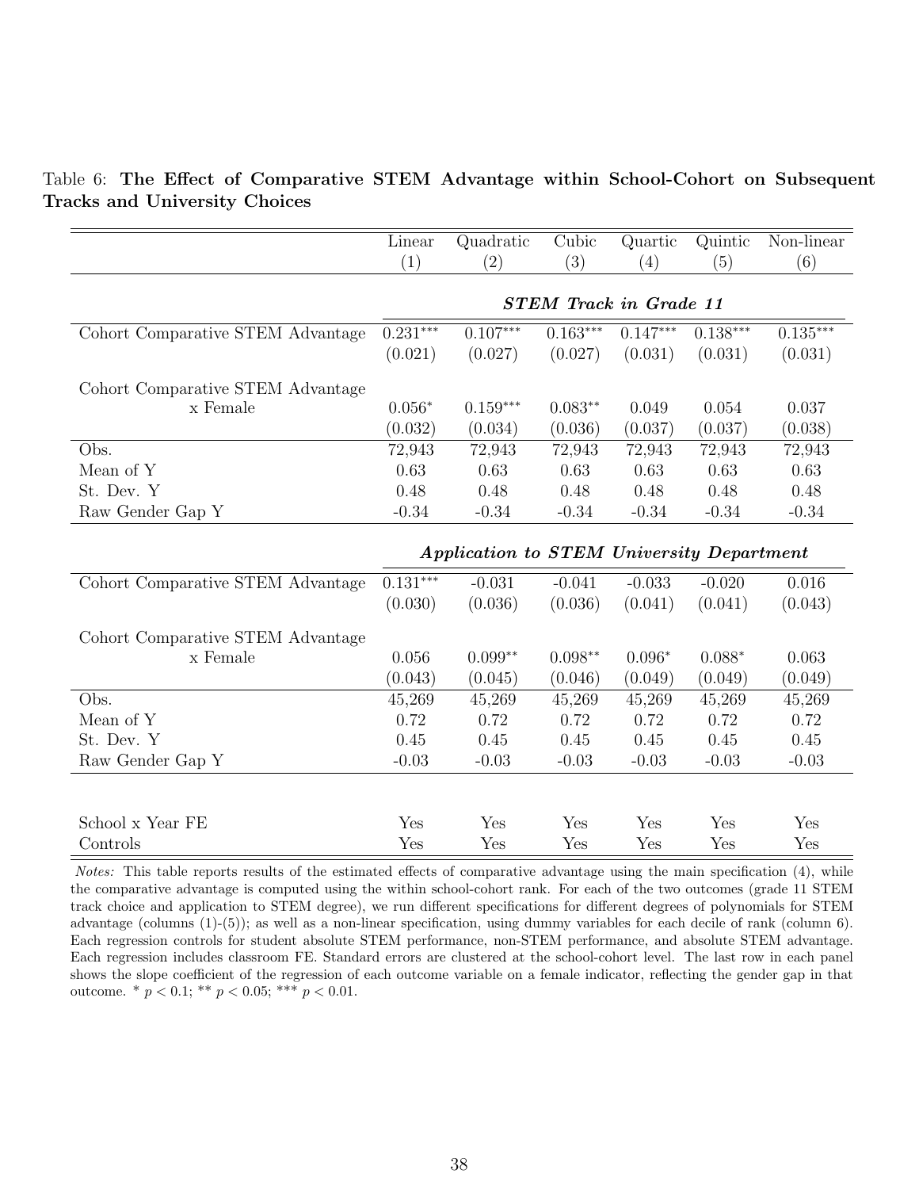Table 6: **The Effect of Comparative STEM Advantage within School-Cohort on Subsequent Tracks and University Choices**

| | Linear (1) | Quadratic (2) | Cubic (3) | Quartic (4) | Quintic (5) | Non-linear (6) |
|---|---|---|---|---|---|---|
| | ***STEM Track in Grade 11*** | | | | | |
| Cohort Comparative STEM Advantage | $0.231^{***}$ | $0.107^{***}$ | $0.163^{***}$ | $0.147^{***}$ | $0.138^{***}$ | $0.135^{***}$ |
| | (0.021) | (0.027) | (0.027) | (0.031) | (0.031) | (0.031) |
| Cohort Comparative STEM Advantage x Female | $0.056^{*}$ | $0.159^{***}$ | $0.083^{**}$ | 0.049 | 0.054 | 0.037 |
| | (0.032) | (0.034) | (0.036) | (0.037) | (0.037) | (0.038) |
| Obs. | 72,943 | 72,943 | 72,943 | 72,943 | 72,943 | 72,943 |
| Mean of Y | 0.63 | 0.63 | 0.63 | 0.63 | 0.63 | 0.63 |
| St. Dev. Y | 0.48 | 0.48 | 0.48 | 0.48 | 0.48 | 0.48 |
| Raw Gender Gap Y | -0.34 | -0.34 | -0.34 | -0.34 | -0.34 | -0.34 |
| | ***Application to STEM University Department*** | | | | | |
| Cohort Comparative STEM Advantage | $0.131^{***}$ | -0.031 | -0.041 | -0.033 | -0.020 | 0.016 |
| | (0.030) | (0.036) | (0.036) | (0.041) | (0.041) | (0.043) |
| Cohort Comparative STEM Advantage x Female | 0.056 | $0.099^{**}$ | $0.098^{**}$ | $0.096^{*}$ | $0.088^{*}$ | 0.063 |
| | (0.043) | (0.045) | (0.046) | (0.049) | (0.049) | (0.049) |
| Obs. | 45,269 | 45,269 | 45,269 | 45,269 | 45,269 | 45,269 |
| Mean of Y | 0.72 | 0.72 | 0.72 | 0.72 | 0.72 | 0.72 |
| St. Dev. Y | 0.45 | 0.45 | 0.45 | 0.45 | 0.45 | 0.45 |
| Raw Gender Gap Y | -0.03 | -0.03 | -0.03 | -0.03 | -0.03 | -0.03 |
| School x Year FE | Yes | Yes | Yes | Yes | Yes | Yes |
| Controls | Yes | Yes | Yes | Yes | Yes | Yes |

*Notes:* This table reports results of the estimated effects of comparative advantage using the main specification (4), while the comparative advantage is computed using the within school-cohort rank. For each of the two outcomes (grade 11 STEM track choice and application to STEM degree), we run different specifications for different degrees of polynomials for STEM advantage (columns (1)-(5)); as well as a non-linear specification, using dummy variables for each decile of rank (column 6). Each regression controls for student absolute STEM performance, non-STEM performance, and absolute STEM advantage. Each regression includes classroom FE. Standard errors are clustered at the school-cohort level. The last row in each panel shows the slope coefficient of the regression of each outcome variable on a female indicator, reflecting the gender gap in that outcome. * $p < 0.1$; ** $p < 0.05$; *** $p < 0.01$.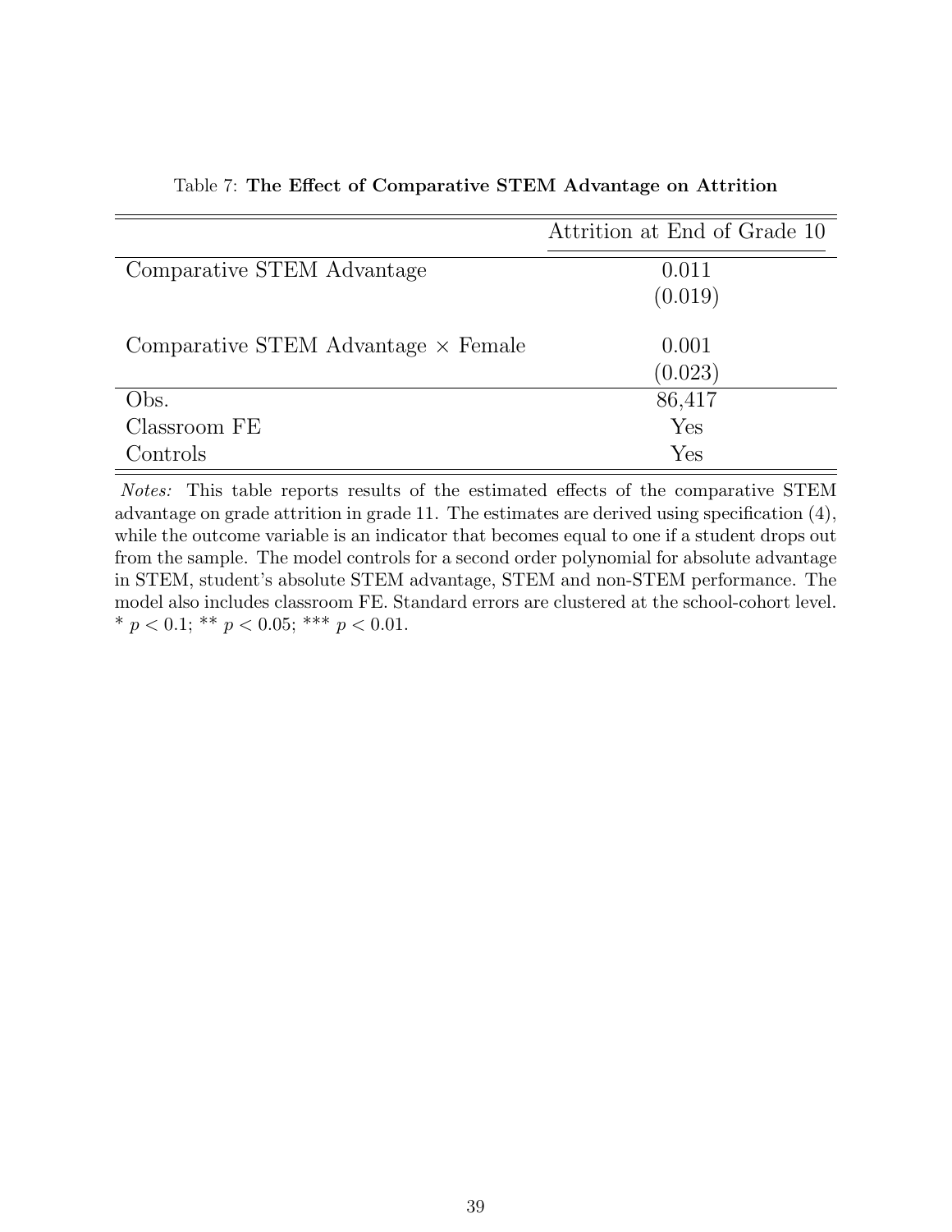Table 7: **The Effect of Comparative STEM Advantage on Attrition**

| | Attrition at End of Grade 10 |
|---|---|
| Comparative STEM Advantage | 0.011 |
| | (0.019) |
| Comparative STEM Advantage $\times$ Female | 0.001 |
| | (0.023) |
| Obs. | 86,417 |
| Classroom FE | Yes |
| Controls | Yes |

*Notes:* This table reports results of the estimated effects of the comparative STEM advantage on grade attrition in grade 11. The estimates are derived using specification (4), while the outcome variable is an indicator that becomes equal to one if a student drops out from the sample. The model controls for a second order polynomial for absolute advantage in STEM, student's absolute STEM advantage, STEM and non-STEM performance. The model also includes classroom FE. Standard errors are clustered at the school-cohort level. * $p < 0.1$; ** $p < 0.05$; *** $p < 0.01$.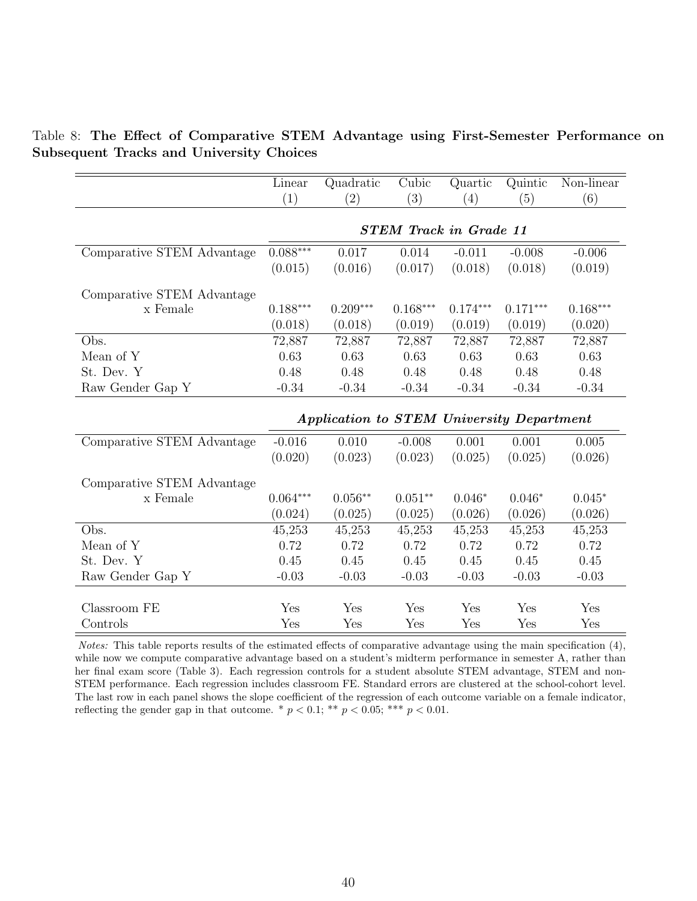Table 8: **The Effect of Comparative STEM Advantage using First-Semester Performance on Subsequent Tracks and University Choices**

| | Linear (1) | Quadratic (2) | Cubic (3) | Quartic (4) | Quintic (5) | Non-linear (6) |
|---|---|---|---|---|---|---|
| | ***STEM Track in Grade 11*** | | | | | |
| Comparative STEM Advantage | 0.088*** | 0.017 | 0.014 | -0.011 | -0.008 | -0.006 |
| | (0.015) | (0.016) | (0.017) | (0.018) | (0.018) | (0.019) |
| Comparative STEM Advantage x Female | 0.188*** | 0.209*** | 0.168*** | 0.174*** | 0.171*** | 0.168*** |
| | (0.018) | (0.018) | (0.019) | (0.019) | (0.019) | (0.020) |
| Obs. | 72,887 | 72,887 | 72,887 | 72,887 | 72,887 | 72,887 |
| Mean of Y | 0.63 | 0.63 | 0.63 | 0.63 | 0.63 | 0.63 |
| St. Dev. Y | 0.48 | 0.48 | 0.48 | 0.48 | 0.48 | 0.48 |
| Raw Gender Gap Y | -0.34 | -0.34 | -0.34 | -0.34 | -0.34 | -0.34 |
| | ***Application to STEM University Department*** | | | | | |
| Comparative STEM Advantage | -0.016 | 0.010 | -0.008 | 0.001 | 0.001 | 0.005 |
| | (0.020) | (0.023) | (0.023) | (0.025) | (0.025) | (0.026) |
| Comparative STEM Advantage x Female | 0.064*** | 0.056** | 0.051** | 0.046* | 0.046* | 0.045* |
| | (0.024) | (0.025) | (0.025) | (0.026) | (0.026) | (0.026) |
| Obs. | 45,253 | 45,253 | 45,253 | 45,253 | 45,253 | 45,253 |
| Mean of Y | 0.72 | 0.72 | 0.72 | 0.72 | 0.72 | 0.72 |
| St. Dev. Y | 0.45 | 0.45 | 0.45 | 0.45 | 0.45 | 0.45 |
| Raw Gender Gap Y | -0.03 | -0.03 | -0.03 | -0.03 | -0.03 | -0.03 |
| Classroom FE | Yes | Yes | Yes | Yes | Yes | Yes |
| Controls | Yes | Yes | Yes | Yes | Yes | Yes |

*Notes:* This table reports results of the estimated effects of comparative advantage using the main specification (4), while now we compute comparative advantage based on a student's midterm performance in semester A, rather than her final exam score (Table 3). Each regression controls for a student absolute STEM advantage, STEM and non-STEM performance. Each regression includes classroom FE. Standard errors are clustered at the school-cohort level. The last row in each panel shows the slope coefficient of the regression of each outcome variable on a female indicator, reflecting the gender gap in that outcome. * $p < 0.1$; ** $p < 0.05$; *** $p < 0.01$.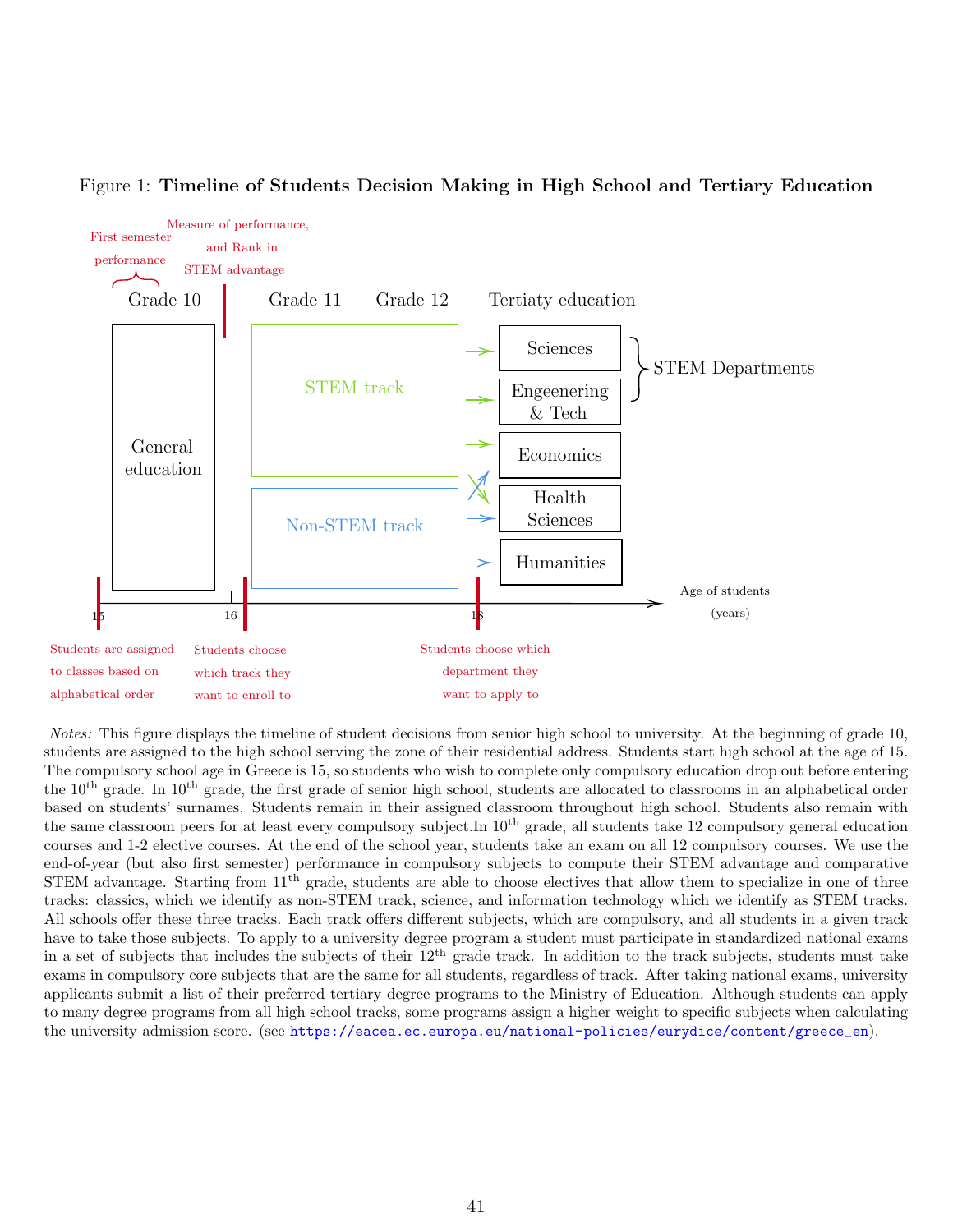Figure 1: **Timeline of Students Decision Making in High School and Tertiary Education**

First semester performance

Measure of performance, and Rank in STEM advantage

Grade 10 | Grade 11 | Grade 12 | Tertiaty education

General education

STEM track

Non-STEM track

Sciences

Engeenering & Tech

Economics

Health Sciences

Humanities

STEM Departments

15 | 16 | 18

Age of students (years)

Students are assigned to classes based on alphabetical order

Students choose which track they want to enroll to

Students choose which department they want to apply to

*Notes:* This figure displays the timeline of student decisions from senior high school to university. At the beginning of grade 10, students are assigned to the high school serving the zone of their residential address. Students start high school at the age of 15. The compulsory school age in Greece is 15, so students who wish to complete only compulsory education drop out before entering the 10$^{\text{th}}$ grade. In 10$^{\text{th}}$ grade, the first grade of senior high school, students are allocated to classrooms in an alphabetical order based on students' surnames. Students remain in their assigned classroom throughout high school. Students also remain with the same classroom peers for at least every compulsory subject.In 10$^{\text{th}}$ grade, all students take 12 compulsory general education courses and 1-2 elective courses. At the end of the school year, students take an exam on all 12 compulsory courses. We use the end-of-year (but also first semester) performance in compulsory subjects to compute their STEM advantage and comparative STEM advantage. Starting from 11$^{\text{th}}$ grade, students are able to choose electives that allow them to specialize in one of three tracks: classics, which we identify as non-STEM track, science, and information technology which we identify as STEM tracks. All schools offer these three tracks. Each track offers different subjects, which are compulsory, and all students in a given track have to take those subjects. To apply to a university degree program a student must participate in standardized national exams in a set of subjects that includes the subjects of their 12$^{\text{th}}$ grade track. In addition to the track subjects, students must take exams in compulsory core subjects that are the same for all students, regardless of track. After taking national exams, university applicants submit a list of their preferred tertiary degree programs to the Ministry of Education. Although students can apply to many degree programs from all high school tracks, some programs assign a higher weight to specific subjects when calculating the university admission score. (see https://eacea.ec.europa.eu/national-policies/eurydice/content/greece_en).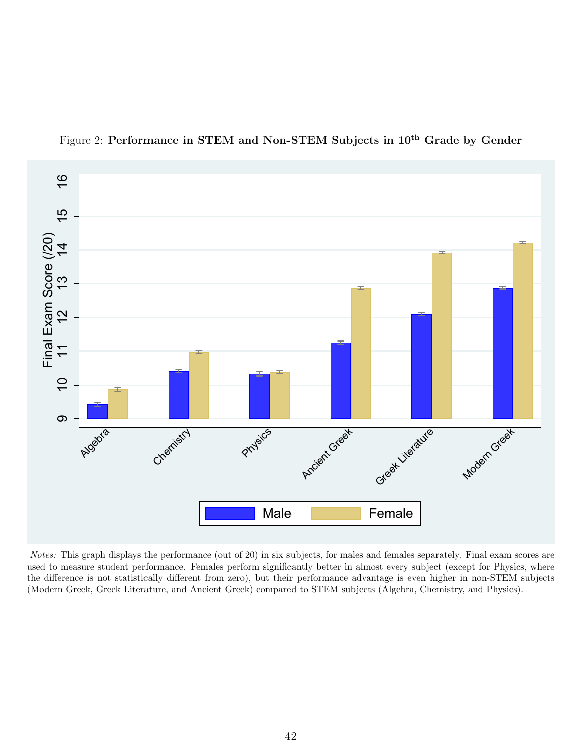Figure 2: **Performance in STEM and Non-STEM Subjects in 10th Grade by Gender**

*Notes:* This graph displays the performance (out of 20) in six subjects, for males and females separately. Final exam scores are used to measure student performance. Females perform significantly better in almost every subject (except for Physics, where the difference is not statistically different from zero), but their performance advantage is even higher in non-STEM subjects (Modern Greek, Greek Literature, and Ancient Greek) compared to STEM subjects (Algebra, Chemistry, and Physics).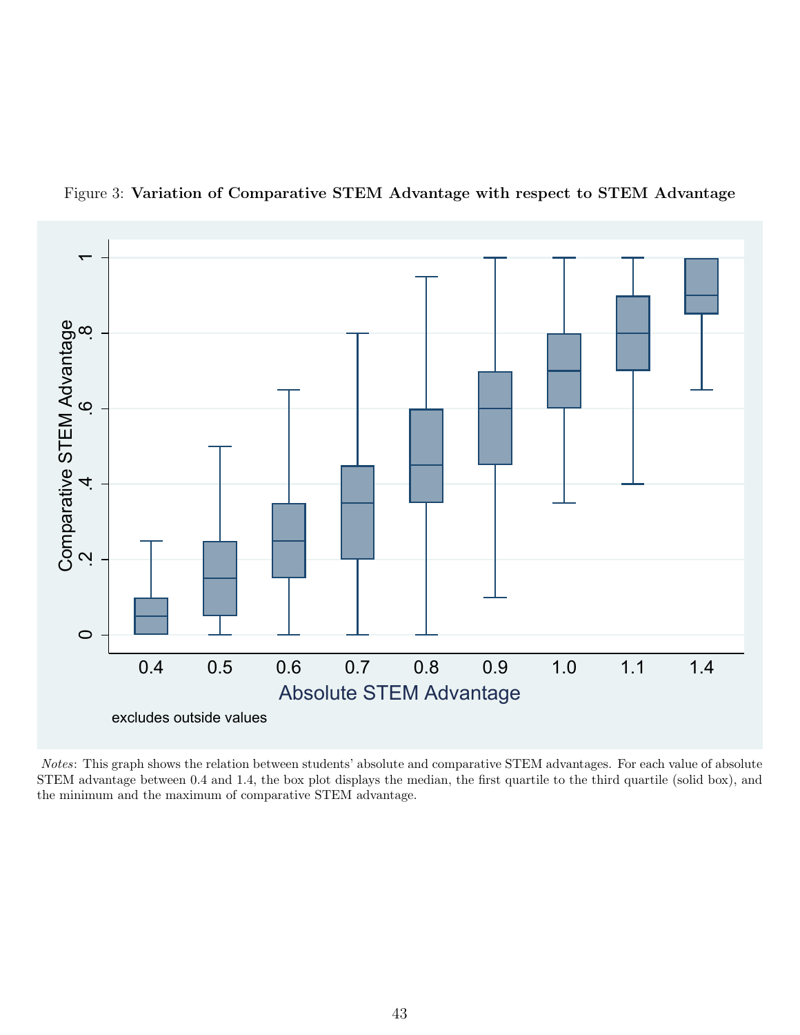Figure 3: **Variation of Comparative STEM Advantage with respect to STEM Advantage**

*Notes*: This graph shows the relation between students' absolute and comparative STEM advantages. For each value of absolute STEM advantage between 0.4 and 1.4, the box plot displays the median, the first quartile to the third quartile (solid box), and the minimum and the maximum of comparative STEM advantage.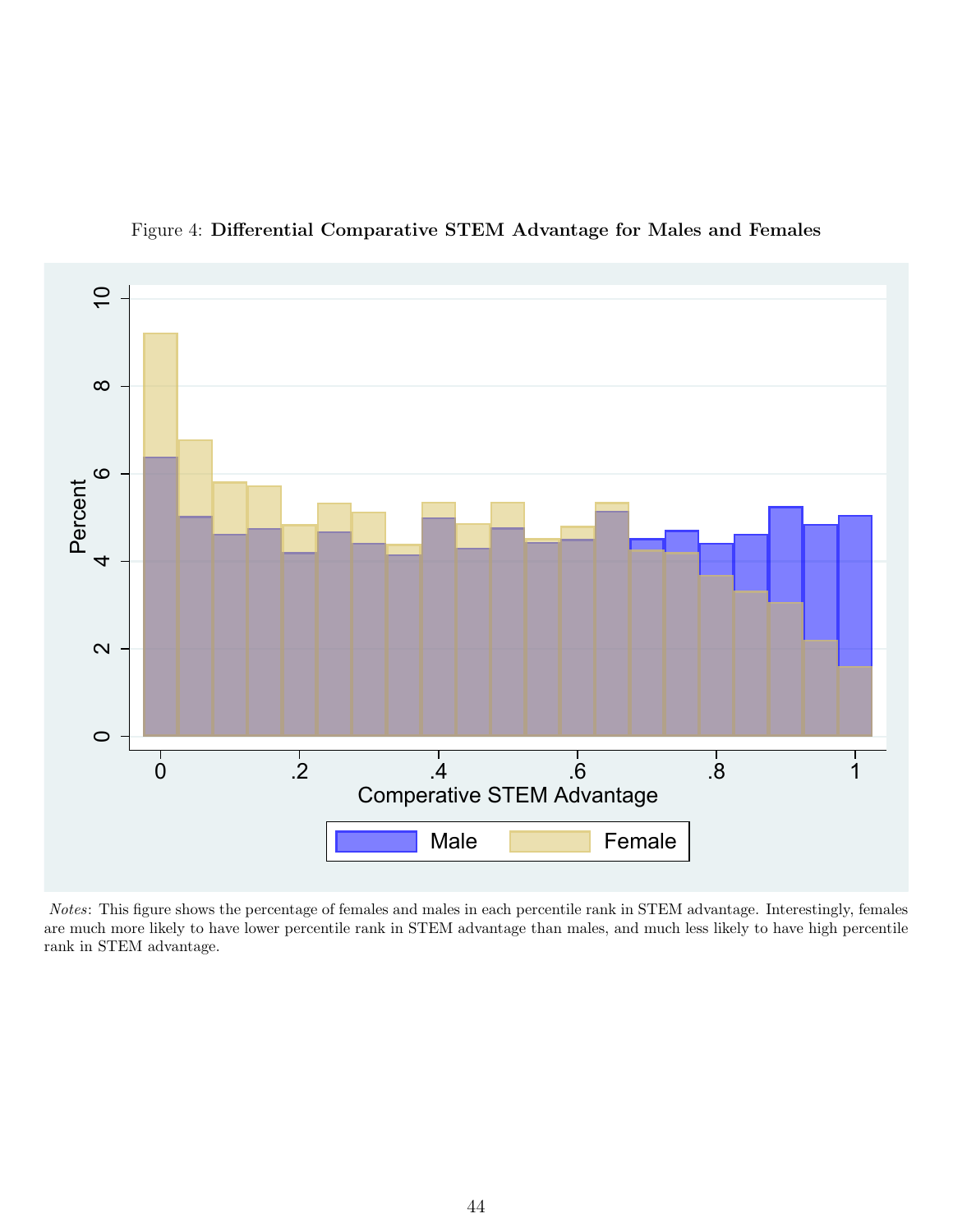Figure 4: **Differential Comparative STEM Advantage for Males and Females**

*Notes*: This figure shows the percentage of females and males in each percentile rank in STEM advantage. Interestingly, females are much more likely to have lower percentile rank in STEM advantage than males, and much less likely to have high percentile rank in STEM advantage.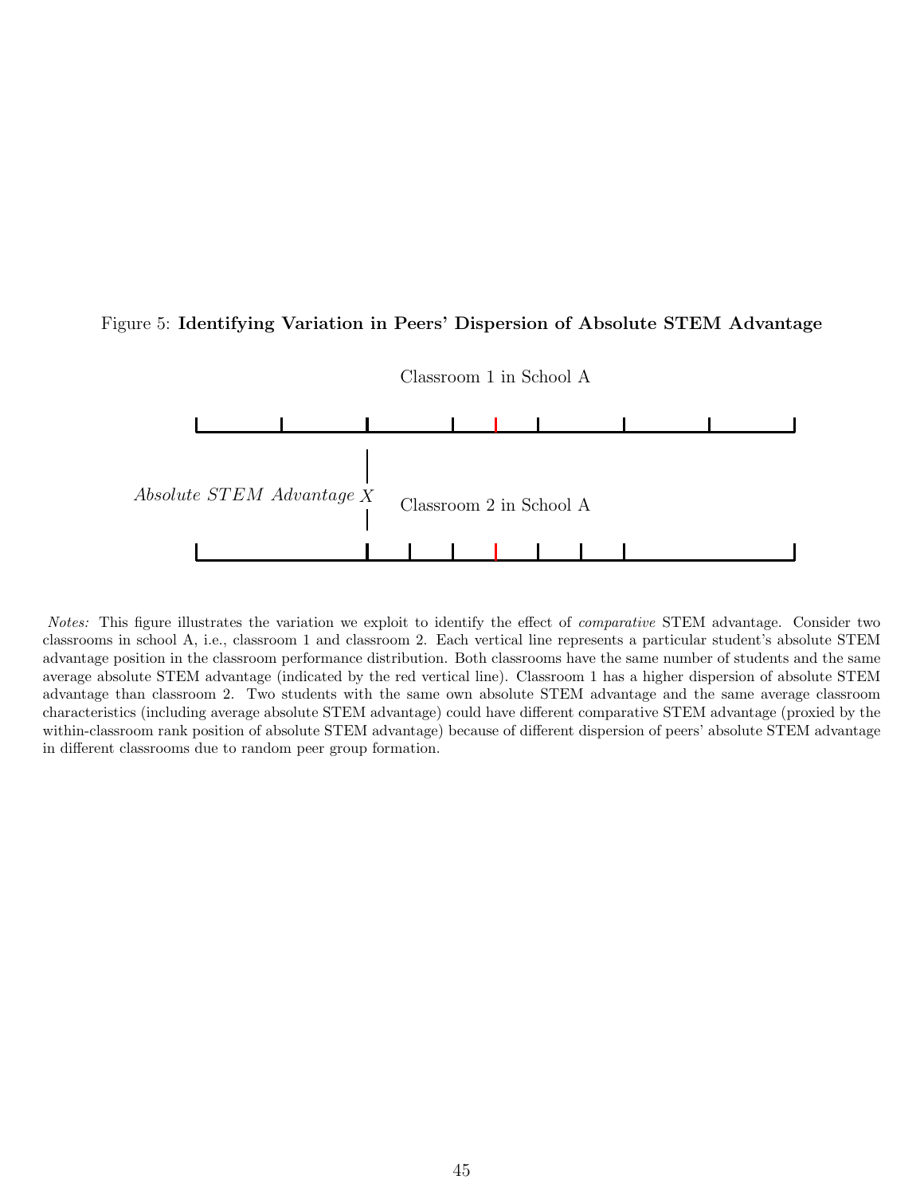Figure 5: **Identifying Variation in Peers' Dispersion of Absolute STEM Advantage**

Classroom 1 in School A

*Absolute STEM Advantage X*

Classroom 2 in School A

*Notes:* This figure illustrates the variation we exploit to identify the effect of *comparative* STEM advantage. Consider two classrooms in school A, i.e., classroom 1 and classroom 2. Each vertical line represents a particular student's absolute STEM advantage position in the classroom performance distribution. Both classrooms have the same number of students and the same average absolute STEM advantage (indicated by the red vertical line). Classroom 1 has a higher dispersion of absolute STEM advantage than classroom 2. Two students with the same own absolute STEM advantage and the same average classroom characteristics (including average absolute STEM advantage) could have different comparative STEM advantage (proxied by the within-classroom rank position of absolute STEM advantage) because of different dispersion of peers' absolute STEM advantage in different classrooms due to random peer group formation.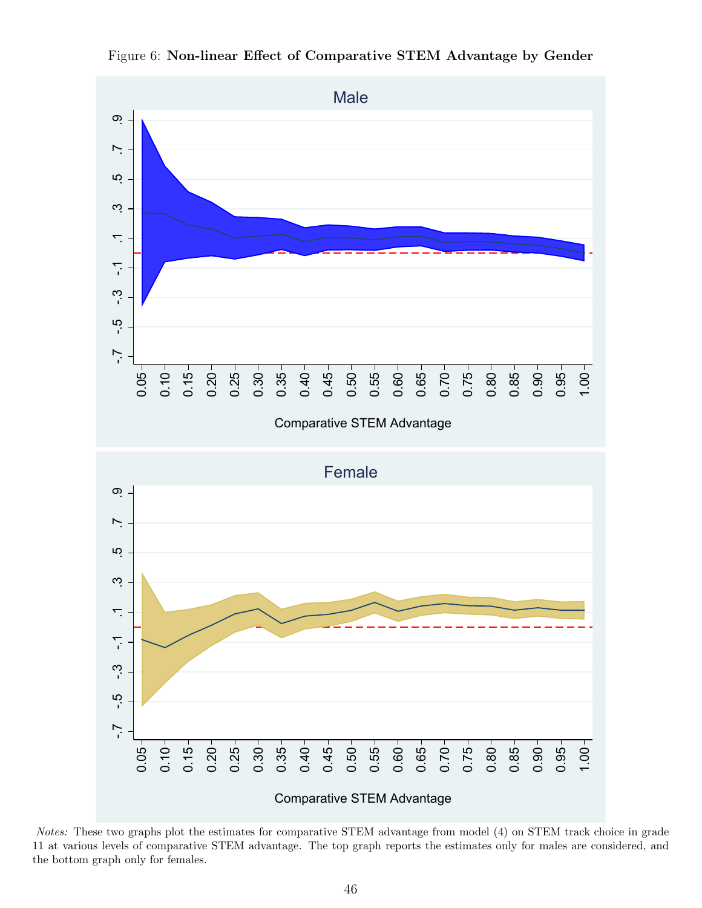Figure 6: **Non-linear Effect of Comparative STEM Advantage by Gender**

*Notes:* These two graphs plot the estimates for comparative STEM advantage from model (4) on STEM track choice in grade 11 at various levels of comparative STEM advantage. The top graph reports the estimates only for males are considered, and the bottom graph only for females.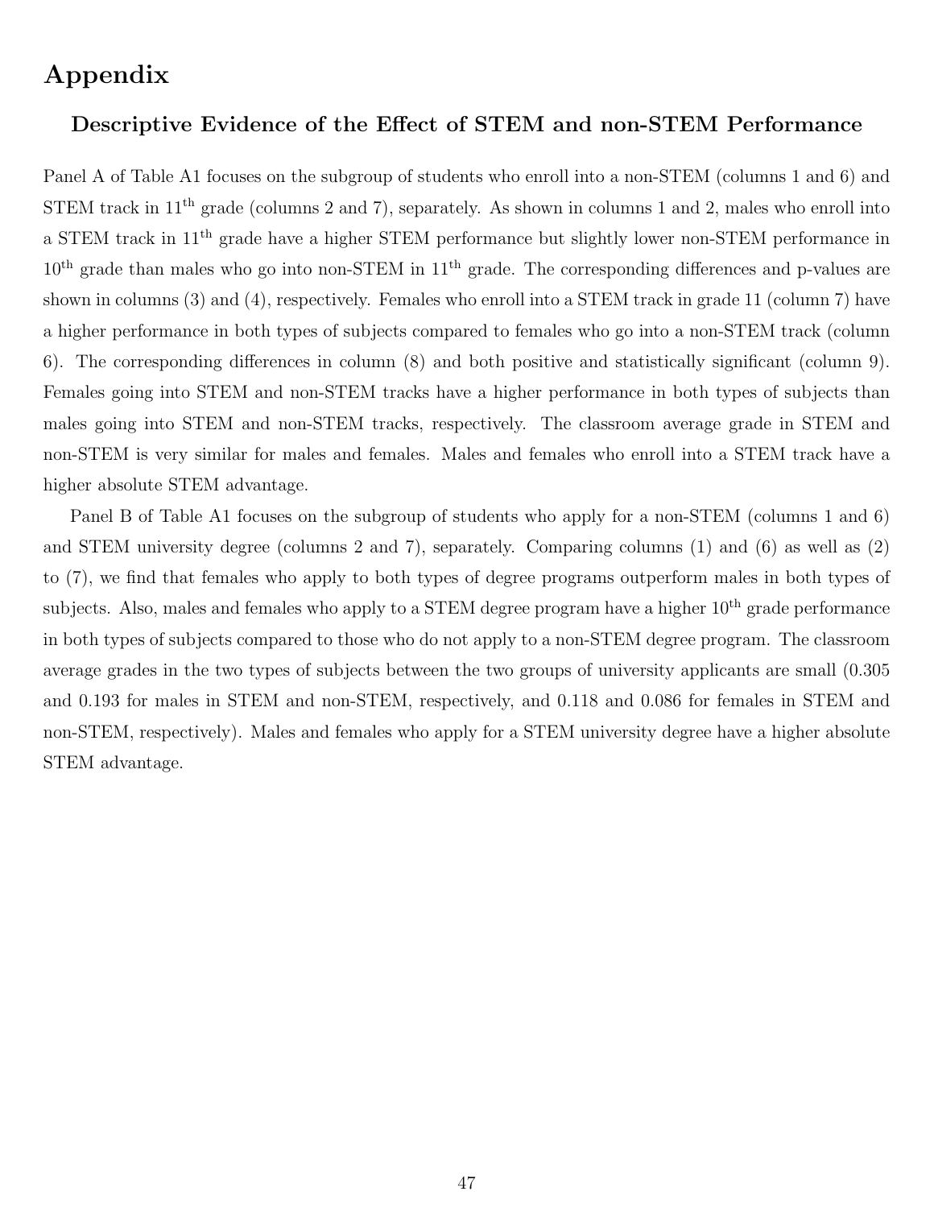# Appendix

## Descriptive Evidence of the Effect of STEM and non-STEM Performance

Panel A of Table A1 focuses on the subgroup of students who enroll into a non-STEM (columns 1 and 6) and STEM track in 11$^{\text{th}}$ grade (columns 2 and 7), separately. As shown in columns 1 and 2, males who enroll into a STEM track in 11$^{\text{th}}$ grade have a higher STEM performance but slightly lower non-STEM performance in 10$^{\text{th}}$ grade than males who go into non-STEM in 11$^{\text{th}}$ grade. The corresponding differences and p-values are shown in columns (3) and (4), respectively. Females who enroll into a STEM track in grade 11 (column 7) have a higher performance in both types of subjects compared to females who go into a non-STEM track (column 6). The corresponding differences in column (8) and both positive and statistically significant (column 9). Females going into STEM and non-STEM tracks have a higher performance in both types of subjects than males going into STEM and non-STEM tracks, respectively. The classroom average grade in STEM and non-STEM is very similar for males and females. Males and females who enroll into a STEM track have a higher absolute STEM advantage.

Panel B of Table A1 focuses on the subgroup of students who apply for a non-STEM (columns 1 and 6) and STEM university degree (columns 2 and 7), separately. Comparing columns (1) and (6) as well as (2) to (7), we find that females who apply to both types of degree programs outperform males in both types of subjects. Also, males and females who apply to a STEM degree program have a higher 10$^{\text{th}}$ grade performance in both types of subjects compared to those who do not apply to a non-STEM degree program. The classroom average grades in the two types of subjects between the two groups of university applicants are small (0.305 and 0.193 for males in STEM and non-STEM, respectively, and 0.118 and 0.086 for females in STEM and non-STEM, respectively). Males and females who apply for a STEM university degree have a higher absolute STEM advantage.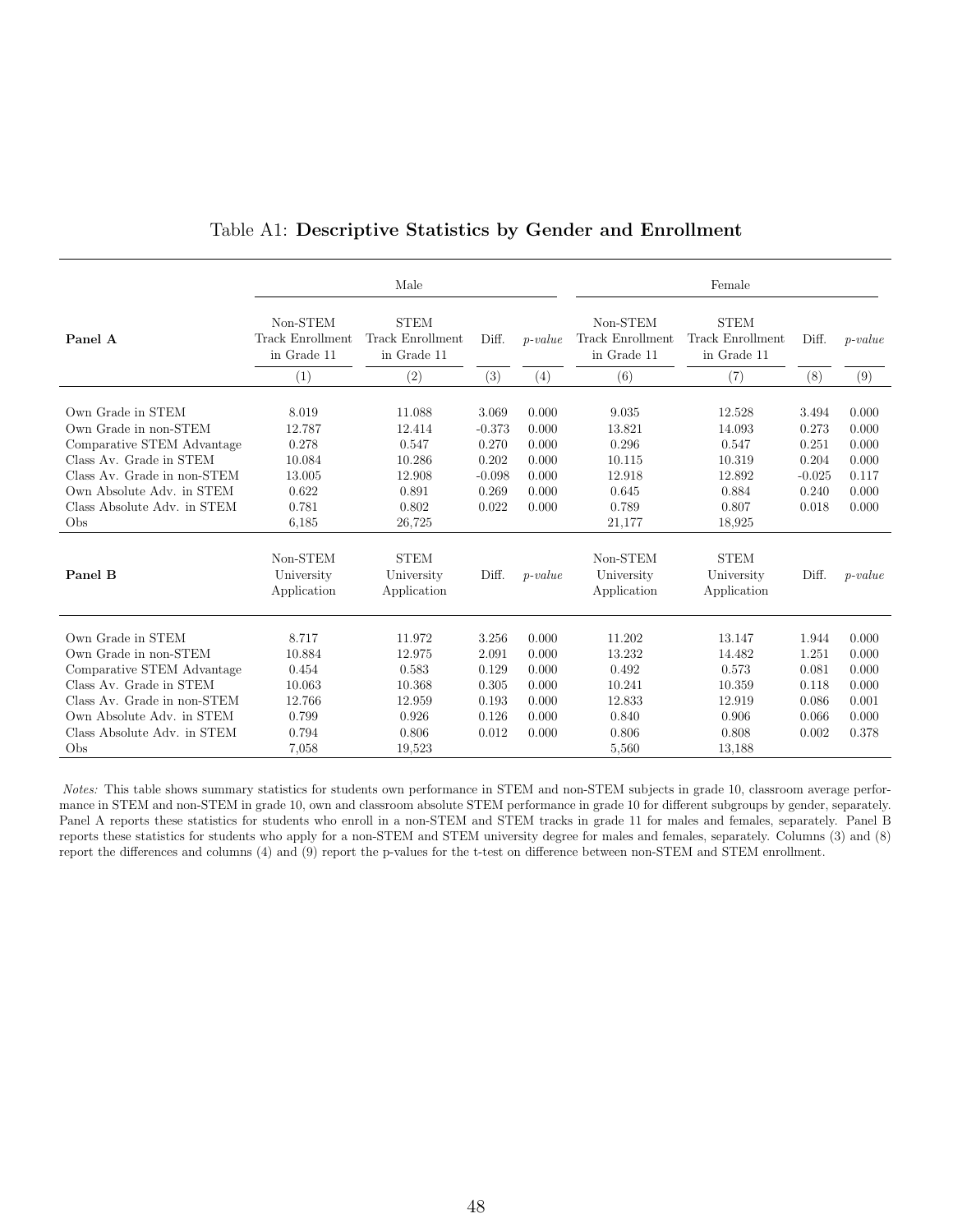Table A1: **Descriptive Statistics by Gender and Enrollment**

| | Male | | | | Female | | | |
|---|---|---|---|---|---|---|---|---|
| **Panel A** | Non-STEM Track Enrollment in Grade 11 | STEM Track Enrollment in Grade 11 | Diff. | *p-value* | Non-STEM Track Enrollment in Grade 11 | STEM Track Enrollment in Grade 11 | Diff. | *p-value* |
| | (1) | (2) | (3) | (4) | (6) | (7) | (8) | (9) |
| Own Grade in STEM | 8.019 | 11.088 | 3.069 | 0.000 | 9.035 | 12.528 | 3.494 | 0.000 |
| Own Grade in non-STEM | 12.787 | 12.414 | -0.373 | 0.000 | 13.821 | 14.093 | 0.273 | 0.000 |
| Comparative STEM Advantage | 0.278 | 0.547 | 0.270 | 0.000 | 0.296 | 0.547 | 0.251 | 0.000 |
| Class Av. Grade in STEM | 10.084 | 10.286 | 0.202 | 0.000 | 10.115 | 10.319 | 0.204 | 0.000 |
| Class Av. Grade in non-STEM | 13.005 | 12.908 | -0.098 | 0.000 | 12.918 | 12.892 | -0.025 | 0.117 |
| Own Absolute Adv. in STEM | 0.622 | 0.891 | 0.269 | 0.000 | 0.645 | 0.884 | 0.240 | 0.000 |
| Class Absolute Adv. in STEM | 0.781 | 0.802 | 0.022 | 0.000 | 0.789 | 0.807 | 0.018 | 0.000 |
| Obs | 6,185 | 26,725 | | | 21,177 | 18,925 | | |
| **Panel B** | Non-STEM University Application | STEM University Application | Diff. | *p-value* | Non-STEM University Application | STEM University Application | Diff. | *p-value* |
| Own Grade in STEM | 8.717 | 11.972 | 3.256 | 0.000 | 11.202 | 13.147 | 1.944 | 0.000 |
| Own Grade in non-STEM | 10.884 | 12.975 | 2.091 | 0.000 | 13.232 | 14.482 | 1.251 | 0.000 |
| Comparative STEM Advantage | 0.454 | 0.583 | 0.129 | 0.000 | 0.492 | 0.573 | 0.081 | 0.000 |
| Class Av. Grade in STEM | 10.063 | 10.368 | 0.305 | 0.000 | 10.241 | 10.359 | 0.118 | 0.000 |
| Class Av. Grade in non-STEM | 12.766 | 12.959 | 0.193 | 0.000 | 12.833 | 12.919 | 0.086 | 0.001 |
| Own Absolute Adv. in STEM | 0.799 | 0.926 | 0.126 | 0.000 | 0.840 | 0.906 | 0.066 | 0.000 |
| Class Absolute Adv. in STEM | 0.794 | 0.806 | 0.012 | 0.000 | 0.806 | 0.808 | 0.002 | 0.378 |
| Obs | 7,058 | 19,523 | | | 5,560 | 13,188 | | |

*Notes:* This table shows summary statistics for students own performance in STEM and non-STEM subjects in grade 10, classroom average performance in STEM and non-STEM in grade 10, own and classroom absolute STEM performance in grade 10 for different subgroups by gender, separately. Panel A reports these statistics for students who enroll in a non-STEM and STEM tracks in grade 11 for males and females, separately. Panel B reports these statistics for students who apply for a non-STEM and STEM university degree for males and females, separately. Columns (3) and (8) report the differences and columns (4) and (9) report the p-values for the t-test on difference between non-STEM and STEM enrollment.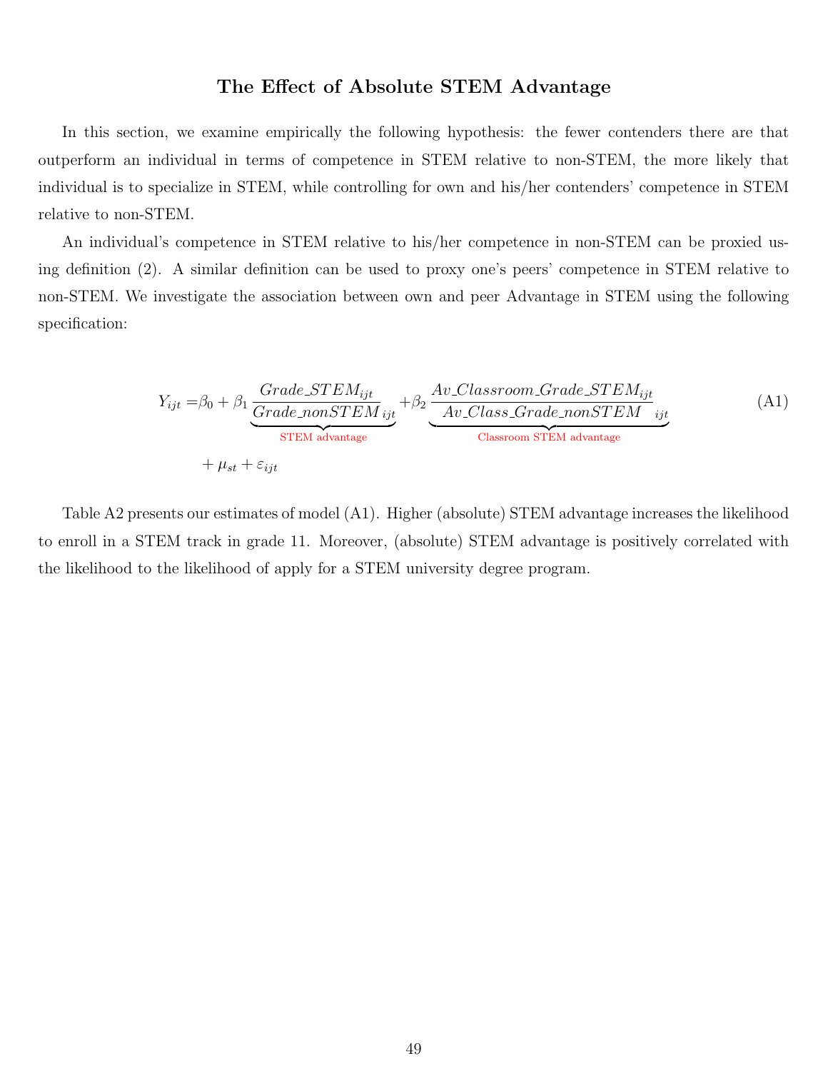## The Effect of Absolute STEM Advantage

In this section, we examine empirically the following hypothesis: the fewer contenders there are that outperform an individual in terms of competence in STEM relative to non-STEM, the more likely that individual is to specialize in STEM, while controlling for own and his/her contenders' competence in STEM relative to non-STEM.

An individual's competence in STEM relative to his/her competence in non-STEM can be proxied using definition (2). A similar definition can be used to proxy one's peers' competence in STEM relative to non-STEM. We investigate the association between own and peer Advantage in STEM using the following specification:

$$
\begin{aligned}
Y_{ijt} = & \beta_0 + \beta_1 \underbrace{\frac{Grade\_STEM_{ijt}}{Grade\_nonSTEM_{ijt}}}_{\text{STEM advantage}} + \beta_2 \underbrace{\frac{Av\_Classroom\_Grade\_STEM_{ijt}}{Av\_Class\_Grade\_nonSTEM_{ijt}}}_{\text{Classroom STEM advantage}} \\
& + \mu_{st} + \varepsilon_{ijt}
\end{aligned} \tag{A1}
$$

Table A2 presents our estimates of model (A1). Higher (absolute) STEM advantage increases the likelihood to enroll in a STEM track in grade 11. Moreover, (absolute) STEM advantage is positively correlated with the likelihood to the likelihood of apply for a STEM university degree program.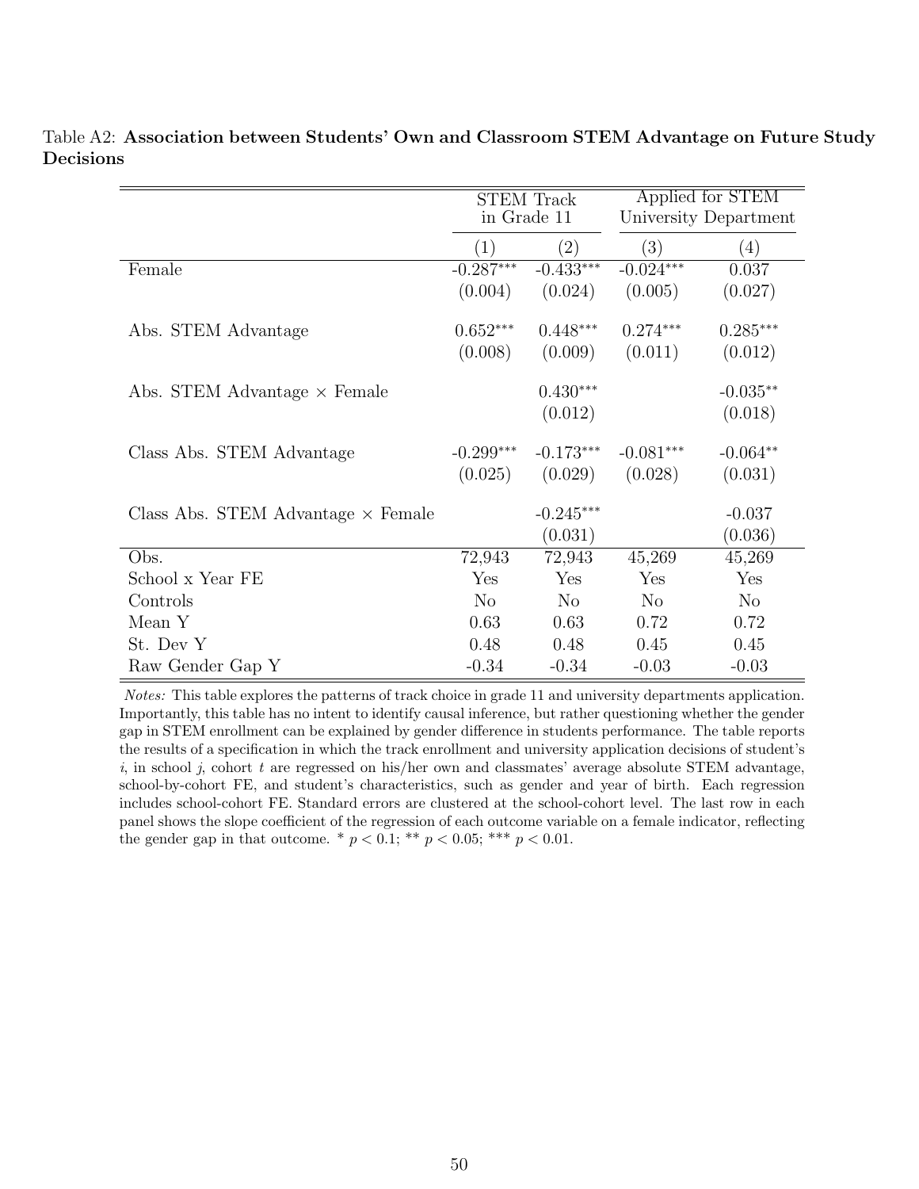Table A2: **Association between Students' Own and Classroom STEM Advantage on Future Study Decisions**

| | STEM Track in Grade 11 | | Applied for STEM University Department | |
|---|---|---|---|---|
| | (1) | (2) | (3) | (4) |
| Female | -0.287*** | -0.433*** | -0.024*** | 0.037 |
| | (0.004) | (0.024) | (0.005) | (0.027) |
| Abs. STEM Advantage | 0.652*** | 0.448*** | 0.274*** | 0.285*** |
| | (0.008) | (0.009) | (0.011) | (0.012) |
| Abs. STEM Advantage × Female | | 0.430*** | | -0.035** |
| | | (0.012) | | (0.018) |
| Class Abs. STEM Advantage | -0.299*** | -0.173*** | -0.081*** | -0.064** |
| | (0.025) | (0.029) | (0.028) | (0.031) |
| Class Abs. STEM Advantage × Female | | -0.245*** | | -0.037 |
| | | (0.031) | | (0.036) |
| Obs. | 72,943 | 72,943 | 45,269 | 45,269 |
| School x Year FE | Yes | Yes | Yes | Yes |
| Controls | No | No | No | No |
| Mean Y | 0.63 | 0.63 | 0.72 | 0.72 |
| St. Dev Y | 0.48 | 0.48 | 0.45 | 0.45 |
| Raw Gender Gap Y | -0.34 | -0.34 | -0.03 | -0.03 |

*Notes:* This table explores the patterns of track choice in grade 11 and university departments application. Importantly, this table has no intent to identify causal inference, but rather questioning whether the gender gap in STEM enrollment can be explained by gender difference in students performance. The table reports the results of a specification in which the track enrollment and university application decisions of student's $i$, in school $j$, cohort $t$ are regressed on his/her own and classmates' average absolute STEM advantage, school-by-cohort FE, and student's characteristics, such as gender and year of birth. Each regression includes school-cohort FE. Standard errors are clustered at the school-cohort level. The last row in each panel shows the slope coefficient of the regression of each outcome variable on a female indicator, reflecting the gender gap in that outcome. * $p < 0.1$; ** $p < 0.05$; *** $p < 0.01$.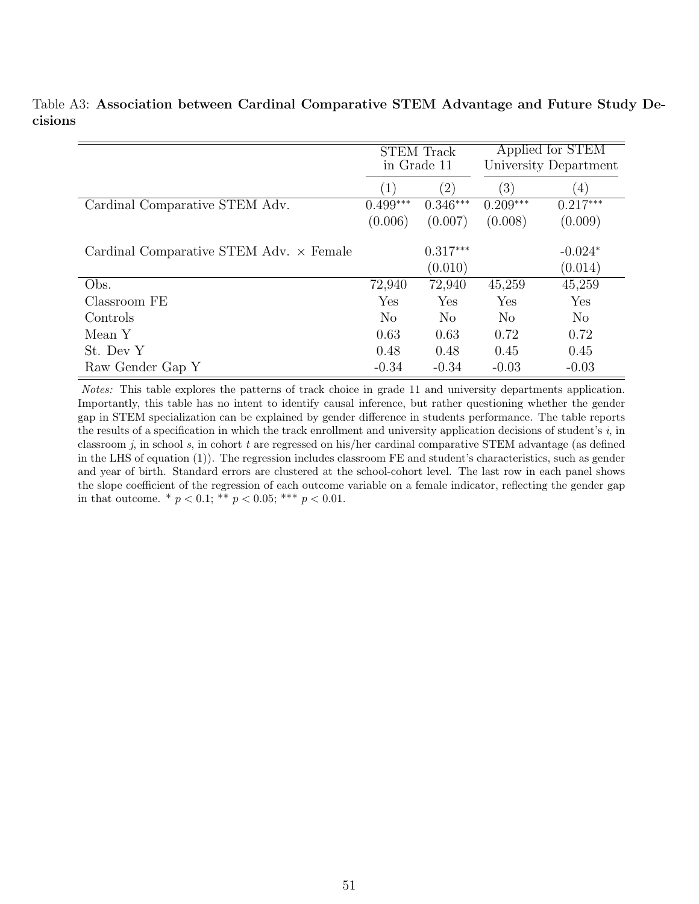Table A3: **Association between Cardinal Comparative STEM Advantage and Future Study Decisions**

| | STEM Track in Grade 11 | | Applied for STEM University Department | |
|---|---|---|---|---|
| | (1) | (2) | (3) | (4) |
| Cardinal Comparative STEM Adv. | 0.499*** | 0.346*** | 0.209*** | 0.217*** |
| | (0.006) | (0.007) | (0.008) | (0.009) |
| Cardinal Comparative STEM Adv. × Female | | 0.317*** | | -0.024* |
| | | (0.010) | | (0.014) |
| Obs. | 72,940 | 72,940 | 45,259 | 45,259 |
| Classroom FE | Yes | Yes | Yes | Yes |
| Controls | No | No | No | No |
| Mean Y | 0.63 | 0.63 | 0.72 | 0.72 |
| St. Dev Y | 0.48 | 0.48 | 0.45 | 0.45 |
| Raw Gender Gap Y | -0.34 | -0.34 | -0.03 | -0.03 |

*Notes:* This table explores the patterns of track choice in grade 11 and university departments application. Importantly, this table has no intent to identify causal inference, but rather questioning whether the gender gap in STEM specialization can be explained by gender difference in students performance. The table reports the results of a specification in which the track enrollment and university application decisions of student's $i$, in classroom $j$, in school $s$, in cohort $t$ are regressed on his/her cardinal comparative STEM advantage (as defined in the LHS of equation (1)). The regression includes classroom FE and student's characteristics, such as gender and year of birth. Standard errors are clustered at the school-cohort level. The last row in each panel shows the slope coefficient of the regression of each outcome variable on a female indicator, reflecting the gender gap in that outcome. * $p < 0.1$; ** $p < 0.05$; *** $p < 0.01$.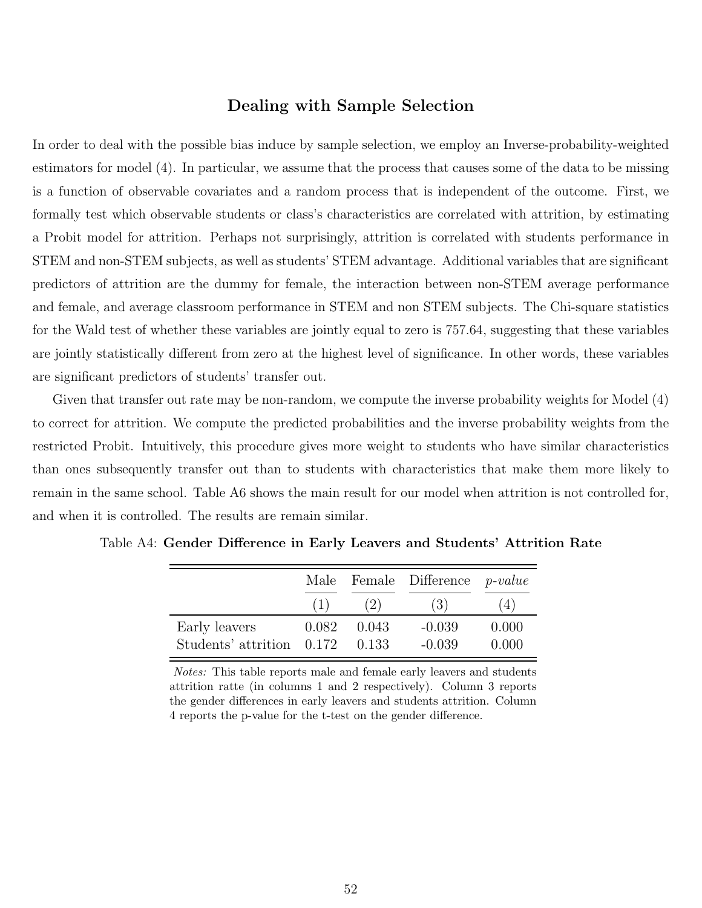## Dealing with Sample Selection

In order to deal with the possible bias induce by sample selection, we employ an Inverse-probability-weighted estimators for model (4). In particular, we assume that the process that causes some of the data to be missing is a function of observable covariates and a random process that is independent of the outcome. First, we formally test which observable students or class's characteristics are correlated with attrition, by estimating a Probit model for attrition. Perhaps not surprisingly, attrition is correlated with students performance in STEM and non-STEM subjects, as well as students' STEM advantage. Additional variables that are significant predictors of attrition are the dummy for female, the interaction between non-STEM average performance and female, and average classroom performance in STEM and non STEM subjects. The Chi-square statistics for the Wald test of whether these variables are jointly equal to zero is 757.64, suggesting that these variables are jointly statistically different from zero at the highest level of significance. In other words, these variables are significant predictors of students' transfer out.

Given that transfer out rate may be non-random, we compute the inverse probability weights for Model (4) to correct for attrition. We compute the predicted probabilities and the inverse probability weights from the restricted Probit. Intuitively, this procedure gives more weight to students who have similar characteristics than ones subsequently transfer out than to students with characteristics that make them more likely to remain in the same school. Table A6 shows the main result for our model when attrition is not controlled for, and when it is controlled. The results are remain similar.

Table A4: **Gender Difference in Early Leavers and Students' Attrition Rate**

| | Male | Female | Difference | *p-value* |
|---|---|---|---|---|
| | (1) | (2) | (3) | (4) |
| Early leavers | 0.082 | 0.043 | -0.039 | 0.000 |
| Students' attrition | 0.172 | 0.133 | -0.039 | 0.000 |

*Notes:* This table reports male and female early leavers and students attrition ratte (in columns 1 and 2 respectively). Column 3 reports the gender differences in early leavers and students attrition. Column 4 reports the p-value for the t-test on the gender difference.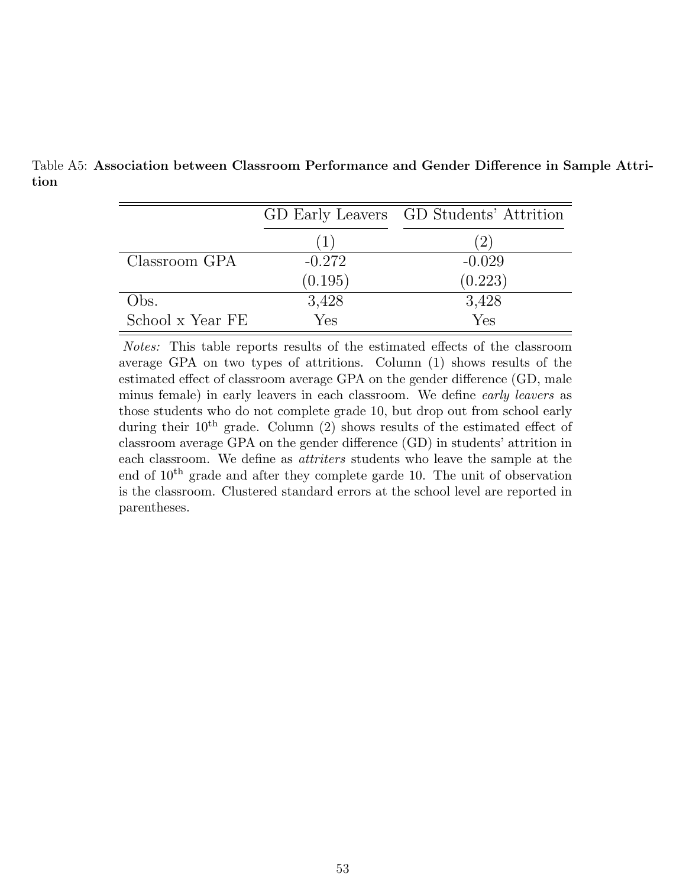Table A5: **Association between Classroom Performance and Gender Difference in Sample Attrition**

| | GD Early Leavers | GD Students' Attrition |
|---|---|---|
| | (1) | (2) |
| Classroom GPA | -0.272 | -0.029 |
| | (0.195) | (0.223) |
| Obs. | 3,428 | 3,428 |
| School x Year FE | Yes | Yes |

*Notes:* This table reports results of the estimated effects of the classroom average GPA on two types of attritions. Column (1) shows results of the estimated effect of classroom average GPA on the gender difference (GD, male minus female) in early leavers in each classroom. We define *early leavers* as those students who do not complete grade 10, but drop out from school early during their 10$^{\text{th}}$ grade. Column (2) shows results of the estimated effect of classroom average GPA on the gender difference (GD) in students' attrition in each classroom. We define as *attriters* students who leave the sample at the end of 10$^{\text{th}}$ grade and after they complete garde 10. The unit of observation is the classroom. Clustered standard errors at the school level are reported in parentheses.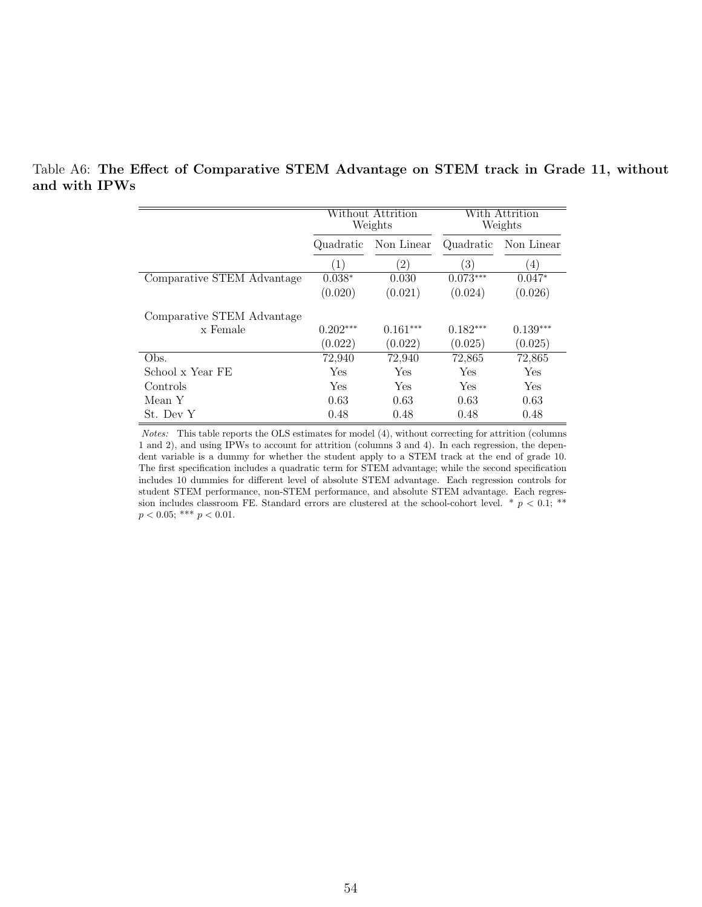Table A6: **The Effect of Comparative STEM Advantage on STEM track in Grade 11, without and with IPWs**

| | Without Attrition Weights | | With Attrition Weights | |
|---|---|---|---|---|
| | Quadratic | Non Linear | Quadratic | Non Linear |
| | (1) | (2) | (3) | (4) |
| Comparative STEM Advantage | 0.038* | 0.030 | 0.073*** | 0.047* |
| | (0.020) | (0.021) | (0.024) | (0.026) |
| Comparative STEM Advantage x Female | 0.202*** | 0.161*** | 0.182*** | 0.139*** |
| | (0.022) | (0.022) | (0.025) | (0.025) |
| Obs. | 72,940 | 72,940 | 72,865 | 72,865 |
| School x Year FE | Yes | Yes | Yes | Yes |
| Controls | Yes | Yes | Yes | Yes |
| Mean Y | 0.63 | 0.63 | 0.63 | 0.63 |
| St. Dev Y | 0.48 | 0.48 | 0.48 | 0.48 |

*Notes:* This table reports the OLS estimates for model (4), without correcting for attrition (columns 1 and 2), and using IPWs to account for attrition (columns 3 and 4). In each regression, the dependent variable is a dummy for whether the student apply to a STEM track at the end of grade 10. The first specification includes a quadratic term for STEM advantage; while the second specification includes 10 dummies for different level of absolute STEM advantage. Each regression controls for student STEM performance, non-STEM performance, and absolute STEM advantage. Each regression includes classroom FE. Standard errors are clustered at the school-cohort level. * $p < 0.1$; ** $p < 0.05$; *** $p < 0.01$.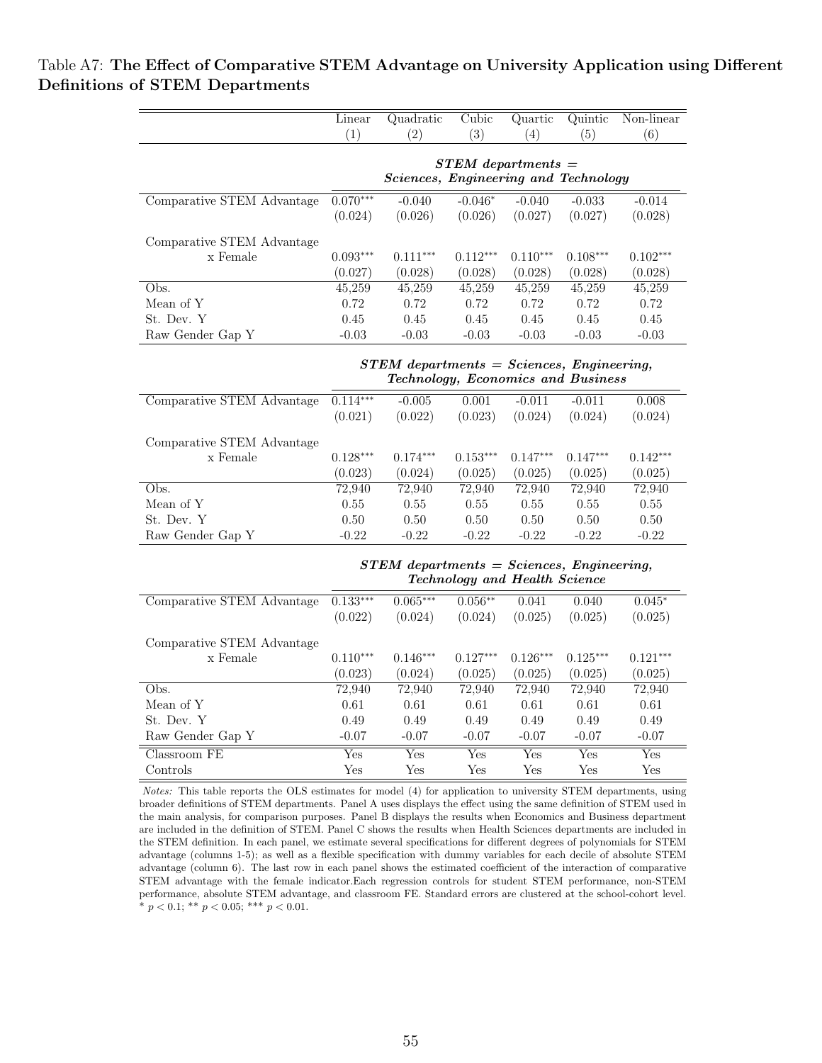Table A7: **The Effect of Comparative STEM Advantage on University Application using Different Definitions of STEM Departments**

| | Linear (1) | Quadratic (2) | Cubic (3) | Quartic (4) | Quintic (5) | Non-linear (6) |
|---|---|---|---|---|---|---|
| | ***STEM departments = Sciences, Engineering and Technology*** | | | | | |
| Comparative STEM Advantage | 0.070*** | -0.040 | -0.046* | -0.040 | -0.033 | -0.014 |
| | (0.024) | (0.026) | (0.026) | (0.027) | (0.027) | (0.028) |
| Comparative STEM Advantage x Female | 0.093*** | 0.111*** | 0.112*** | 0.110*** | 0.108*** | 0.102*** |
| | (0.027) | (0.028) | (0.028) | (0.028) | (0.028) | (0.028) |
| Obs. | 45,259 | 45,259 | 45,259 | 45,259 | 45,259 | 45,259 |
| Mean of Y | 0.72 | 0.72 | 0.72 | 0.72 | 0.72 | 0.72 |
| St. Dev. Y | 0.45 | 0.45 | 0.45 | 0.45 | 0.45 | 0.45 |
| Raw Gender Gap Y | -0.03 | -0.03 | -0.03 | -0.03 | -0.03 | -0.03 |
| | ***STEM departments = Sciences, Engineering, Technology, Economics and Business*** | | | | | |
| Comparative STEM Advantage | 0.114*** | -0.005 | 0.001 | -0.011 | -0.011 | 0.008 |
| | (0.021) | (0.022) | (0.023) | (0.024) | (0.024) | (0.024) |
| Comparative STEM Advantage x Female | 0.128*** | 0.174*** | 0.153*** | 0.147*** | 0.147*** | 0.142*** |
| | (0.023) | (0.024) | (0.025) | (0.025) | (0.025) | (0.025) |
| Obs. | 72,940 | 72,940 | 72,940 | 72,940 | 72,940 | 72,940 |
| Mean of Y | 0.55 | 0.55 | 0.55 | 0.55 | 0.55 | 0.55 |
| St. Dev. Y | 0.50 | 0.50 | 0.50 | 0.50 | 0.50 | 0.50 |
| Raw Gender Gap Y | -0.22 | -0.22 | -0.22 | -0.22 | -0.22 | -0.22 |
| | ***STEM departments = Sciences, Engineering, Technology and Health Science*** | | | | | |
| Comparative STEM Advantage | 0.133*** | 0.065*** | 0.056** | 0.041 | 0.040 | 0.045* |
| | (0.022) | (0.024) | (0.024) | (0.025) | (0.025) | (0.025) |
| Comparative STEM Advantage x Female | 0.110*** | 0.146*** | 0.127*** | 0.126*** | 0.125*** | 0.121*** |
| | (0.023) | (0.024) | (0.025) | (0.025) | (0.025) | (0.025) |
| Obs. | 72,940 | 72,940 | 72,940 | 72,940 | 72,940 | 72,940 |
| Mean of Y | 0.61 | 0.61 | 0.61 | 0.61 | 0.61 | 0.61 |
| St. Dev. Y | 0.49 | 0.49 | 0.49 | 0.49 | 0.49 | 0.49 |
| Raw Gender Gap Y | -0.07 | -0.07 | -0.07 | -0.07 | -0.07 | -0.07 |
| Classroom FE | Yes | Yes | Yes | Yes | Yes | Yes |
| Controls | Yes | Yes | Yes | Yes | Yes | Yes |

*Notes:* This table reports the OLS estimates for model (4) for application to university STEM departments, using broader definitions of STEM departments. Panel A uses displays the effect using the same definition of STEM used in the main analysis, for comparison purposes. Panel B displays the results when Economics and Business department are included in the definition of STEM. Panel C shows the results when Health Sciences departments are included in the STEM definition. In each panel, we estimate several specifications for different degrees of polynomials for STEM advantage (columns 1-5); as well as a flexible specification with dummy variables for each decile of absolute STEM advantage (column 6). The last row in each panel shows the estimated coefficient of the interaction of comparative STEM advantage with the female indicator.Each regression controls for student STEM performance, non-STEM performance, absolute STEM advantage, and classroom FE. Standard errors are clustered at the school-cohort level. * $p < 0.1$; ** $p < 0.05$; *** $p < 0.01$.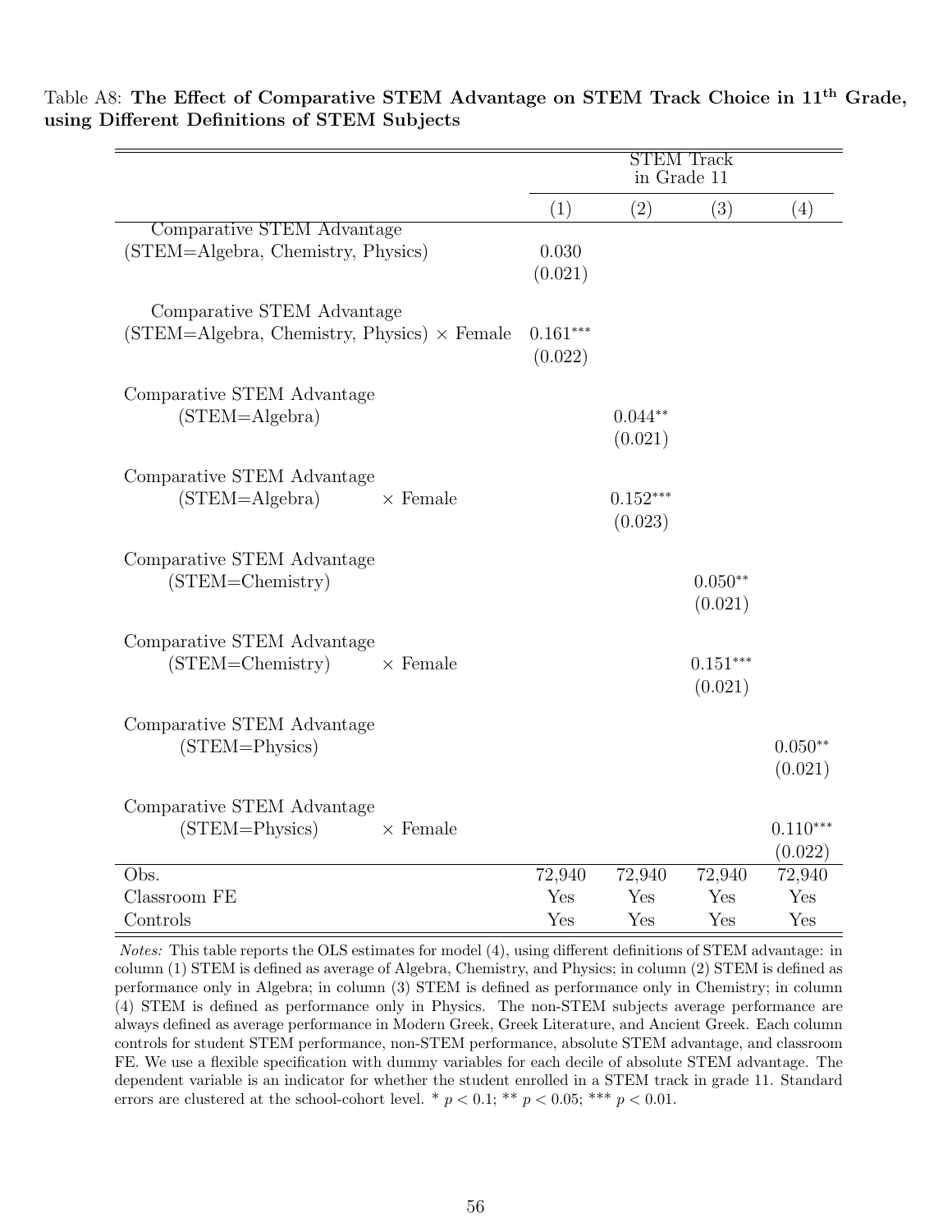Table A8: **The Effect of Comparative STEM Advantage on STEM Track Choice in 11th Grade, using Different Definitions of STEM Subjects**

| | STEM Track in Grade 11 | | | |
|---|---|---|---|---|
| | (1) | (2) | (3) | (4) |
| Comparative STEM Advantage (STEM=Algebra, Chemistry, Physics) | 0.030 | | | |
| | (0.021) | | | |
| Comparative STEM Advantage (STEM=Algebra, Chemistry, Physics) × Female | 0.161*** | | | |
| | (0.022) | | | |
| Comparative STEM Advantage (STEM=Algebra) | | 0.044** | | |
| | | (0.021) | | |
| Comparative STEM Advantage (STEM=Algebra) × Female | | 0.152*** | | |
| | | (0.023) | | |
| Comparative STEM Advantage (STEM=Chemistry) | | | 0.050** | |
| | | | (0.021) | |
| Comparative STEM Advantage (STEM=Chemistry) × Female | | | 0.151*** | |
| | | | (0.021) | |
| Comparative STEM Advantage (STEM=Physics) | | | | 0.050** |
| | | | | (0.021) |
| Comparative STEM Advantage (STEM=Physics) × Female | | | | 0.110*** |
| | | | | (0.022) |
| Obs. | 72,940 | 72,940 | 72,940 | 72,940 |
| Classroom FE | Yes | Yes | Yes | Yes |
| Controls | Yes | Yes | Yes | Yes |

*Notes:* This table reports the OLS estimates for model (4), using different definitions of STEM advantage: in column (1) STEM is defined as average of Algebra, Chemistry, and Physics; in column (2) STEM is defined as performance only in Algebra; in column (3) STEM is defined as performance only in Chemistry; in column (4) STEM is defined as performance only in Physics. The non-STEM subjects average performance are always defined as average performance in Modern Greek, Greek Literature, and Ancient Greek. Each column controls for student STEM performance, non-STEM performance, absolute STEM advantage, and classroom FE. We use a flexible specification with dummy variables for each decile of absolute STEM advantage. The dependent variable is an indicator for whether the student enrolled in a STEM track in grade 11. Standard errors are clustered at the school-cohort level. * $p < 0.1$; ** $p < 0.05$; *** $p < 0.01$.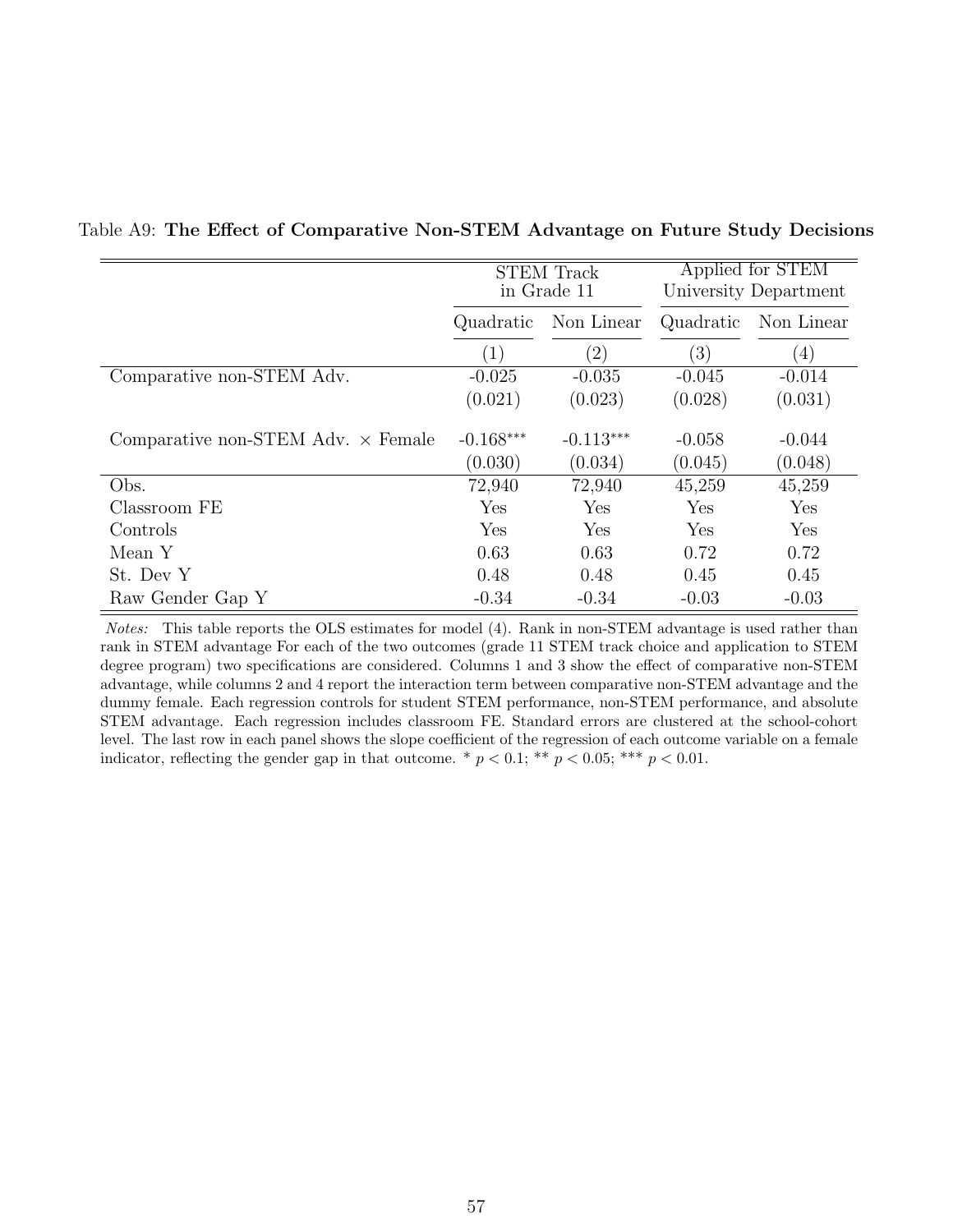Table A9: **The Effect of Comparative Non-STEM Advantage on Future Study Decisions**

| | STEM Track in Grade 11 | | Applied for STEM University Department | |
|---|---|---|---|---|
| | Quadratic | Non Linear | Quadratic | Non Linear |
| | (1) | (2) | (3) | (4) |
| Comparative non-STEM Adv. | -0.025 | -0.035 | -0.045 | -0.014 |
| | (0.021) | (0.023) | (0.028) | (0.031) |
| Comparative non-STEM Adv. $\times$ Female | -0.168*** | -0.113*** | -0.058 | -0.044 |
| | (0.030) | (0.034) | (0.045) | (0.048) |
| Obs. | 72,940 | 72,940 | 45,259 | 45,259 |
| Classroom FE | Yes | Yes | Yes | Yes |
| Controls | Yes | Yes | Yes | Yes |
| Mean Y | 0.63 | 0.63 | 0.72 | 0.72 |
| St. Dev Y | 0.48 | 0.48 | 0.45 | 0.45 |
| Raw Gender Gap Y | -0.34 | -0.34 | -0.03 | -0.03 |

*Notes:* This table reports the OLS estimates for model (4). Rank in non-STEM advantage is used rather than rank in STEM advantage For each of the two outcomes (grade 11 STEM track choice and application to STEM degree program) two specifications are considered. Columns 1 and 3 show the effect of comparative non-STEM advantage, while columns 2 and 4 report the interaction term between comparative non-STEM advantage and the dummy female. Each regression controls for student STEM performance, non-STEM performance, and absolute STEM advantage. Each regression includes classroom FE. Standard errors are clustered at the school-cohort level. The last row in each panel shows the slope coefficient of the regression of each outcome variable on a female indicator, reflecting the gender gap in that outcome. * $p < 0.1$; ** $p < 0.05$; *** $p < 0.01$.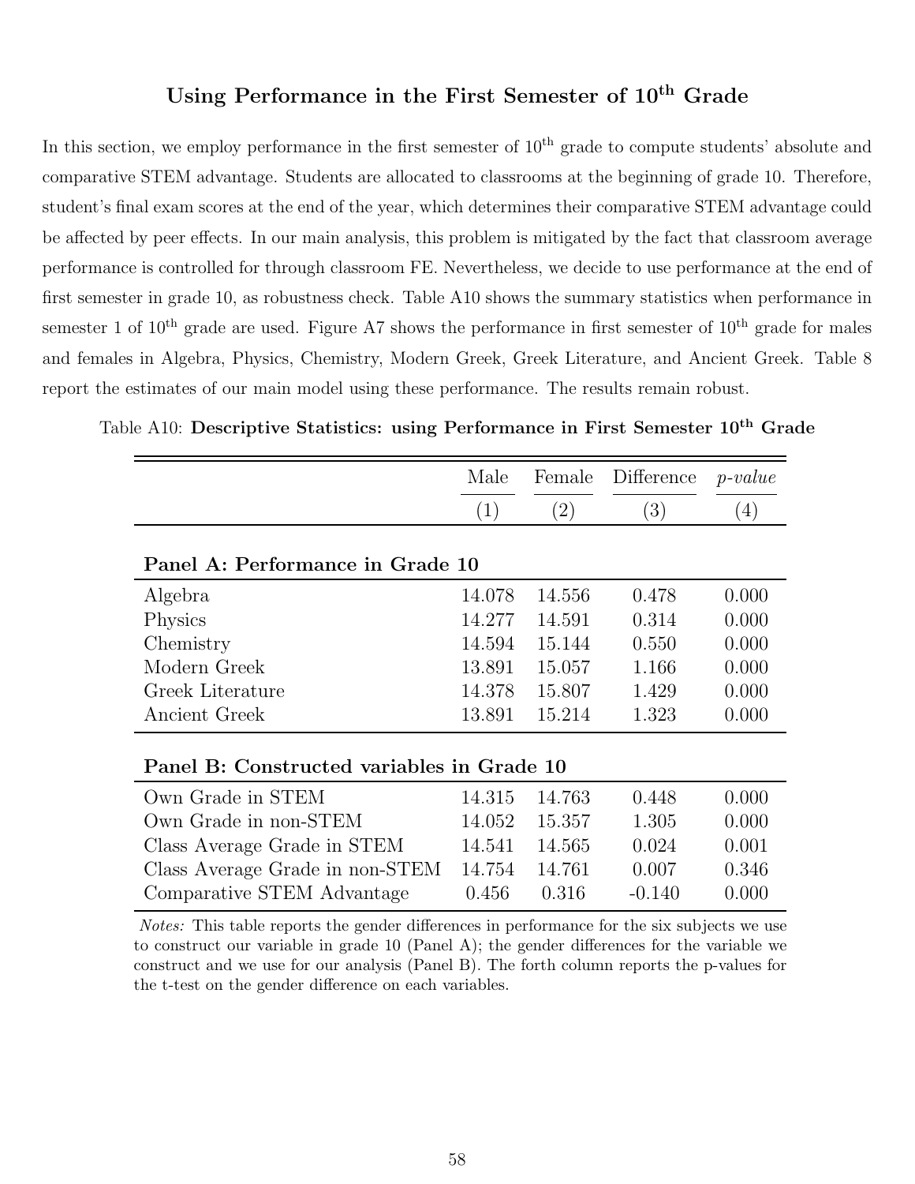## Using Performance in the First Semester of $10^{th}$ Grade

In this section, we employ performance in the first semester of $10^{th}$ grade to compute students' absolute and comparative STEM advantage. Students are allocated to classrooms at the beginning of grade 10. Therefore, student's final exam scores at the end of the year, which determines their comparative STEM advantage could be affected by peer effects. In our main analysis, this problem is mitigated by the fact that classroom average performance is controlled for through classroom FE. Nevertheless, we decide to use performance at the end of first semester in grade 10, as robustness check. Table A10 shows the summary statistics when performance in semester 1 of $10^{th}$ grade are used. Figure A7 shows the performance in first semester of $10^{th}$ grade for males and females in Algebra, Physics, Chemistry, Modern Greek, Greek Literature, and Ancient Greek. Table 8 report the estimates of our main model using these performance. The results remain robust.

Table A10: **Descriptive Statistics: using Performance in First Semester $10^{th}$ Grade**

| | Male | Female | Difference | *p-value* |
|---|---|---|---|---|
| | (1) | (2) | (3) | (4) |
| **Panel A: Performance in Grade 10** | | | | |
| Algebra | 14.078 | 14.556 | 0.478 | 0.000 |
| Physics | 14.277 | 14.591 | 0.314 | 0.000 |
| Chemistry | 14.594 | 15.144 | 0.550 | 0.000 |
| Modern Greek | 13.891 | 15.057 | 1.166 | 0.000 |
| Greek Literature | 14.378 | 15.807 | 1.429 | 0.000 |
| Ancient Greek | 13.891 | 15.214 | 1.323 | 0.000 |
| **Panel B: Constructed variables in Grade 10** | | | | |
| Own Grade in STEM | 14.315 | 14.763 | 0.448 | 0.000 |
| Own Grade in non-STEM | 14.052 | 15.357 | 1.305 | 0.000 |
| Class Average Grade in STEM | 14.541 | 14.565 | 0.024 | 0.001 |
| Class Average Grade in non-STEM | 14.754 | 14.761 | 0.007 | 0.346 |
| Comparative STEM Advantage | 0.456 | 0.316 | -0.140 | 0.000 |

*Notes:* This table reports the gender differences in performance for the six subjects we use to construct our variable in grade 10 (Panel A); the gender differences for the variable we construct and we use for our analysis (Panel B). The forth column reports the p-values for the t-test on the gender difference on each variables.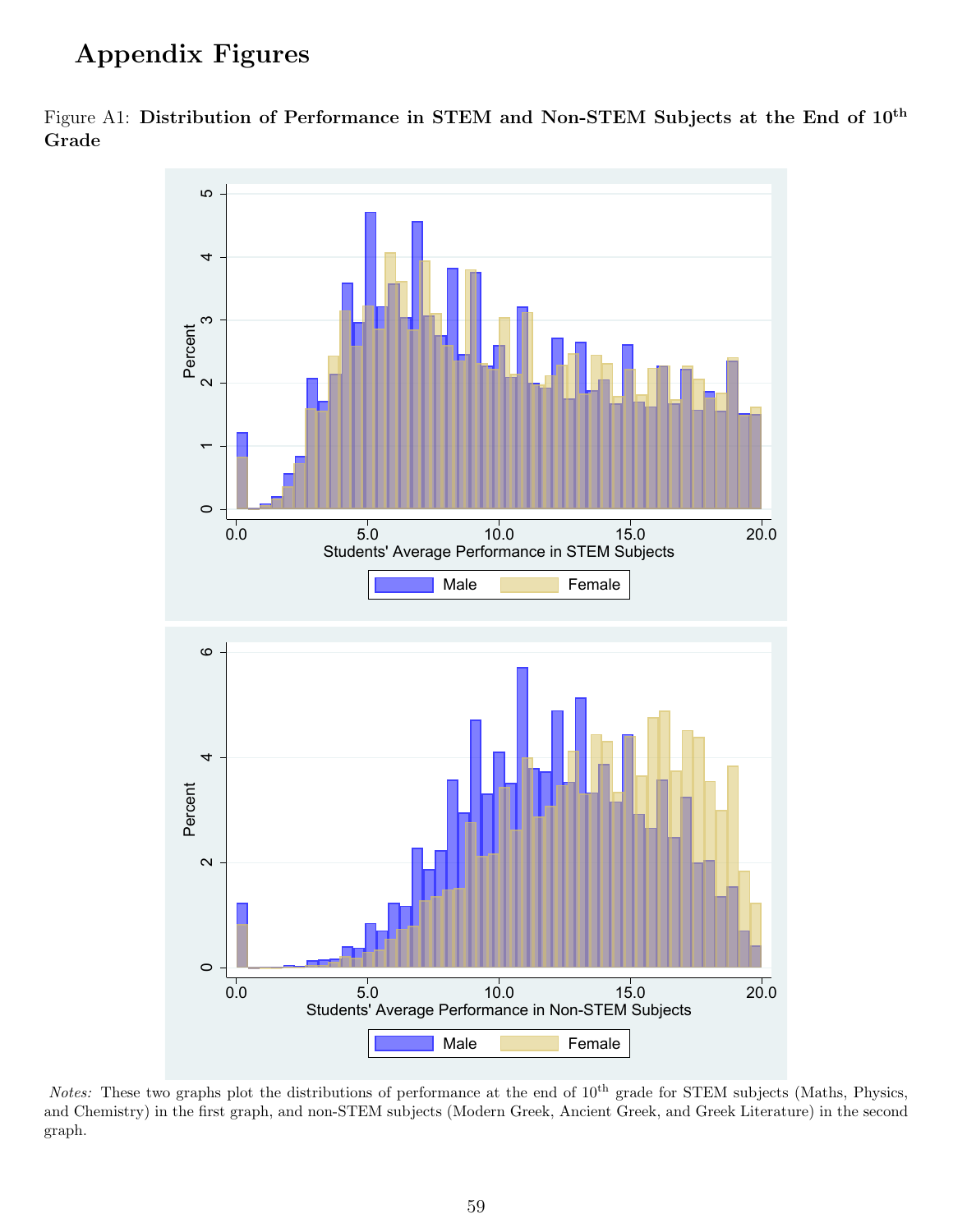# Appendix Figures

Figure A1: **Distribution of Performance in STEM and Non-STEM Subjects at the End of 10th Grade**

*Notes:* These two graphs plot the distributions of performance at the end of 10th grade for STEM subjects (Maths, Physics, and Chemistry) in the first graph, and non-STEM subjects (Modern Greek, Ancient Greek, and Greek Literature) in the second graph.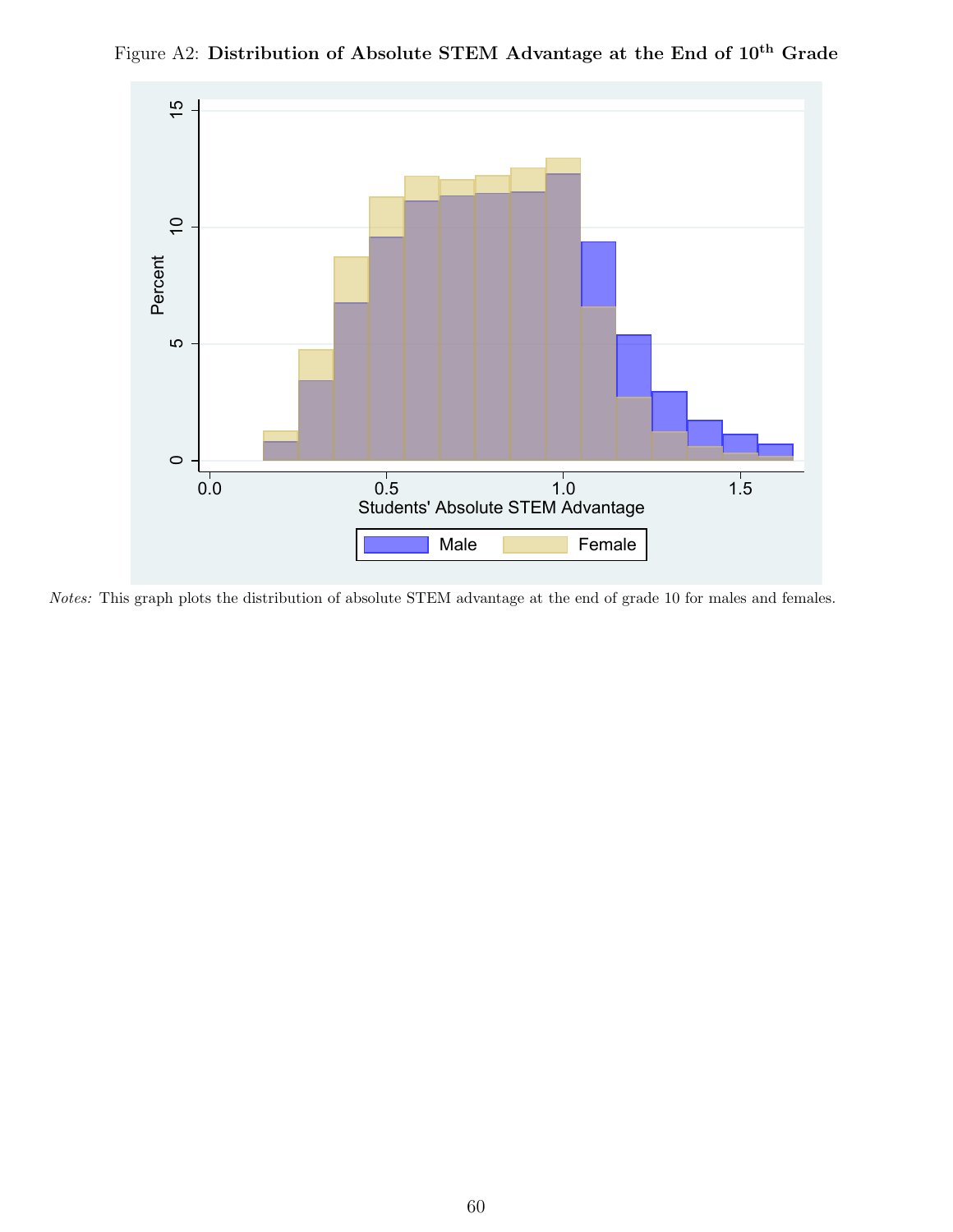Figure A2: **Distribution of Absolute STEM Advantage at the End of 10$^{th}$ Grade**

*Notes:* This graph plots the distribution of absolute STEM advantage at the end of grade 10 for males and females.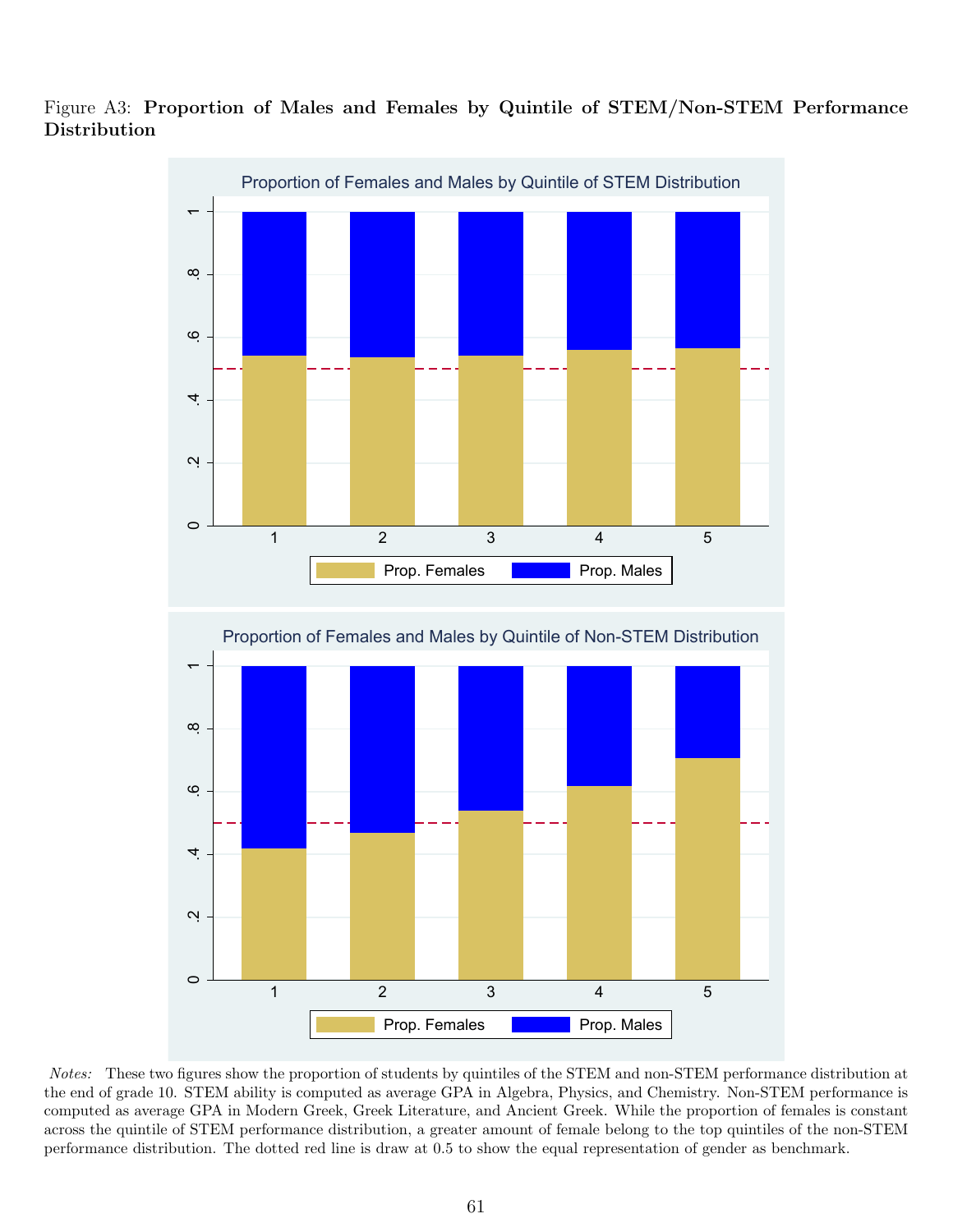Figure A3: **Proportion of Males and Females by Quintile of STEM/Non-STEM Performance Distribution**

*Notes:* These two figures show the proportion of students by quintiles of the STEM and non-STEM performance distribution at the end of grade 10. STEM ability is computed as average GPA in Algebra, Physics, and Chemistry. Non-STEM performance is computed as average GPA in Modern Greek, Greek Literature, and Ancient Greek. While the proportion of females is constant across the quintile of STEM performance distribution, a greater amount of female belong to the top quintiles of the non-STEM performance distribution. The dotted red line is draw at 0.5 to show the equal representation of gender as benchmark.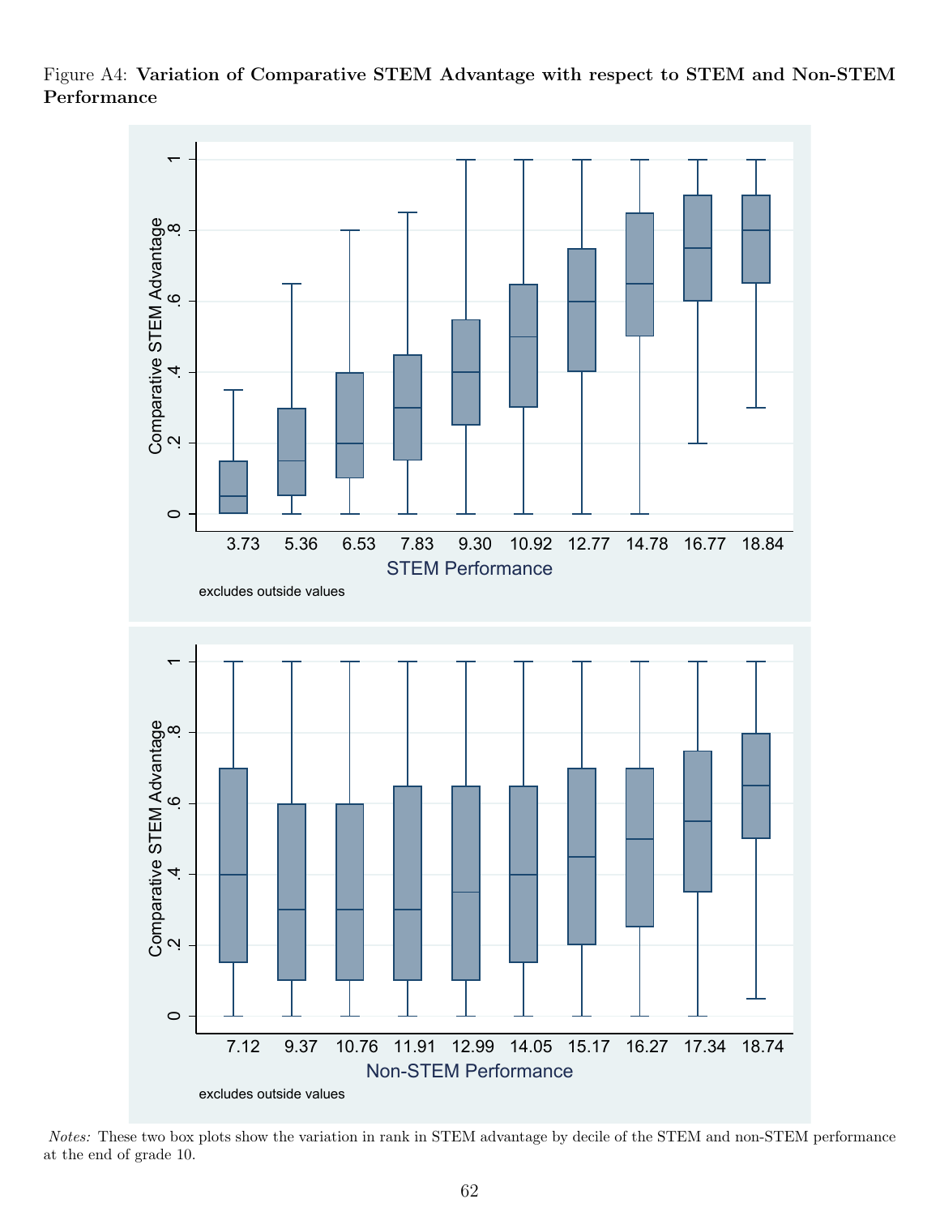Figure A4: **Variation of Comparative STEM Advantage with respect to STEM and Non-STEM Performance**

*Notes:* These two box plots show the variation in rank in STEM advantage by decile of the STEM and non-STEM performance at the end of grade 10.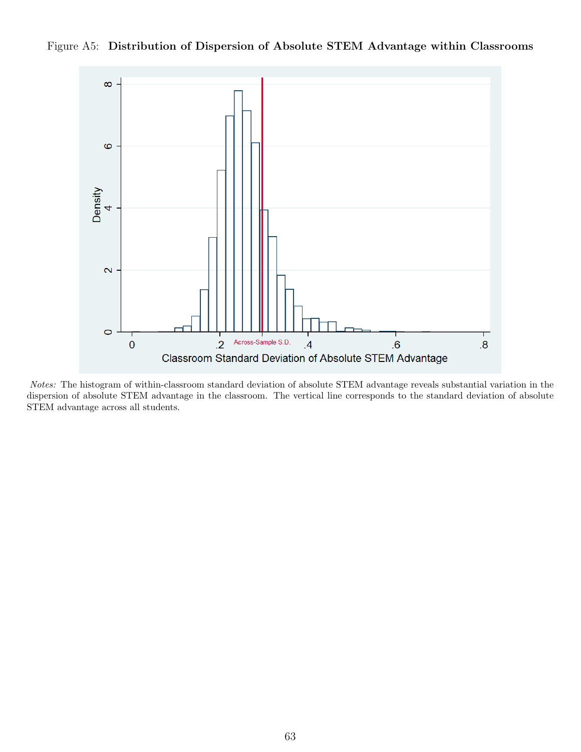Figure A5: **Distribution of Dispersion of Absolute STEM Advantage within Classrooms**

*Notes:* The histogram of within-classroom standard deviation of absolute STEM advantage reveals substantial variation in the dispersion of absolute STEM advantage in the classroom. The vertical line corresponds to the standard deviation of absolute STEM advantage across all students.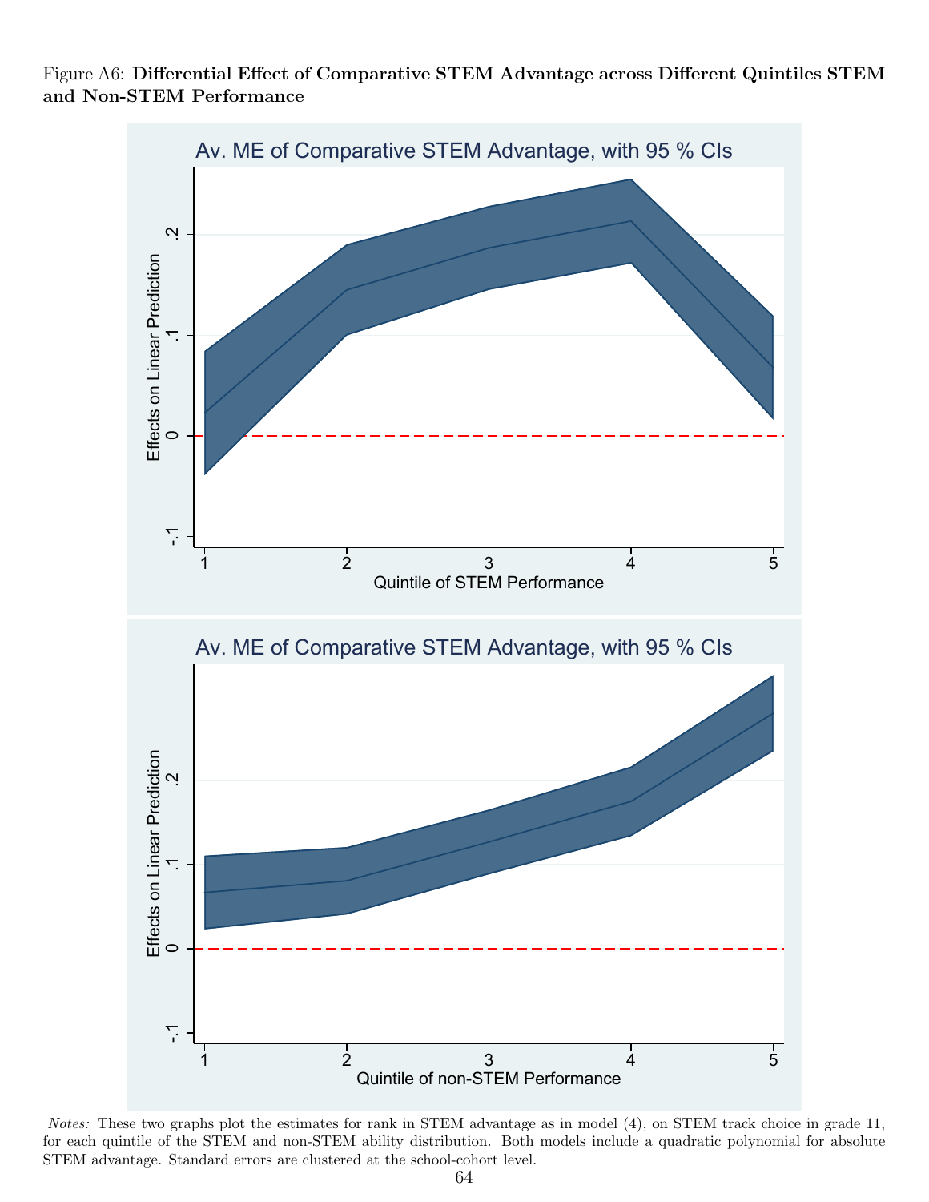Figure A6: **Differential Effect of Comparative STEM Advantage across Different Quintiles STEM and Non-STEM Performance**

*Notes:* These two graphs plot the estimates for rank in STEM advantage as in model (4), on STEM track choice in grade 11, for each quintile of the STEM and non-STEM ability distribution. Both models include a quadratic polynomial for absolute STEM advantage. Standard errors are clustered at the school-cohort level.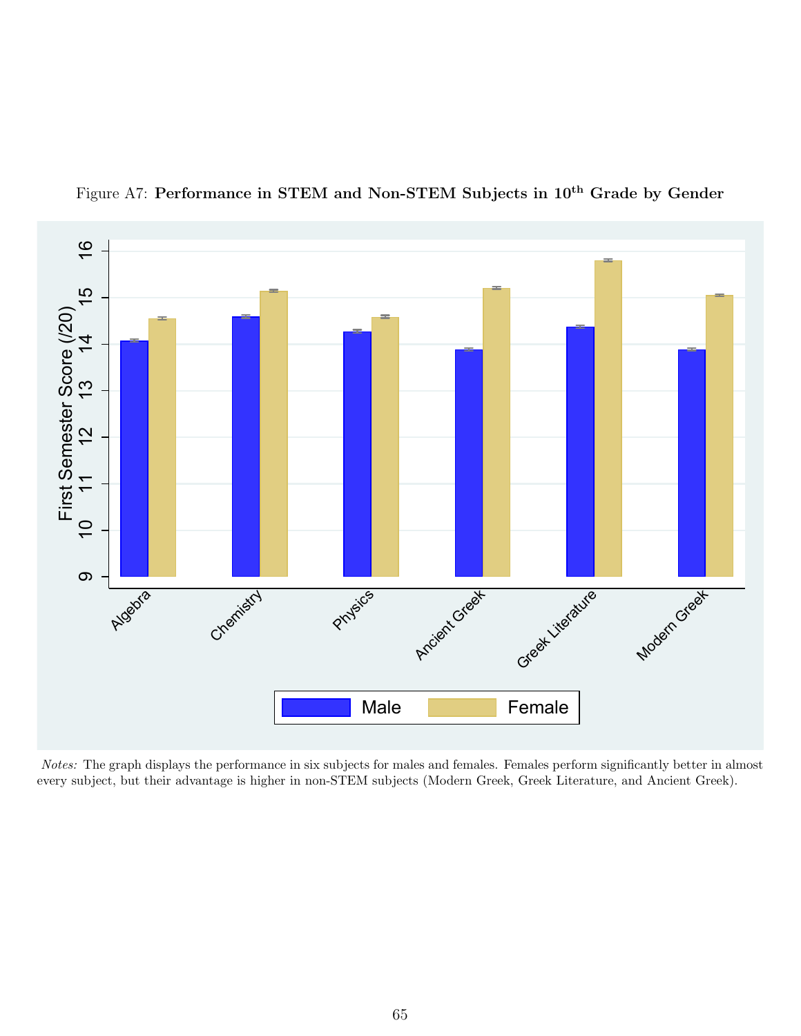Figure A7: **Performance in STEM and Non-STEM Subjects in 10$^{th}$ Grade by Gender**

First Semester Score (/20)

9
10
11
12
13
14
15
16

Algebra
Chemistry
Physics
Ancient Greek
Greek Literature
Modern Greek

Male
Female

*Notes:* The graph displays the performance in six subjects for males and females. Females perform significantly better in almost every subject, but their advantage is higher in non-STEM subjects (Modern Greek, Greek Literature, and Ancient Greek).